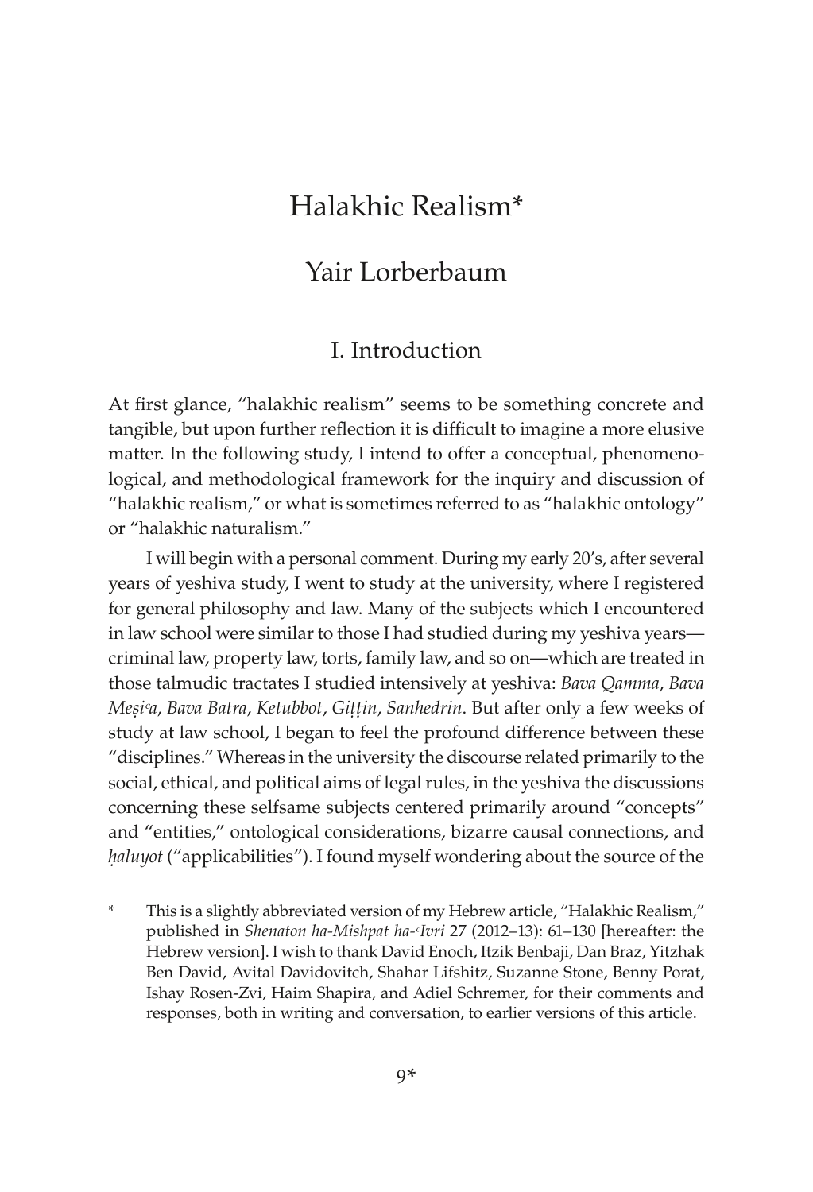# Halakhic Realism*

## Yair Lorberbaum

### I. Introduction

At first glance, "halakhic realism" seems to be something concrete and tangible, but upon further reflection it is difficult to imagine a more elusive matter. In the following study, I intend to offer a conceptual, phenomenological, and methodological framework for the inquiry and discussion of "halakhic realism," or what is sometimes referred to as "halakhic ontology" or "halakhic naturalism."

I will begin with a personal comment. During my early 20's, after several years of yeshiva study, I went to study at the university, where I registered for general philosophy and law. Many of the subjects which I encountered in law school were similar to those I had studied during my yeshiva years—criminal law, property law, torts, family law, and so on—which are treated in those talmudic tractates I studied intensively at yeshiva: *Bava Qamma*, *Bava Meṣiʿa*, *Bava Batra*, *Ketubbot*, *Giṭṭin*, *Sanhedrin*. But after only a few weeks of study at law school, I began to feel the profound difference between these "disciplines." Whereas in the university the discourse related primarily to the social, ethical, and political aims of legal rules, in the yeshiva the discussions concerning these selfsame subjects centered primarily around "concepts" and "entities," ontological considerations, bizarre causal connections, and *ḥaluyot* ("applicabilities"). I found myself wondering about the source of the

\* This is a slightly abbreviated version of my Hebrew article, "Halakhic Realism," published in *Shenaton ha-Mishpat ha-ʿIvri* 27 (2012–13): 61–130 [hereafter: the Hebrew version]. I wish to thank David Enoch, Itzik Benbaji, Dan Braz, Yitzhak Ben David, Avital Davidovitch, Shahar Lifshitz, Suzanne Stone, Benny Porat, Ishay Rosen-Zvi, Haim Shapira, and Adiel Schremer, for their comments and responses, both in writing and conversation, to earlier versions of this article.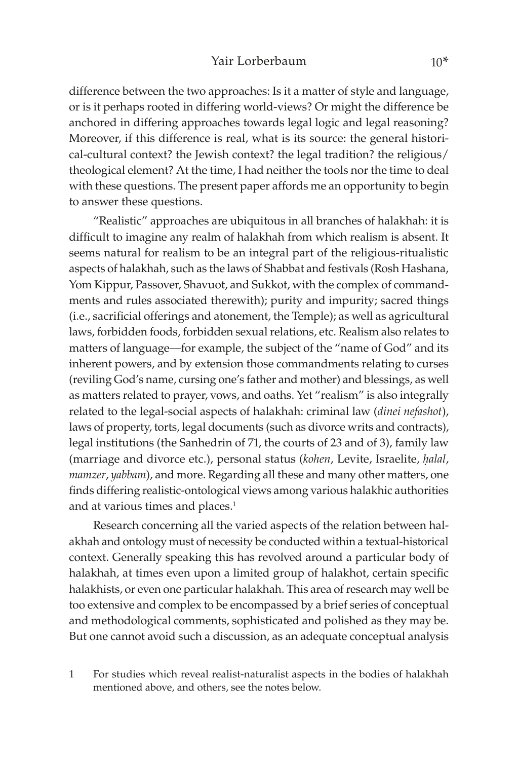difference between the two approaches: Is it a matter of style and language, or is it perhaps rooted in differing world-views? Or might the difference be anchored in differing approaches towards legal logic and legal reasoning? Moreover, if this difference is real, what is its source: the general historical-cultural context? the Jewish context? the legal tradition? the religious/theological element? At the time, I had neither the tools nor the time to deal with these questions. The present paper affords me an opportunity to begin to answer these questions.

"Realistic" approaches are ubiquitous in all branches of halakhah: it is difficult to imagine any realm of halakhah from which realism is absent. It seems natural for realism to be an integral part of the religious-ritualistic aspects of halakhah, such as the laws of Shabbat and festivals (Rosh Hashana, Yom Kippur, Passover, Shavuot, and Sukkot, with the complex of commandments and rules associated therewith); purity and impurity; sacred things (i.e., sacrificial offerings and atonement, the Temple); as well as agricultural laws, forbidden foods, forbidden sexual relations, etc. Realism also relates to matters of language—for example, the subject of the "name of God" and its inherent powers, and by extension those commandments relating to curses (reviling God's name, cursing one's father and mother) and blessings, as well as matters related to prayer, vows, and oaths. Yet "realism" is also integrally related to the legal-social aspects of halakhah: criminal law (*dinei nefashot*), laws of property, torts, legal documents (such as divorce writs and contracts), legal institutions (the Sanhedrin of 71, the courts of 23 and of 3), family law (marriage and divorce etc.), personal status (*kohen*, Levite, Israelite, *ḥalal*, *mamzer*, *yabbam*), and more. Regarding all these and many other matters, one finds differing realistic-ontological views among various halakhic authorities and at various times and places.[1]

Research concerning all the varied aspects of the relation between halakhah and ontology must of necessity be conducted within a textual-historical context. Generally speaking this has revolved around a particular body of halakhah, at times even upon a limited group of halakhot, certain specific halakhists, or even one particular halakhah. This area of research may well be too extensive and complex to be encompassed by a brief series of conceptual and methodological comments, sophisticated and polished as they may be. But one cannot avoid such a discussion, as an adequate conceptual analysis

1 For studies which reveal realist-naturalist aspects in the bodies of halakhah mentioned above, and others, see the notes below.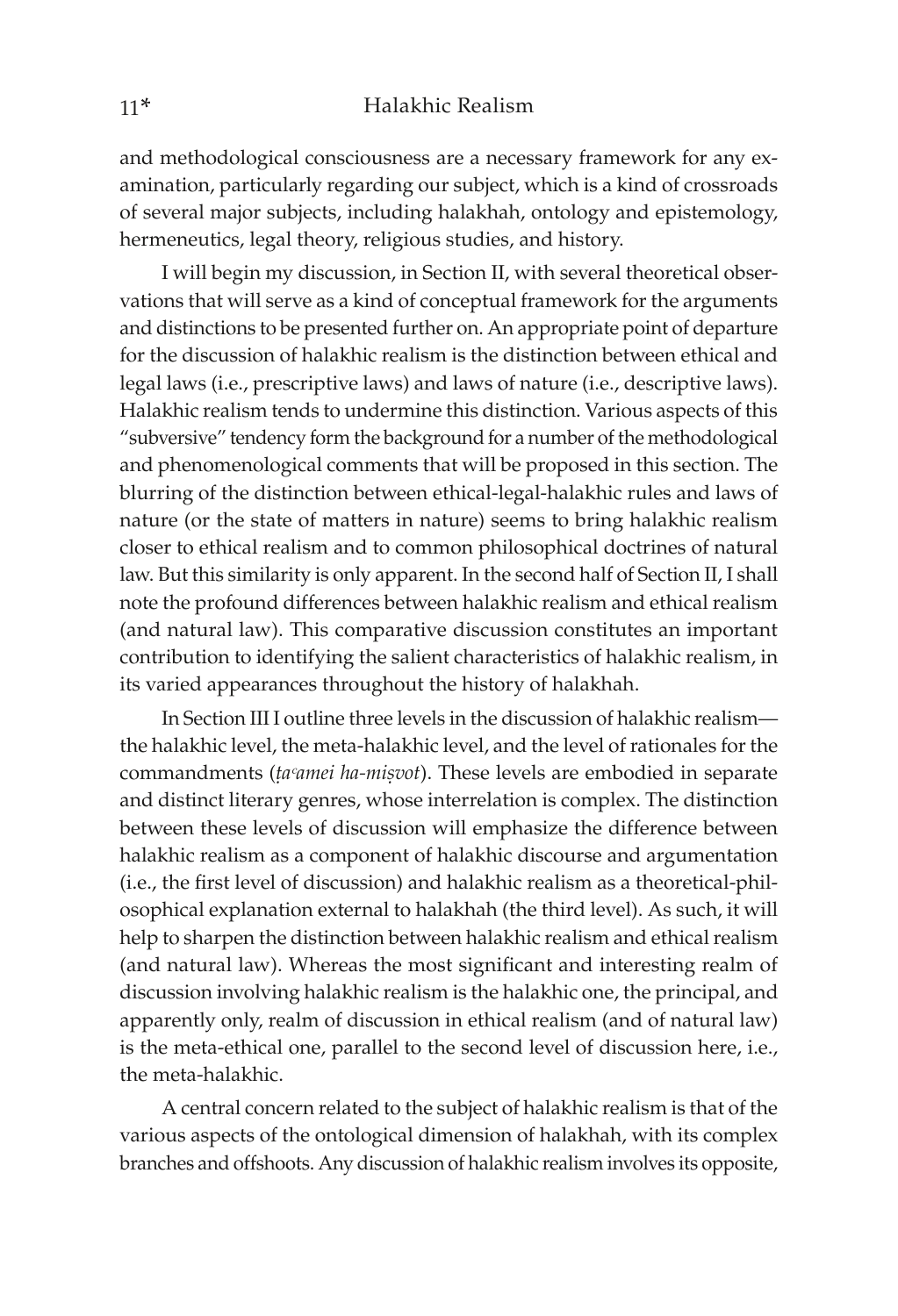and methodological consciousness are a necessary framework for any examination, particularly regarding our subject, which is a kind of crossroads of several major subjects, including halakhah, ontology and epistemology, hermeneutics, legal theory, religious studies, and history.

I will begin my discussion, in Section II, with several theoretical observations that will serve as a kind of conceptual framework for the arguments and distinctions to be presented further on. An appropriate point of departure for the discussion of halakhic realism is the distinction between ethical and legal laws (i.e., prescriptive laws) and laws of nature (i.e., descriptive laws). Halakhic realism tends to undermine this distinction. Various aspects of this "subversive" tendency form the background for a number of the methodological and phenomenological comments that will be proposed in this section. The blurring of the distinction between ethical-legal-halakhic rules and laws of nature (or the state of matters in nature) seems to bring halakhic realism closer to ethical realism and to common philosophical doctrines of natural law. But this similarity is only apparent. In the second half of Section II, I shall note the profound differences between halakhic realism and ethical realism (and natural law). This comparative discussion constitutes an important contribution to identifying the salient characteristics of halakhic realism, in its varied appearances throughout the history of halakhah.

In Section III I outline three levels in the discussion of halakhic realism—the halakhic level, the meta-halakhic level, and the level of rationales for the commandments (*ṭaʿamei ha-miṣvot*). These levels are embodied in separate and distinct literary genres, whose interrelation is complex. The distinction between these levels of discussion will emphasize the difference between halakhic realism as a component of halakhic discourse and argumentation (i.e., the first level of discussion) and halakhic realism as a theoretical-philosophical explanation external to halakhah (the third level). As such, it will help to sharpen the distinction between halakhic realism and ethical realism (and natural law). Whereas the most significant and interesting realm of discussion involving halakhic realism is the halakhic one, the principal, and apparently only, realm of discussion in ethical realism (and of natural law) is the meta-ethical one, parallel to the second level of discussion here, i.e., the meta-halakhic.

A central concern related to the subject of halakhic realism is that of the various aspects of the ontological dimension of halakhah, with its complex branches and offshoots. Any discussion of halakhic realism involves its opposite,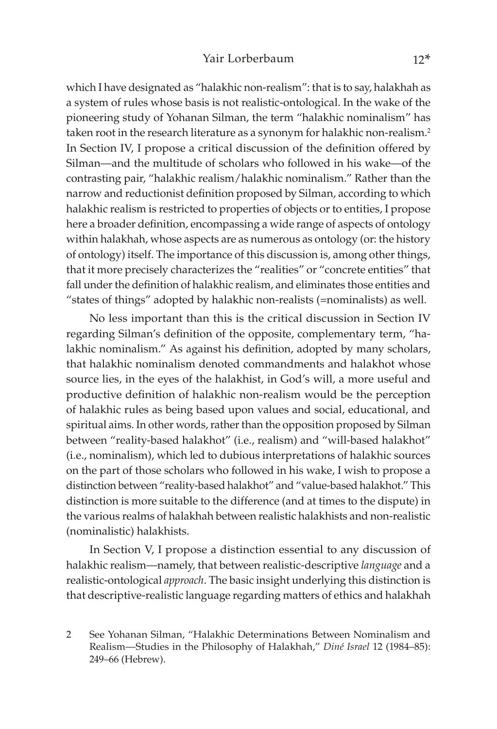which I have designated as "halakhic non-realism": that is to say, halakhah as a system of rules whose basis is not realistic-ontological. In the wake of the pioneering study of Yohanan Silman, the term "halakhic nominalism" has taken root in the research literature as a synonym for halakhic non-realism.[2] In Section IV, I propose a critical discussion of the definition offered by Silman—and the multitude of scholars who followed in his wake—of the contrasting pair, "halakhic realism/halakhic nominalism." Rather than the narrow and reductionist definition proposed by Silman, according to which halakhic realism is restricted to properties of objects or to entities, I propose here a broader definition, encompassing a wide range of aspects of ontology within halakhah, whose aspects are as numerous as ontology (or: the history of ontology) itself. The importance of this discussion is, among other things, that it more precisely characterizes the "realities" or "concrete entities" that fall under the definition of halakhic realism, and eliminates those entities and "states of things" adopted by halakhic non-realists (=nominalists) as well.

No less important than this is the critical discussion in Section IV regarding Silman's definition of the opposite, complementary term, "halakhic nominalism." As against his definition, adopted by many scholars, that halakhic nominalism denoted commandments and halakhot whose source lies, in the eyes of the halakhist, in God's will, a more useful and productive definition of halakhic non-realism would be the perception of halakhic rules as being based upon values and social, educational, and spiritual aims. In other words, rather than the opposition proposed by Silman between "reality-based halakhot" (i.e., realism) and "will-based halakhot" (i.e., nominalism), which led to dubious interpretations of halakhic sources on the part of those scholars who followed in his wake, I wish to propose a distinction between "reality-based halakhot" and "value-based halakhot." This distinction is more suitable to the difference (and at times to the dispute) in the various realms of halakhah between realistic halakhists and non-realistic (nominalistic) halakhists.

In Section V, I propose a distinction essential to any discussion of halakhic realism—namely, that between realistic-descriptive *language* and a realistic-ontological *approach*. The basic insight underlying this distinction is that descriptive-realistic language regarding matters of ethics and halakhah

2 See Yohanan Silman, "Halakhic Determinations Between Nominalism and Realism—Studies in the Philosophy of Halakhah," *Diné Israel* 12 (1984–85): 249–66 (Hebrew).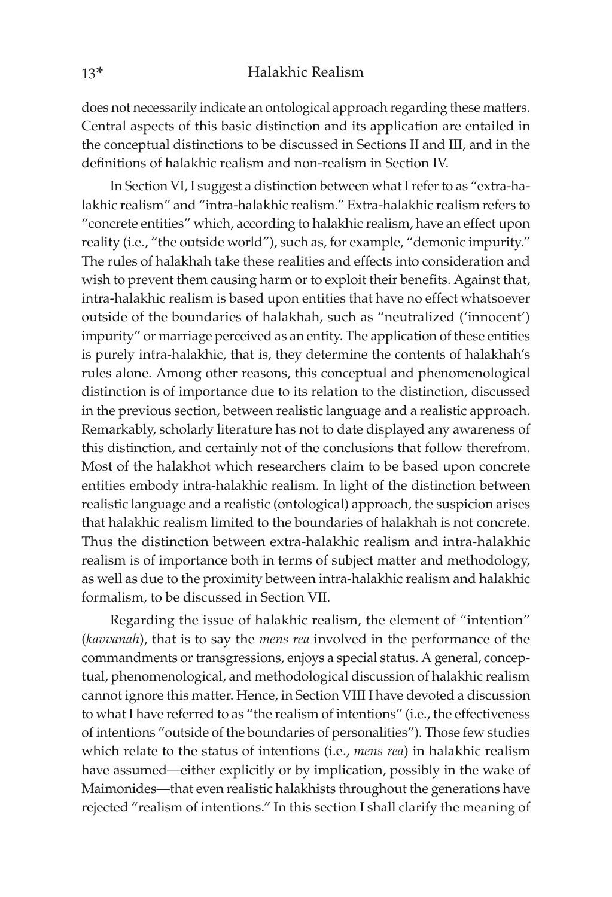does not necessarily indicate an ontological approach regarding these matters. Central aspects of this basic distinction and its application are entailed in the conceptual distinctions to be discussed in Sections II and III, and in the definitions of halakhic realism and non-realism in Section IV.

In Section VI, I suggest a distinction between what I refer to as "extra-halakhic realism" and "intra-halakhic realism." Extra-halakhic realism refers to "concrete entities" which, according to halakhic realism, have an effect upon reality (i.e., "the outside world"), such as, for example, "demonic impurity." The rules of halakhah take these realities and effects into consideration and wish to prevent them causing harm or to exploit their benefits. Against that, intra-halakhic realism is based upon entities that have no effect whatsoever outside of the boundaries of halakhah, such as "neutralized ('innocent') impurity" or marriage perceived as an entity. The application of these entities is purely intra-halakhic, that is, they determine the contents of halakhah's rules alone. Among other reasons, this conceptual and phenomenological distinction is of importance due to its relation to the distinction, discussed in the previous section, between realistic language and a realistic approach. Remarkably, scholarly literature has not to date displayed any awareness of this distinction, and certainly not of the conclusions that follow therefrom. Most of the halakhot which researchers claim to be based upon concrete entities embody intra-halakhic realism. In light of the distinction between realistic language and a realistic (ontological) approach, the suspicion arises that halakhic realism limited to the boundaries of halakhah is not concrete. Thus the distinction between extra-halakhic realism and intra-halakhic realism is of importance both in terms of subject matter and methodology, as well as due to the proximity between intra-halakhic realism and halakhic formalism, to be discussed in Section VII.

Regarding the issue of halakhic realism, the element of "intention" (*kavvanah*), that is to say the *mens rea* involved in the performance of the commandments or transgressions, enjoys a special status. A general, conceptual, phenomenological, and methodological discussion of halakhic realism cannot ignore this matter. Hence, in Section VIII I have devoted a discussion to what I have referred to as "the realism of intentions" (i.e., the effectiveness of intentions "outside of the boundaries of personalities"). Those few studies which relate to the status of intentions (i.e., *mens rea*) in halakhic realism have assumed—either explicitly or by implication, possibly in the wake of Maimonides—that even realistic halakhists throughout the generations have rejected "realism of intentions." In this section I shall clarify the meaning of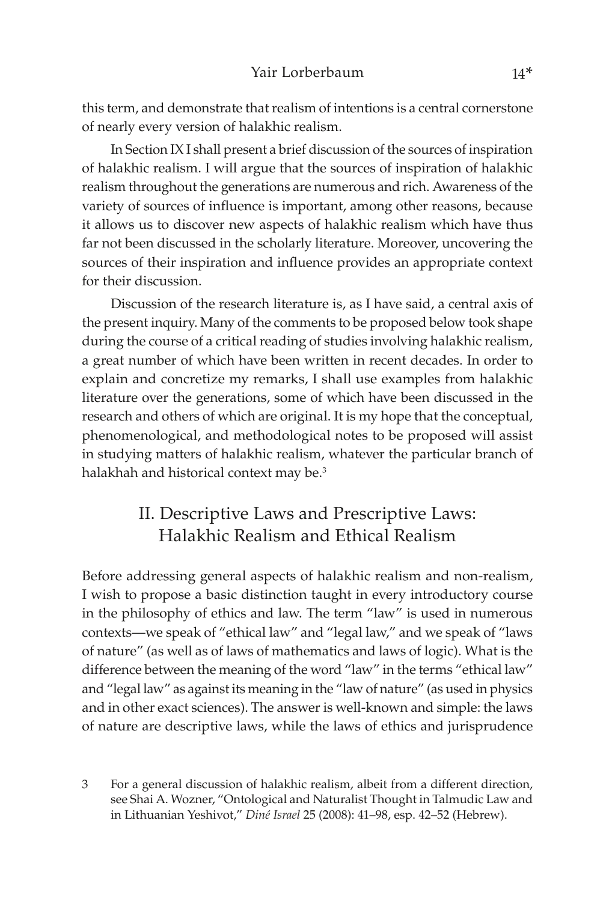this term, and demonstrate that realism of intentions is a central cornerstone of nearly every version of halakhic realism.

In Section IX I shall present a brief discussion of the sources of inspiration of halakhic realism. I will argue that the sources of inspiration of halakhic realism throughout the generations are numerous and rich. Awareness of the variety of sources of influence is important, among other reasons, because it allows us to discover new aspects of halakhic realism which have thus far not been discussed in the scholarly literature. Moreover, uncovering the sources of their inspiration and influence provides an appropriate context for their discussion.

Discussion of the research literature is, as I have said, a central axis of the present inquiry. Many of the comments to be proposed below took shape during the course of a critical reading of studies involving halakhic realism, a great number of which have been written in recent decades. In order to explain and concretize my remarks, I shall use examples from halakhic literature over the generations, some of which have been discussed in the research and others of which are original. It is my hope that the conceptual, phenomenological, and methodological notes to be proposed will assist in studying matters of halakhic realism, whatever the particular branch of halakhah and historical context may be.[3]

## II. Descriptive Laws and Prescriptive Laws: Halakhic Realism and Ethical Realism

Before addressing general aspects of halakhic realism and non-realism, I wish to propose a basic distinction taught in every introductory course in the philosophy of ethics and law. The term "law" is used in numerous contexts—we speak of "ethical law" and "legal law," and we speak of "laws of nature" (as well as of laws of mathematics and laws of logic). What is the difference between the meaning of the word "law" in the terms "ethical law" and "legal law" as against its meaning in the "law of nature" (as used in physics and in other exact sciences). The answer is well-known and simple: the laws of nature are descriptive laws, while the laws of ethics and jurisprudence

3 For a general discussion of halakhic realism, albeit from a different direction, see Shai A. Wozner, "Ontological and Naturalist Thought in Talmudic Law and in Lithuanian Yeshivot," *Diné Israel* 25 (2008): 41–98, esp. 42–52 (Hebrew).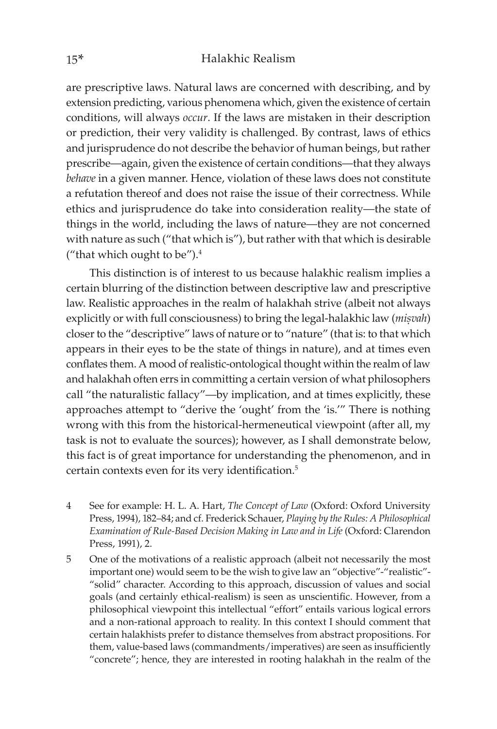are prescriptive laws. Natural laws are concerned with describing, and by extension predicting, various phenomena which, given the existence of certain conditions, will always *occur*. If the laws are mistaken in their description or prediction, their very validity is challenged. By contrast, laws of ethics and jurisprudence do not describe the behavior of human beings, but rather prescribe—again, given the existence of certain conditions—that they always *behave* in a given manner. Hence, violation of these laws does not constitute a refutation thereof and does not raise the issue of their correctness. While ethics and jurisprudence do take into consideration reality—the state of things in the world, including the laws of nature—they are not concerned with nature as such ("that which is"), but rather with that which is desirable ("that which ought to be").[4]

This distinction is of interest to us because halakhic realism implies a certain blurring of the distinction between descriptive law and prescriptive law. Realistic approaches in the realm of halakhah strive (albeit not always explicitly or with full consciousness) to bring the legal-halakhic law (*miṣvah*) closer to the "descriptive" laws of nature or to "nature" (that is: to that which appears in their eyes to be the state of things in nature), and at times even conflates them. A mood of realistic-ontological thought within the realm of law and halakhah often errs in committing a certain version of what philosophers call "the naturalistic fallacy"—by implication, and at times explicitly, these approaches attempt to "derive the 'ought' from the 'is.'" There is nothing wrong with this from the historical-hermeneutical viewpoint (after all, my task is not to evaluate the sources); however, as I shall demonstrate below, this fact is of great importance for understanding the phenomenon, and in certain contexts even for its very identification.[5]

4 See for example: H. L. A. Hart, *The Concept of Law* (Oxford: Oxford University Press, 1994), 182–84; and cf. Frederick Schauer, *Playing by the Rules: A Philosophical Examination of Rule-Based Decision Making in Law and in Life* (Oxford: Clarendon Press, 1991), 2.

5 One of the motivations of a realistic approach (albeit not necessarily the most important one) would seem to be the wish to give law an "objective"-"realistic"-"solid" character. According to this approach, discussion of values and social goals (and certainly ethical-realism) is seen as unscientific. However, from a philosophical viewpoint this intellectual "effort" entails various logical errors and a non-rational approach to reality. In this context I should comment that certain halakhists prefer to distance themselves from abstract propositions. For them, value-based laws (commandments/imperatives) are seen as insufficiently "concrete"; hence, they are interested in rooting halakhah in the realm of the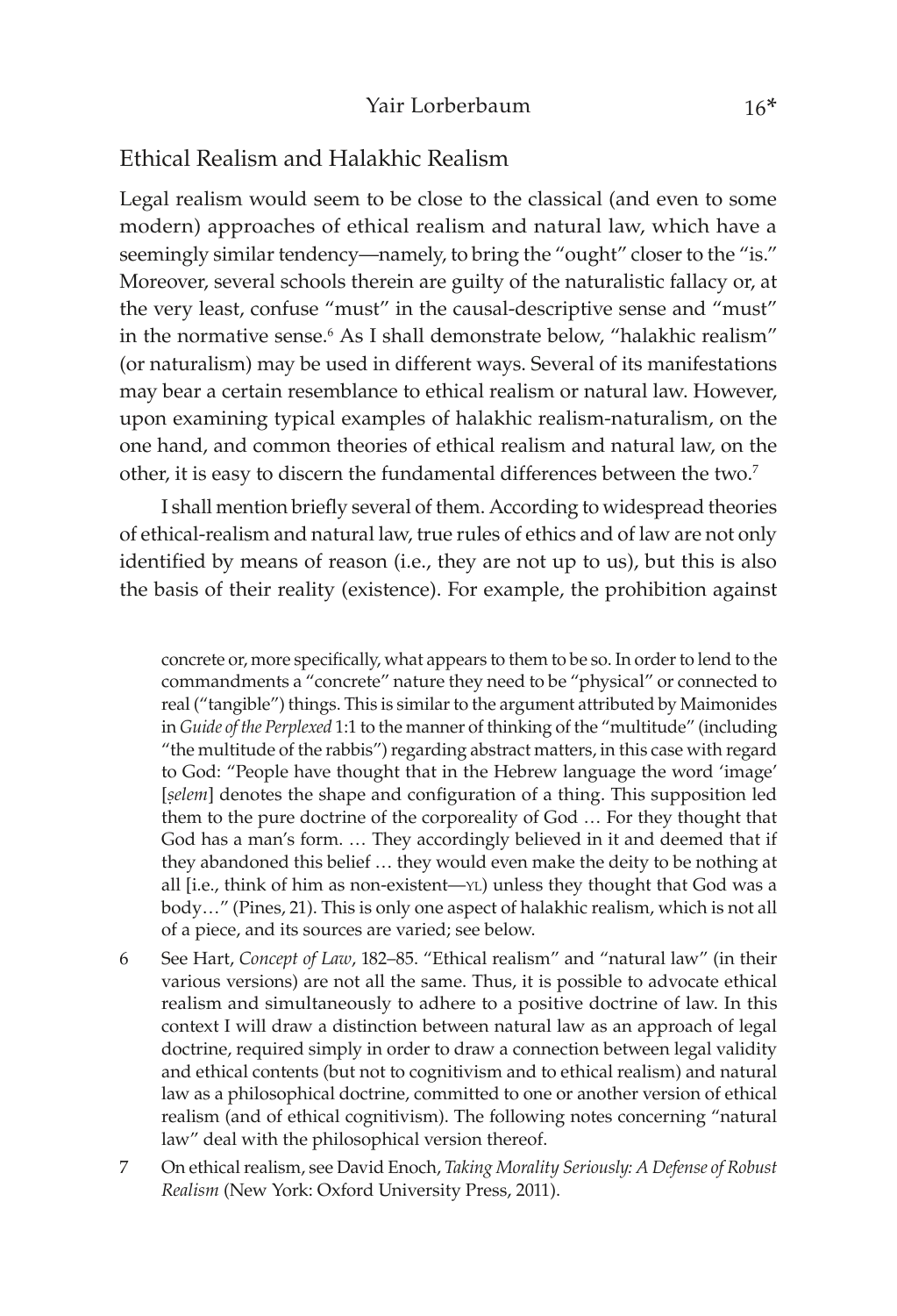## Ethical Realism and Halakhic Realism

Legal realism would seem to be close to the classical (and even to some modern) approaches of ethical realism and natural law, which have a seemingly similar tendency—namely, to bring the "ought" closer to the "is." Moreover, several schools therein are guilty of the naturalistic fallacy or, at the very least, confuse "must" in the causal-descriptive sense and "must" in the normative sense.[6] As I shall demonstrate below, "halakhic realism" (or naturalism) may be used in different ways. Several of its manifestations may bear a certain resemblance to ethical realism or natural law. However, upon examining typical examples of halakhic realism-naturalism, on the one hand, and common theories of ethical realism and natural law, on the other, it is easy to discern the fundamental differences between the two.[7]

I shall mention briefly several of them. According to widespread theories of ethical-realism and natural law, true rules of ethics and of law are not only identified by means of reason (i.e., they are not up to us), but this is also the basis of their reality (existence). For example, the prohibition against

concrete or, more specifically, what appears to them to be so. In order to lend to the commandments a "concrete" nature they need to be "physical" or connected to real ("tangible") things. This is similar to the argument attributed by Maimonides in *Guide of the Perplexed* 1:1 to the manner of thinking of the "multitude" (including "the multitude of the rabbis") regarding abstract matters, in this case with regard to God: "People have thought that in the Hebrew language the word 'image' [*ṣelem*] denotes the shape and configuration of a thing. This supposition led them to the pure doctrine of the corporeality of God … For they thought that God has a man's form. … They accordingly believed in it and deemed that if they abandoned this belief … they would even make the deity to be nothing at all [i.e., think of him as non-existent—YL) unless they thought that God was a body…" (Pines, 21). This is only one aspect of halakhic realism, which is not all of a piece, and its sources are varied; see below.

6 See Hart, *Concept of Law*, 182–85. "Ethical realism" and "natural law" (in their various versions) are not all the same. Thus, it is possible to advocate ethical realism and simultaneously to adhere to a positive doctrine of law. In this context I will draw a distinction between natural law as an approach of legal doctrine, required simply in order to draw a connection between legal validity and ethical contents (but not to cognitivism and to ethical realism) and natural law as a philosophical doctrine, committed to one or another version of ethical realism (and of ethical cognitivism). The following notes concerning "natural law" deal with the philosophical version thereof.

7 On ethical realism, see David Enoch, *Taking Morality Seriously: A Defense of Robust Realism* (New York: Oxford University Press, 2011).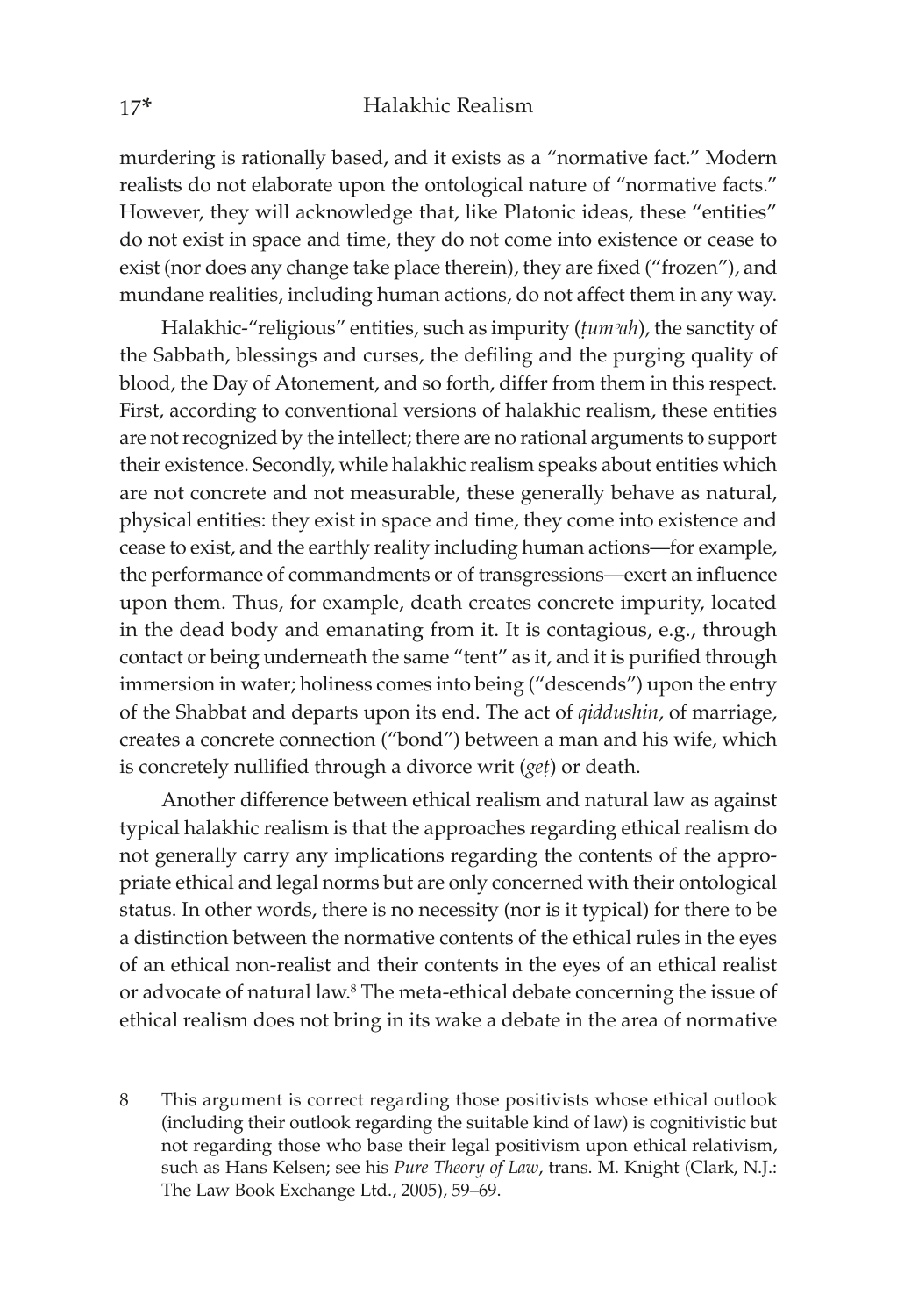murdering is rationally based, and it exists as a "normative fact." Modern realists do not elaborate upon the ontological nature of "normative facts." However, they will acknowledge that, like Platonic ideas, these "entities" do not exist in space and time, they do not come into existence or cease to exist (nor does any change take place therein), they are fixed ("frozen"), and mundane realities, including human actions, do not affect them in any way.

Halakhic-"religious" entities, such as impurity (*ṭumʾah*), the sanctity of the Sabbath, blessings and curses, the defiling and the purging quality of blood, the Day of Atonement, and so forth, differ from them in this respect. First, according to conventional versions of halakhic realism, these entities are not recognized by the intellect; there are no rational arguments to support their existence. Secondly, while halakhic realism speaks about entities which are not concrete and not measurable, these generally behave as natural, physical entities: they exist in space and time, they come into existence and cease to exist, and the earthly reality including human actions—for example, the performance of commandments or of transgressions—exert an influence upon them. Thus, for example, death creates concrete impurity, located in the dead body and emanating from it. It is contagious, e.g., through contact or being underneath the same "tent" as it, and it is purified through immersion in water; holiness comes into being ("descends") upon the entry of the Shabbat and departs upon its end. The act of *qiddushin*, of marriage, creates a concrete connection ("bond") between a man and his wife, which is concretely nullified through a divorce writ (*geṭ*) or death.

Another difference between ethical realism and natural law as against typical halakhic realism is that the approaches regarding ethical realism do not generally carry any implications regarding the contents of the appropriate ethical and legal norms but are only concerned with their ontological status. In other words, there is no necessity (nor is it typical) for there to be a distinction between the normative contents of the ethical rules in the eyes of an ethical non-realist and their contents in the eyes of an ethical realist or advocate of natural law.[8] The meta-ethical debate concerning the issue of ethical realism does not bring in its wake a debate in the area of normative

8 This argument is correct regarding those positivists whose ethical outlook (including their outlook regarding the suitable kind of law) is cognitivistic but not regarding those who base their legal positivism upon ethical relativism, such as Hans Kelsen; see his *Pure Theory of Law*, trans. M. Knight (Clark, N.J.: The Law Book Exchange Ltd., 2005), 59–69.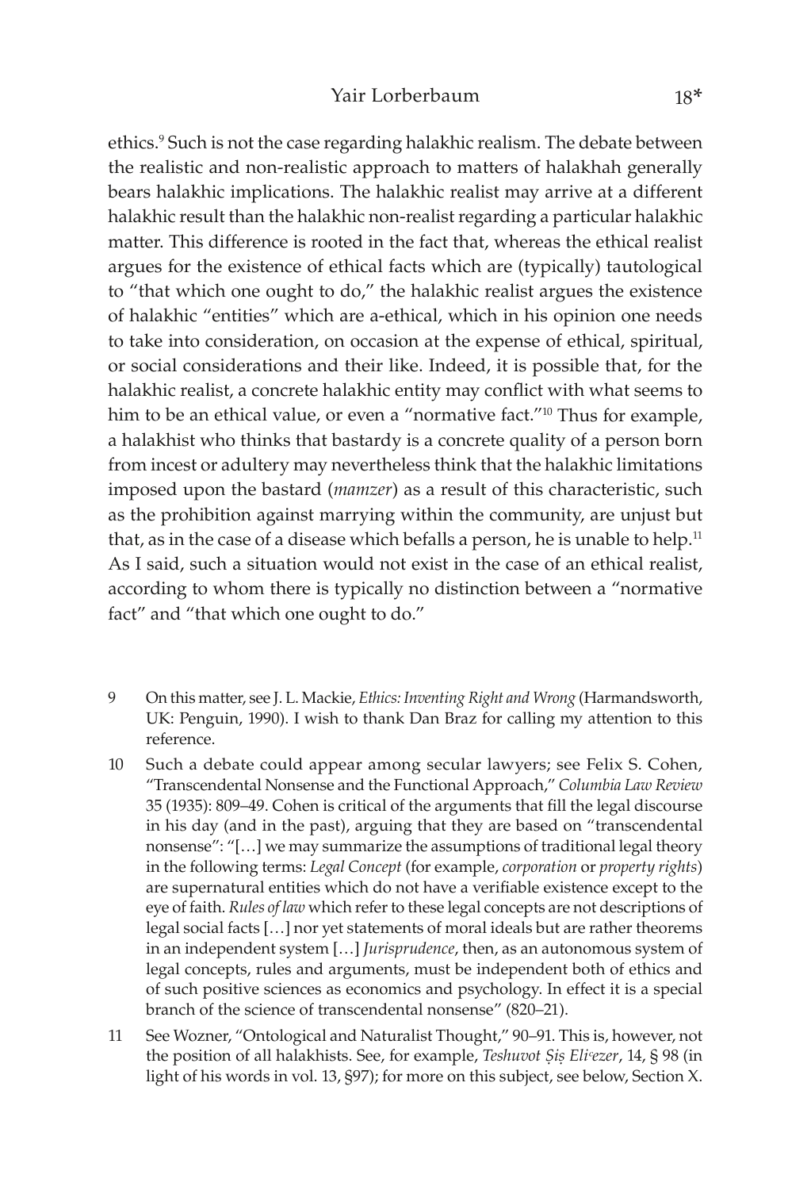ethics.[9] Such is not the case regarding halakhic realism. The debate between the realistic and non-realistic approach to matters of halakhah generally bears halakhic implications. The halakhic realist may arrive at a different halakhic result than the halakhic non-realist regarding a particular halakhic matter. This difference is rooted in the fact that, whereas the ethical realist argues for the existence of ethical facts which are (typically) tautological to "that which one ought to do," the halakhic realist argues the existence of halakhic "entities" which are a-ethical, which in his opinion one needs to take into consideration, on occasion at the expense of ethical, spiritual, or social considerations and their like. Indeed, it is possible that, for the halakhic realist, a concrete halakhic entity may conflict with what seems to him to be an ethical value, or even a "normative fact."[10] Thus for example, a halakhist who thinks that bastardy is a concrete quality of a person born from incest or adultery may nevertheless think that the halakhic limitations imposed upon the bastard (*mamzer*) as a result of this characteristic, such as the prohibition against marrying within the community, are unjust but that, as in the case of a disease which befalls a person, he is unable to help.[11] As I said, such a situation would not exist in the case of an ethical realist, according to whom there is typically no distinction between a "normative fact" and "that which one ought to do."

9 On this matter, see J. L. Mackie, *Ethics: Inventing Right and Wrong* (Harmandsworth, UK: Penguin, 1990). I wish to thank Dan Braz for calling my attention to this reference.

10 Such a debate could appear among secular lawyers; see Felix S. Cohen, "Transcendental Nonsense and the Functional Approach," *Columbia Law Review* 35 (1935): 809–49. Cohen is critical of the arguments that fill the legal discourse in his day (and in the past), arguing that they are based on "transcendental nonsense": "[…] we may summarize the assumptions of traditional legal theory in the following terms: *Legal Concept* (for example, *corporation* or *property rights*) are supernatural entities which do not have a verifiable existence except to the eye of faith. *Rules of law* which refer to these legal concepts are not descriptions of legal social facts […] nor yet statements of moral ideals but are rather theorems in an independent system […] *Jurisprudence*, then, as an autonomous system of legal concepts, rules and arguments, must be independent both of ethics and of such positive sciences as economics and psychology. In effect it is a special branch of the science of transcendental nonsense" (820–21).

11 See Wozner, "Ontological and Naturalist Thought," 90–91. This is, however, not the position of all halakhists. See, for example, *Teshuvot Ṣiṣ Eliʿezer*, 14, § 98 (in light of his words in vol. 13, §97); for more on this subject, see below, Section X.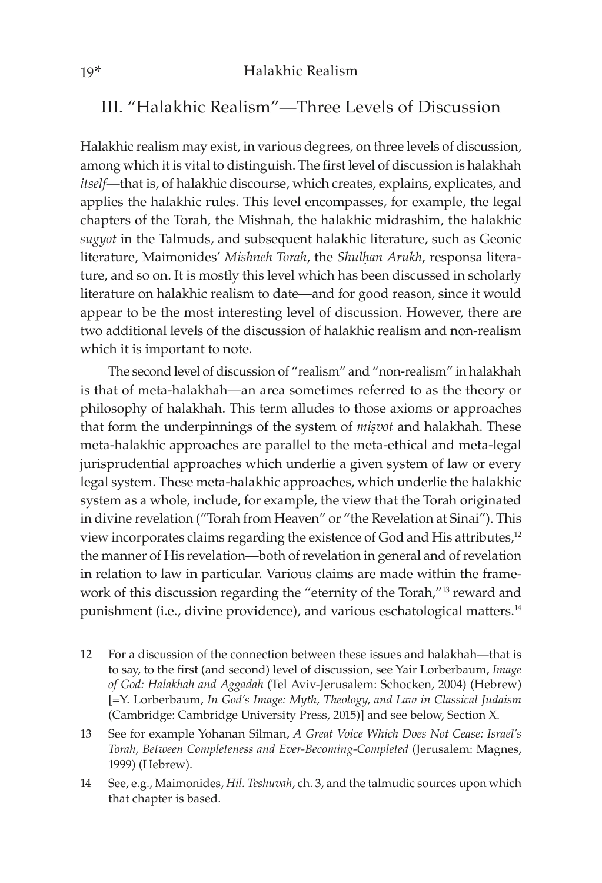## III. "Halakhic Realism"—Three Levels of Discussion

Halakhic realism may exist, in various degrees, on three levels of discussion, among which it is vital to distinguish. The first level of discussion is halakhah *itself*—that is, of halakhic discourse, which creates, explains, explicates, and applies the halakhic rules. This level encompasses, for example, the legal chapters of the Torah, the Mishnah, the halakhic midrashim, the halakhic *sugyot* in the Talmuds, and subsequent halakhic literature, such as Geonic literature, Maimonides' *Mishneh Torah*, the *Shulḥan Arukh*, responsa literature, and so on. It is mostly this level which has been discussed in scholarly literature on halakhic realism to date—and for good reason, since it would appear to be the most interesting level of discussion. However, there are two additional levels of the discussion of halakhic realism and non-realism which it is important to note.

The second level of discussion of "realism" and "non-realism" in halakhah is that of meta-halakhah—an area sometimes referred to as the theory or philosophy of halakhah. This term alludes to those axioms or approaches that form the underpinnings of the system of *miṣvot* and halakhah. These meta-halakhic approaches are parallel to the meta-ethical and meta-legal jurisprudential approaches which underlie a given system of law or every legal system. These meta-halakhic approaches, which underlie the halakhic system as a whole, include, for example, the view that the Torah originated in divine revelation ("Torah from Heaven" or "the Revelation at Sinai"). This view incorporates claims regarding the existence of God and His attributes,[12] the manner of His revelation—both of revelation in general and of revelation in relation to law in particular. Various claims are made within the framework of this discussion regarding the "eternity of the Torah,"[13] reward and punishment (i.e., divine providence), and various eschatological matters.[14]

12 For a discussion of the connection between these issues and halakhah—that is to say, to the first (and second) level of discussion, see Yair Lorberbaum, *Image of God: Halakhah and Aggadah* (Tel Aviv-Jerusalem: Schocken, 2004) (Hebrew) [=Y. Lorberbaum, *In God's Image: Myth, Theology, and Law in Classical Judaism* (Cambridge: Cambridge University Press, 2015)] and see below, Section X.

13 See for example Yohanan Silman, *A Great Voice Which Does Not Cease: Israel's Torah, Between Completeness and Ever-Becoming-Completed* (Jerusalem: Magnes, 1999) (Hebrew).

14 See, e.g., Maimonides, *Hil. Teshuvah*, ch. 3, and the talmudic sources upon which that chapter is based.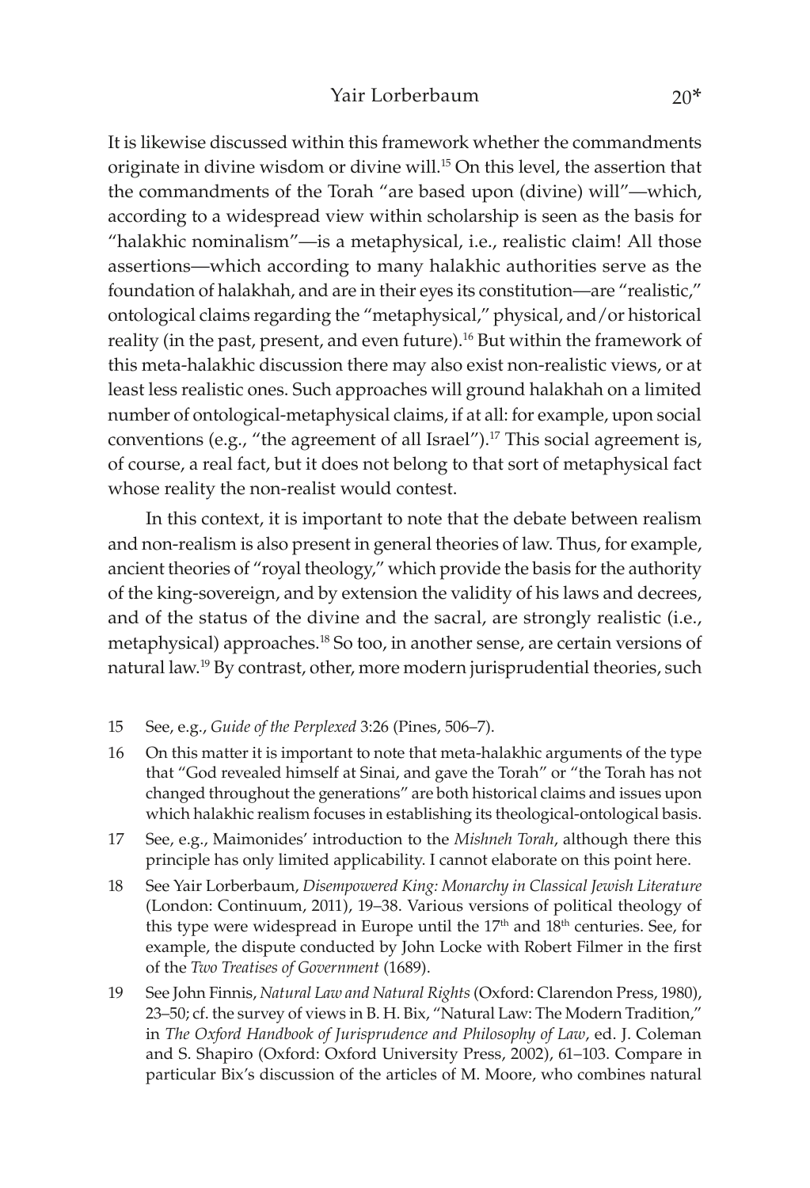It is likewise discussed within this framework whether the commandments originate in divine wisdom or divine will.[15] On this level, the assertion that the commandments of the Torah "are based upon (divine) will"—which, according to a widespread view within scholarship is seen as the basis for "halakhic nominalism"—is a metaphysical, i.e., realistic claim! All those assertions—which according to many halakhic authorities serve as the foundation of halakhah, and are in their eyes its constitution—are "realistic," ontological claims regarding the "metaphysical," physical, and/or historical reality (in the past, present, and even future).[16] But within the framework of this meta-halakhic discussion there may also exist non-realistic views, or at least less realistic ones. Such approaches will ground halakhah on a limited number of ontological-metaphysical claims, if at all: for example, upon social conventions (e.g., "the agreement of all Israel").[17] This social agreement is, of course, a real fact, but it does not belong to that sort of metaphysical fact whose reality the non-realist would contest.

In this context, it is important to note that the debate between realism and non-realism is also present in general theories of law. Thus, for example, ancient theories of "royal theology," which provide the basis for the authority of the king-sovereign, and by extension the validity of his laws and decrees, and of the status of the divine and the sacral, are strongly realistic (i.e., metaphysical) approaches.[18] So too, in another sense, are certain versions of natural law.[19] By contrast, other, more modern jurisprudential theories, such

15 See, e.g., *Guide of the Perplexed* 3:26 (Pines, 506–7).

16 On this matter it is important to note that meta-halakhic arguments of the type that "God revealed himself at Sinai, and gave the Torah" or "the Torah has not changed throughout the generations" are both historical claims and issues upon which halakhic realism focuses in establishing its theological-ontological basis.

17 See, e.g., Maimonides' introduction to the *Mishneh Torah*, although there this principle has only limited applicability. I cannot elaborate on this point here.

18 See Yair Lorberbaum, *Disempowered King: Monarchy in Classical Jewish Literature* (London: Continuum, 2011), 19–38. Various versions of political theology of this type were widespread in Europe until the 17th and 18th centuries. See, for example, the dispute conducted by John Locke with Robert Filmer in the first of the *Two Treatises of Government* (1689).

19 See John Finnis, *Natural Law and Natural Rights* (Oxford: Clarendon Press, 1980), 23–50; cf. the survey of views in B. H. Bix, "Natural Law: The Modern Tradition," in *The Oxford Handbook of Jurisprudence and Philosophy of Law*, ed. J. Coleman and S. Shapiro (Oxford: Oxford University Press, 2002), 61–103. Compare in particular Bix's discussion of the articles of M. Moore, who combines natural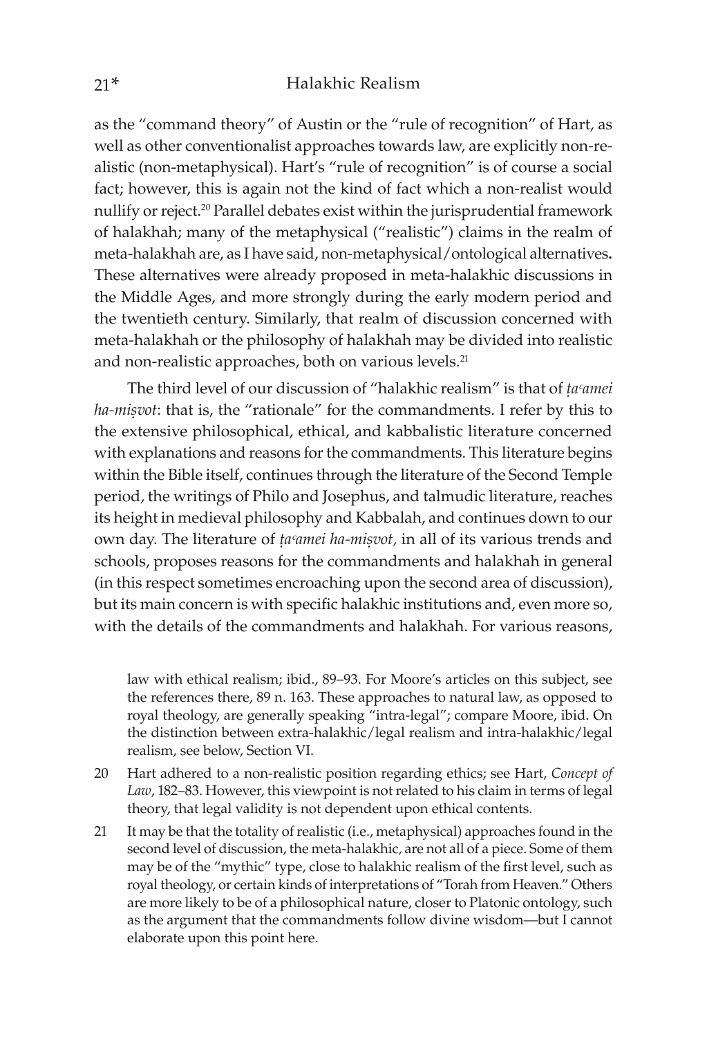as the "command theory" of Austin or the "rule of recognition" of Hart, as well as other conventionalist approaches towards law, are explicitly non-realistic (non-metaphysical). Hart's "rule of recognition" is of course a social fact; however, this is again not the kind of fact which a non-realist would nullify or reject.[20] Parallel debates exist within the jurisprudential framework of halakhah; many of the metaphysical ("realistic") claims in the realm of meta-halakhah are, as I have said, non-metaphysical/ontological alternatives**.** These alternatives were already proposed in meta-halakhic discussions in the Middle Ages, and more strongly during the early modern period and the twentieth century. Similarly, that realm of discussion concerned with meta-halakhah or the philosophy of halakhah may be divided into realistic and non-realistic approaches, both on various levels.[21]

The third level of our discussion of "halakhic realism" is that of *ṭaʿamei ha-miṣvot*: that is, the "rationale" for the commandments. I refer by this to the extensive philosophical, ethical, and kabbalistic literature concerned with explanations and reasons for the commandments. This literature begins within the Bible itself, continues through the literature of the Second Temple period, the writings of Philo and Josephus, and talmudic literature, reaches its height in medieval philosophy and Kabbalah, and continues down to our own day. The literature of *ṭaʿamei ha-miṣvot*, in all of its various trends and schools, proposes reasons for the commandments and halakhah in general (in this respect sometimes encroaching upon the second area of discussion), but its main concern is with specific halakhic institutions and, even more so, with the details of the commandments and halakhah. For various reasons,

law with ethical realism; ibid., 89–93. For Moore's articles on this subject, see the references there, 89 n. 163. These approaches to natural law, as opposed to royal theology, are generally speaking "intra-legal"; compare Moore, ibid. On the distinction between extra-halakhic/legal realism and intra-halakhic/legal realism, see below, Section VI.

20 Hart adhered to a non-realistic position regarding ethics; see Hart, *Concept of Law*, 182–83. However, this viewpoint is not related to his claim in terms of legal theory, that legal validity is not dependent upon ethical contents.

21 It may be that the totality of realistic (i.e., metaphysical) approaches found in the second level of discussion, the meta-halakhic, are not all of a piece. Some of them may be of the "mythic" type, close to halakhic realism of the first level, such as royal theology, or certain kinds of interpretations of "Torah from Heaven." Others are more likely to be of a philosophical nature, closer to Platonic ontology, such as the argument that the commandments follow divine wisdom—but I cannot elaborate upon this point here.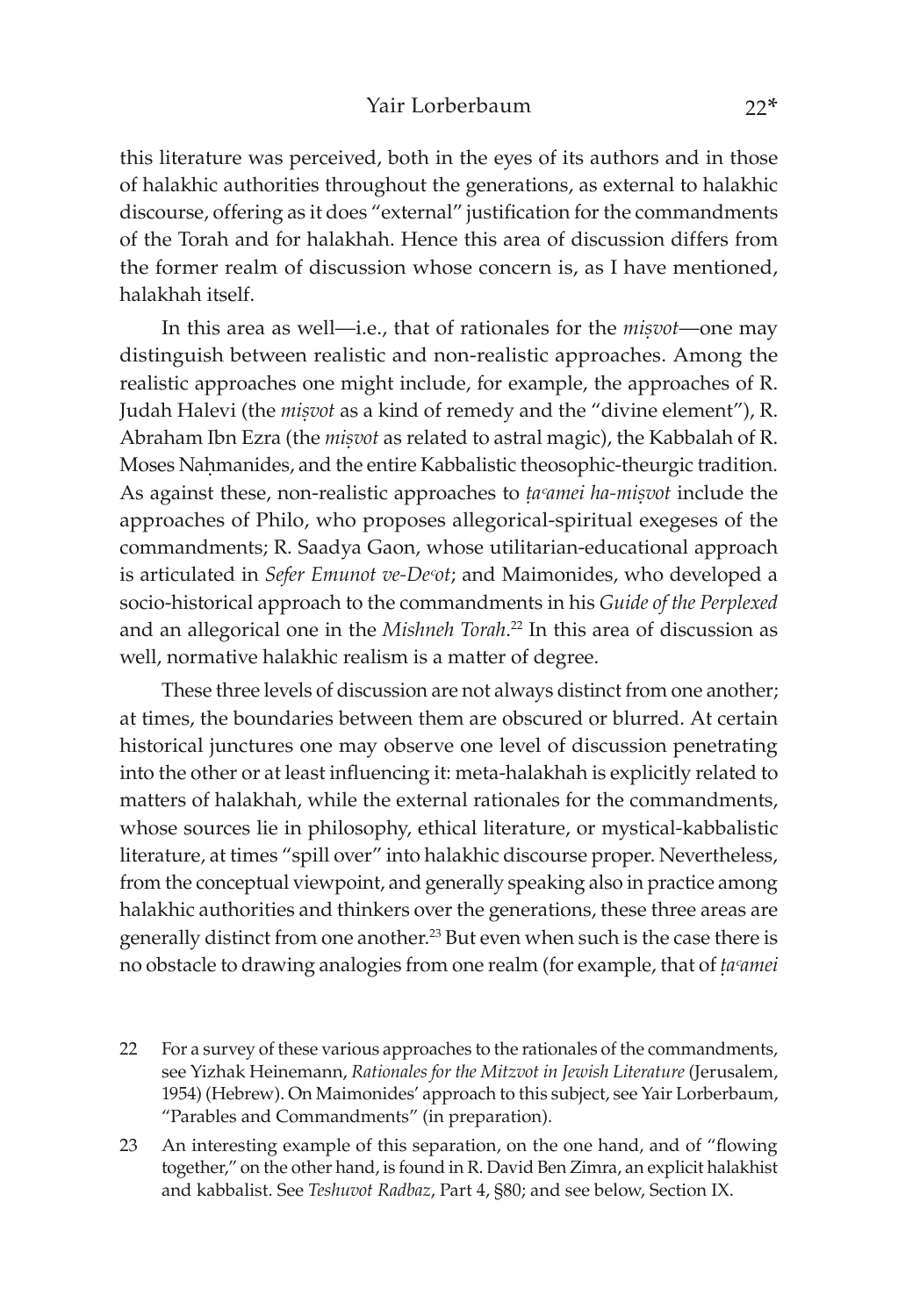this literature was perceived, both in the eyes of its authors and in those of halakhic authorities throughout the generations, as external to halakhic discourse, offering as it does "external" justification for the commandments of the Torah and for halakhah. Hence this area of discussion differs from the former realm of discussion whose concern is, as I have mentioned, halakhah itself.

In this area as well—i.e., that of rationales for the *miṣvot*—one may distinguish between realistic and non-realistic approaches. Among the realistic approaches one might include, for example, the approaches of R. Judah Halevi (the *miṣvot* as a kind of remedy and the "divine element"), R. Abraham Ibn Ezra (the *miṣvot* as related to astral magic), the Kabbalah of R. Moses Naḥmanides, and the entire Kabbalistic theosophic-theurgic tradition. As against these, non-realistic approaches to *ṭaʿamei ha-miṣvot* include the approaches of Philo, who proposes allegorical-spiritual exegeses of the commandments; R. Saadya Gaon, whose utilitarian-educational approach is articulated in *Sefer Emunot ve-Deʿot*; and Maimonides, who developed a socio-historical approach to the commandments in his *Guide of the Perplexed* and an allegorical one in the *Mishneh Torah*.[22] In this area of discussion as well, normative halakhic realism is a matter of degree.

These three levels of discussion are not always distinct from one another; at times, the boundaries between them are obscured or blurred. At certain historical junctures one may observe one level of discussion penetrating into the other or at least influencing it: meta-halakhah is explicitly related to matters of halakhah, while the external rationales for the commandments, whose sources lie in philosophy, ethical literature, or mystical-kabbalistic literature, at times "spill over" into halakhic discourse proper. Nevertheless, from the conceptual viewpoint, and generally speaking also in practice among halakhic authorities and thinkers over the generations, these three areas are generally distinct from one another.[23] But even when such is the case there is no obstacle to drawing analogies from one realm (for example, that of *ṭaʿamei*

22 For a survey of these various approaches to the rationales of the commandments, see Yizhak Heinemann, *Rationales for the Mitzvot in Jewish Literature* (Jerusalem, 1954) (Hebrew). On Maimonides' approach to this subject, see Yair Lorberbaum, "Parables and Commandments" (in preparation).

23 An interesting example of this separation, on the one hand, and of "flowing together," on the other hand, is found in R. David Ben Zimra, an explicit halakhist and kabbalist. See *Teshuvot Radbaz*, Part 4, §80; and see below, Section IX.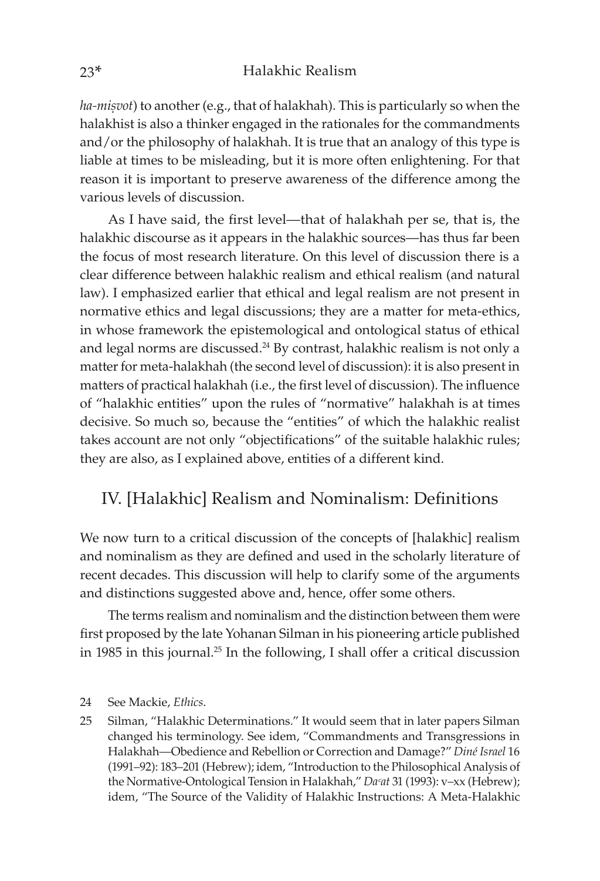*ha-miṣvot*) to another (e.g., that of halakhah). This is particularly so when the halakhist is also a thinker engaged in the rationales for the commandments and/or the philosophy of halakhah. It is true that an analogy of this type is liable at times to be misleading, but it is more often enlightening. For that reason it is important to preserve awareness of the difference among the various levels of discussion.

As I have said, the first level—that of halakhah per se, that is, the halakhic discourse as it appears in the halakhic sources—has thus far been the focus of most research literature. On this level of discussion there is a clear difference between halakhic realism and ethical realism (and natural law). I emphasized earlier that ethical and legal realism are not present in normative ethics and legal discussions; they are a matter for meta-ethics, in whose framework the epistemological and ontological status of ethical and legal norms are discussed.[24] By contrast, halakhic realism is not only a matter for meta-halakhah (the second level of discussion): it is also present in matters of practical halakhah (i.e., the first level of discussion). The influence of "halakhic entities" upon the rules of "normative" halakhah is at times decisive. So much so, because the "entities" of which the halakhic realist takes account are not only "objectifications" of the suitable halakhic rules; they are also, as I explained above, entities of a different kind.

## IV. [Halakhic] Realism and Nominalism: Definitions

We now turn to a critical discussion of the concepts of [halakhic] realism and nominalism as they are defined and used in the scholarly literature of recent decades. This discussion will help to clarify some of the arguments and distinctions suggested above and, hence, offer some others.

The terms realism and nominalism and the distinction between them were first proposed by the late Yohanan Silman in his pioneering article published in 1985 in this journal.[25] In the following, I shall offer a critical discussion

24 See Mackie, *Ethics*.

25 Silman, "Halakhic Determinations." It would seem that in later papers Silman changed his terminology. See idem, "Commandments and Transgressions in Halakhah—Obedience and Rebellion or Correction and Damage?" *Diné Israel* 16 (1991–92): 183–201 (Hebrew); idem, "Introduction to the Philosophical Analysis of the Normative-Ontological Tension in Halakhah," *Daʿat* 31 (1993): v–xx (Hebrew); idem, "The Source of the Validity of Halakhic Instructions: A Meta-Halakhic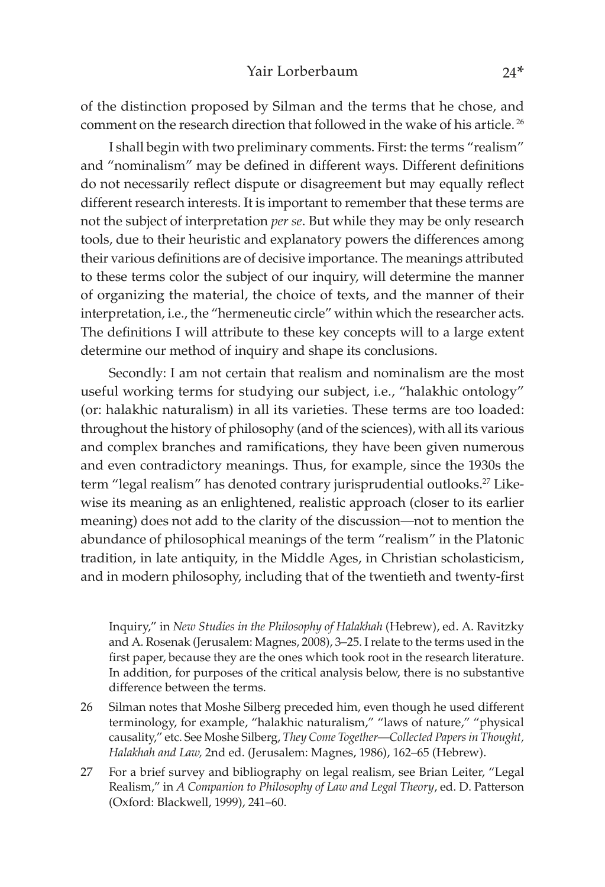of the distinction proposed by Silman and the terms that he chose, and comment on the research direction that followed in the wake of his article.[26]

I shall begin with two preliminary comments. First: the terms "realism" and "nominalism" may be defined in different ways. Different definitions do not necessarily reflect dispute or disagreement but may equally reflect different research interests. It is important to remember that these terms are not the subject of interpretation *per se*. But while they may be only research tools, due to their heuristic and explanatory powers the differences among their various definitions are of decisive importance. The meanings attributed to these terms color the subject of our inquiry, will determine the manner of organizing the material, the choice of texts, and the manner of their interpretation, i.e., the "hermeneutic circle" within which the researcher acts. The definitions I will attribute to these key concepts will to a large extent determine our method of inquiry and shape its conclusions.

Secondly: I am not certain that realism and nominalism are the most useful working terms for studying our subject, i.e., "halakhic ontology" (or: halakhic naturalism) in all its varieties. These terms are too loaded: throughout the history of philosophy (and of the sciences), with all its various and complex branches and ramifications, they have been given numerous and even contradictory meanings. Thus, for example, since the 1930s the term "legal realism" has denoted contrary jurisprudential outlooks.[27] Likewise its meaning as an enlightened, realistic approach (closer to its earlier meaning) does not add to the clarity of the discussion—not to mention the abundance of philosophical meanings of the term "realism" in the Platonic tradition, in late antiquity, in the Middle Ages, in Christian scholasticism, and in modern philosophy, including that of the twentieth and twenty-first

Inquiry," in *New Studies in the Philosophy of Halakhah* (Hebrew), ed. A. Ravitzky and A. Rosenak (Jerusalem: Magnes, 2008), 3–25. I relate to the terms used in the first paper, because they are the ones which took root in the research literature. In addition, for purposes of the critical analysis below, there is no substantive difference between the terms.

26 Silman notes that Moshe Silberg preceded him, even though he used different terminology, for example, "halakhic naturalism," "laws of nature," "physical causality," etc. See Moshe Silberg, *They Come Together—Collected Papers in Thought, Halakhah and Law,* 2nd ed. (Jerusalem: Magnes, 1986), 162–65 (Hebrew).

27 For a brief survey and bibliography on legal realism, see Brian Leiter, "Legal Realism," in *A Companion to Philosophy of Law and Legal Theory*, ed. D. Patterson (Oxford: Blackwell, 1999), 241–60.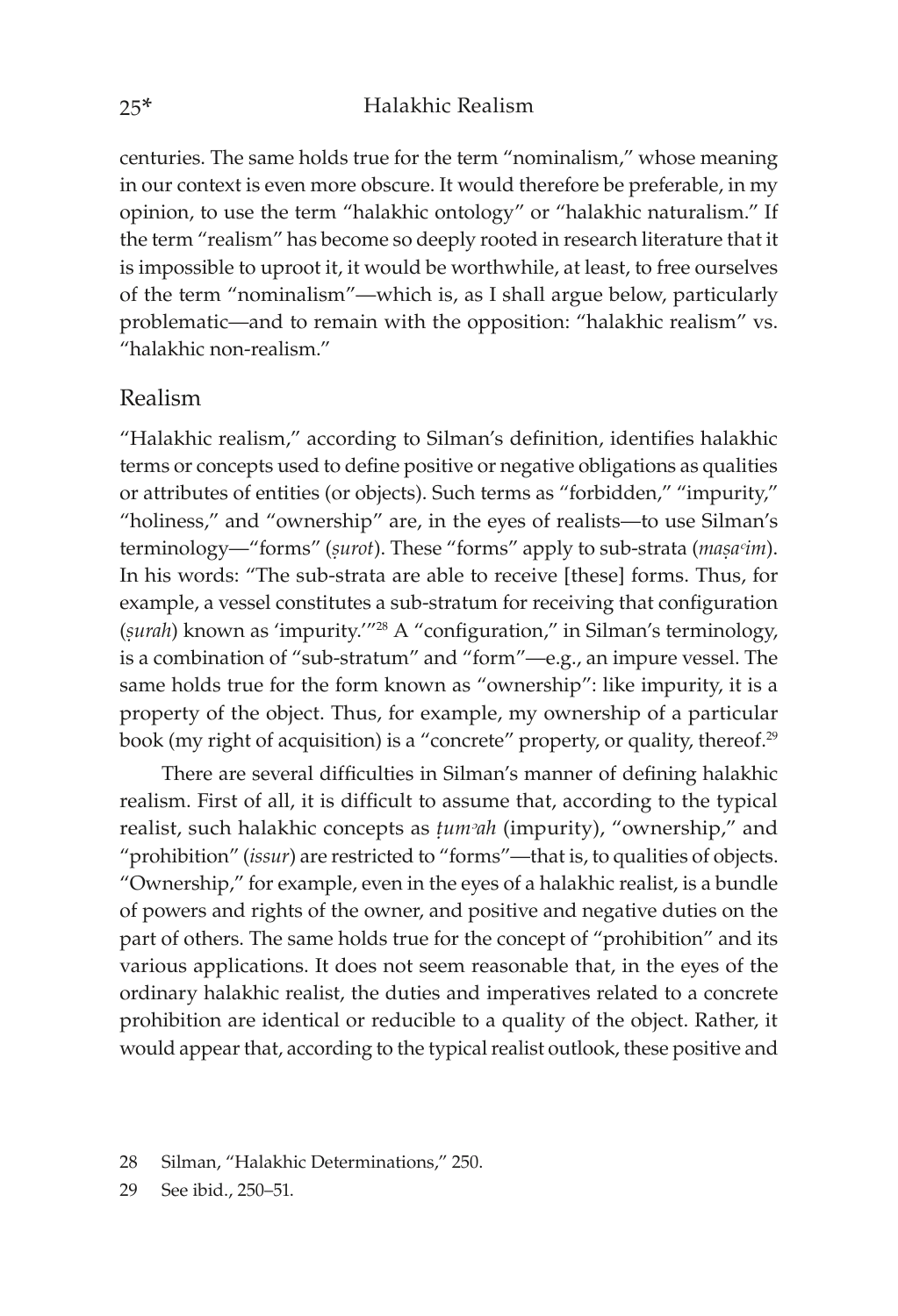centuries. The same holds true for the term "nominalism," whose meaning in our context is even more obscure. It would therefore be preferable, in my opinion, to use the term "halakhic ontology" or "halakhic naturalism." If the term "realism" has become so deeply rooted in research literature that it is impossible to uproot it, it would be worthwhile, at least, to free ourselves of the term "nominalism"—which is, as I shall argue below, particularly problematic—and to remain with the opposition: "halakhic realism" vs. "halakhic non-realism."

## Realism

"Halakhic realism," according to Silman's definition, identifies halakhic terms or concepts used to define positive or negative obligations as qualities or attributes of entities (or objects). Such terms as "forbidden," "impurity," "holiness," and "ownership" are, in the eyes of realists—to use Silman's terminology—"forms" (*ṣurot*). These "forms" apply to sub-strata (*maṣaᶜim*). In his words: "The sub-strata are able to receive [these] forms. Thus, for example, a vessel constitutes a sub-stratum for receiving that configuration (*ṣurah*) known as 'impurity.'"[28] A "configuration," in Silman's terminology, is a combination of "sub-stratum" and "form"—e.g., an impure vessel. The same holds true for the form known as "ownership": like impurity, it is a property of the object. Thus, for example, my ownership of a particular book (my right of acquisition) is a "concrete" property, or quality, thereof.[29]

There are several difficulties in Silman's manner of defining halakhic realism. First of all, it is difficult to assume that, according to the typical realist, such halakhic concepts as *ṭumᵓah* (impurity), "ownership," and "prohibition" (*issur*) are restricted to "forms"—that is, to qualities of objects. "Ownership," for example, even in the eyes of a halakhic realist, is a bundle of powers and rights of the owner, and positive and negative duties on the part of others. The same holds true for the concept of "prohibition" and its various applications. It does not seem reasonable that, in the eyes of the ordinary halakhic realist, the duties and imperatives related to a concrete prohibition are identical or reducible to a quality of the object. Rather, it would appear that, according to the typical realist outlook, these positive and

28 Silman, "Halakhic Determinations," 250.

29 See ibid., 250–51.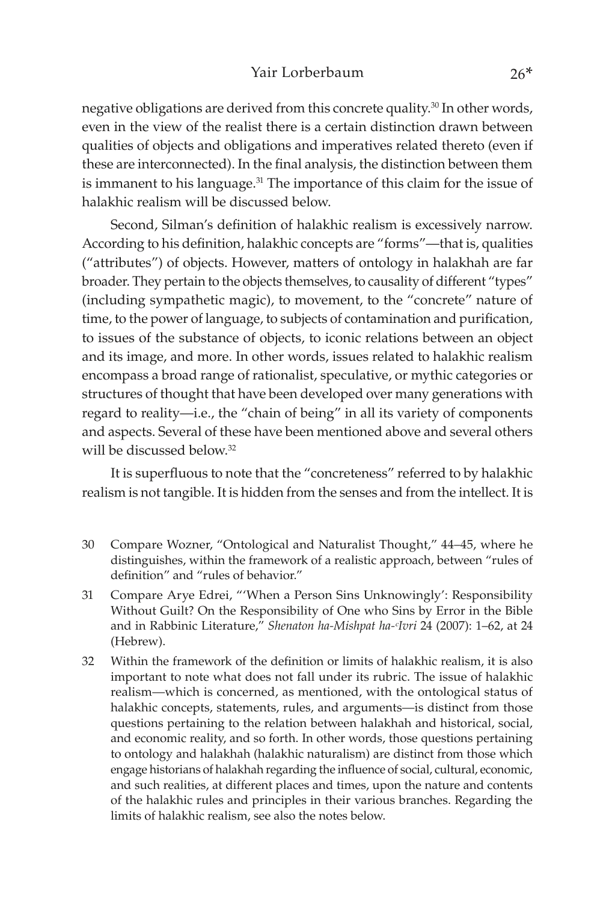negative obligations are derived from this concrete quality.[30] In other words, even in the view of the realist there is a certain distinction drawn between qualities of objects and obligations and imperatives related thereto (even if these are interconnected). In the final analysis, the distinction between them is immanent to his language.[31] The importance of this claim for the issue of halakhic realism will be discussed below.

Second, Silman's definition of halakhic realism is excessively narrow. According to his definition, halakhic concepts are "forms"—that is, qualities ("attributes") of objects. However, matters of ontology in halakhah are far broader. They pertain to the objects themselves, to causality of different "types" (including sympathetic magic), to movement, to the "concrete" nature of time, to the power of language, to subjects of contamination and purification, to issues of the substance of objects, to iconic relations between an object and its image, and more. In other words, issues related to halakhic realism encompass a broad range of rationalist, speculative, or mythic categories or structures of thought that have been developed over many generations with regard to reality—i.e., the "chain of being" in all its variety of components and aspects. Several of these have been mentioned above and several others will be discussed below.[32]

It is superfluous to note that the "concreteness" referred to by halakhic realism is not tangible. It is hidden from the senses and from the intellect. It is

30 Compare Wozner, "Ontological and Naturalist Thought," 44–45, where he distinguishes, within the framework of a realistic approach, between "rules of definition" and "rules of behavior."

31 Compare Arye Edrei, "'When a Person Sins Unknowingly': Responsibility Without Guilt? On the Responsibility of One who Sins by Error in the Bible and in Rabbinic Literature," *Shenaton ha-Mishpat ha-ʿIvri* 24 (2007): 1–62, at 24 (Hebrew).

32 Within the framework of the definition or limits of halakhic realism, it is also important to note what does not fall under its rubric. The issue of halakhic realism—which is concerned, as mentioned, with the ontological status of halakhic concepts, statements, rules, and arguments—is distinct from those questions pertaining to the relation between halakhah and historical, social, and economic reality, and so forth. In other words, those questions pertaining to ontology and halakhah (halakhic naturalism) are distinct from those which engage historians of halakhah regarding the influence of social, cultural, economic, and such realities, at different places and times, upon the nature and contents of the halakhic rules and principles in their various branches. Regarding the limits of halakhic realism, see also the notes below.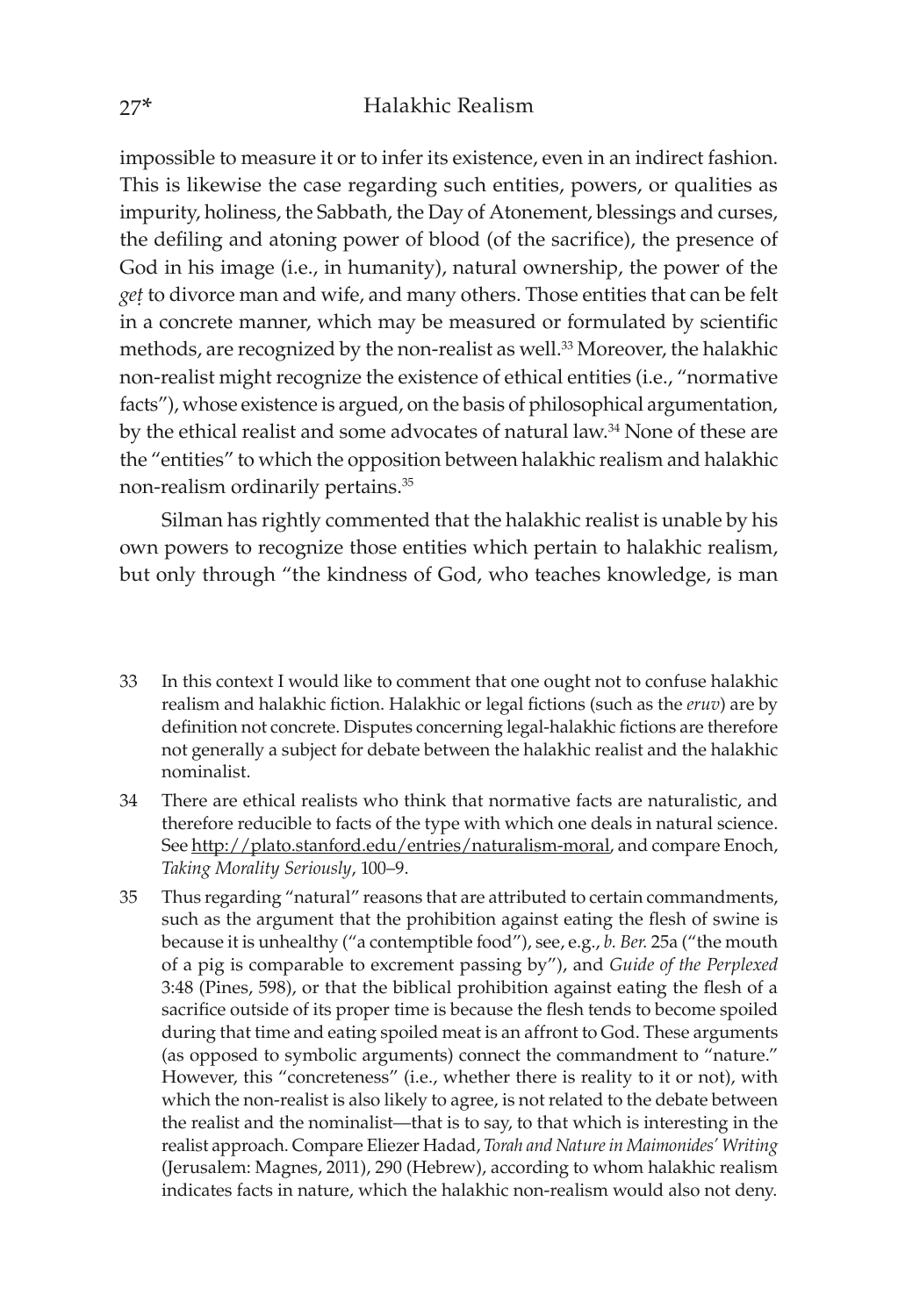impossible to measure it or to infer its existence, even in an indirect fashion. This is likewise the case regarding such entities, powers, or qualities as impurity, holiness, the Sabbath, the Day of Atonement, blessings and curses, the defiling and atoning power of blood (of the sacrifice), the presence of God in his image (i.e., in humanity), natural ownership, the power of the *geṭ* to divorce man and wife, and many others. Those entities that can be felt in a concrete manner, which may be measured or formulated by scientific methods, are recognized by the non-realist as well.[33] Moreover, the halakhic non-realist might recognize the existence of ethical entities (i.e., "normative facts"), whose existence is argued, on the basis of philosophical argumentation, by the ethical realist and some advocates of natural law.[34] None of these are the "entities" to which the opposition between halakhic realism and halakhic non-realism ordinarily pertains.[35]

Silman has rightly commented that the halakhic realist is unable by his own powers to recognize those entities which pertain to halakhic realism, but only through "the kindness of God, who teaches knowledge, is man

33 In this context I would like to comment that one ought not to confuse halakhic realism and halakhic fiction. Halakhic or legal fictions (such as the *eruv*) are by definition not concrete. Disputes concerning legal-halakhic fictions are therefore not generally a subject for debate between the halakhic realist and the halakhic nominalist.

34 There are ethical realists who think that normative facts are naturalistic, and therefore reducible to facts of the type with which one deals in natural science. See http://plato.stanford.edu/entries/naturalism-moral, and compare Enoch, *Taking Morality Seriously*, 100–9.

35 Thus regarding "natural" reasons that are attributed to certain commandments, such as the argument that the prohibition against eating the flesh of swine is because it is unhealthy ("a contemptible food"), see, e.g., *b. Ber.* 25a ("the mouth of a pig is comparable to excrement passing by"), and *Guide of the Perplexed* 3:48 (Pines, 598), or that the biblical prohibition against eating the flesh of a sacrifice outside of its proper time is because the flesh tends to become spoiled during that time and eating spoiled meat is an affront to God. These arguments (as opposed to symbolic arguments) connect the commandment to "nature." However, this "concreteness" (i.e., whether there is reality to it or not), with which the non-realist is also likely to agree, is not related to the debate between the realist and the nominalist—that is to say, to that which is interesting in the realist approach. Compare Eliezer Hadad, *Torah and Nature in Maimonides' Writing* (Jerusalem: Magnes, 2011), 290 (Hebrew), according to whom halakhic realism indicates facts in nature, which the halakhic non-realism would also not deny.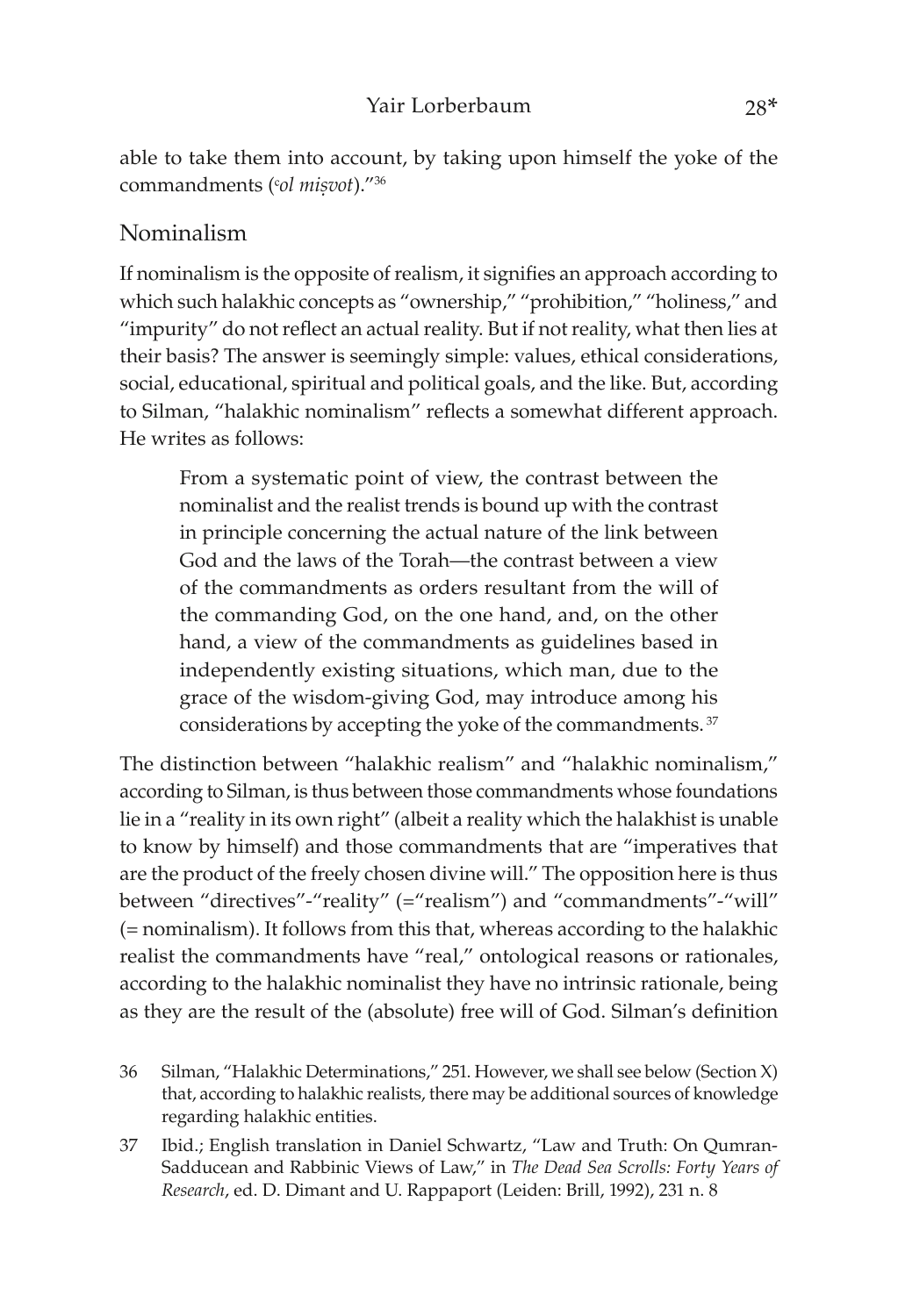able to take them into account, by taking upon himself the yoke of the commandments (*ʿol miṣvot*)."[36]

## Nominalism

If nominalism is the opposite of realism, it signifies an approach according to which such halakhic concepts as "ownership," "prohibition," "holiness," and "impurity" do not reflect an actual reality. But if not reality, what then lies at their basis? The answer is seemingly simple: values, ethical considerations, social, educational, spiritual and political goals, and the like. But, according to Silman, "halakhic nominalism" reflects a somewhat different approach. He writes as follows:

> From a systematic point of view, the contrast between the nominalist and the realist trends is bound up with the contrast in principle concerning the actual nature of the link between God and the laws of the Torah—the contrast between a view of the commandments as orders resultant from the will of the commanding God, on the one hand, and, on the other hand, a view of the commandments as guidelines based in independently existing situations, which man, due to the grace of the wisdom-giving God, may introduce among his considerations by accepting the yoke of the commandments.[37]

The distinction between "halakhic realism" and "halakhic nominalism," according to Silman, is thus between those commandments whose foundations lie in a "reality in its own right" (albeit a reality which the halakhist is unable to know by himself) and those commandments that are "imperatives that are the product of the freely chosen divine will." The opposition here is thus between "directives"-"reality" (="realism") and "commandments"-"will" (= nominalism). It follows from this that, whereas according to the halakhic realist the commandments have "real," ontological reasons or rationales, according to the halakhic nominalist they have no intrinsic rationale, being as they are the result of the (absolute) free will of God. Silman's definition

36 Silman, "Halakhic Determinations," 251. However, we shall see below (Section X) that, according to halakhic realists, there may be additional sources of knowledge regarding halakhic entities.

37 Ibid.; English translation in Daniel Schwartz, "Law and Truth: On Qumran-Sadducean and Rabbinic Views of Law," in *The Dead Sea Scrolls: Forty Years of Research*, ed. D. Dimant and U. Rappaport (Leiden: Brill, 1992), 231 n. 8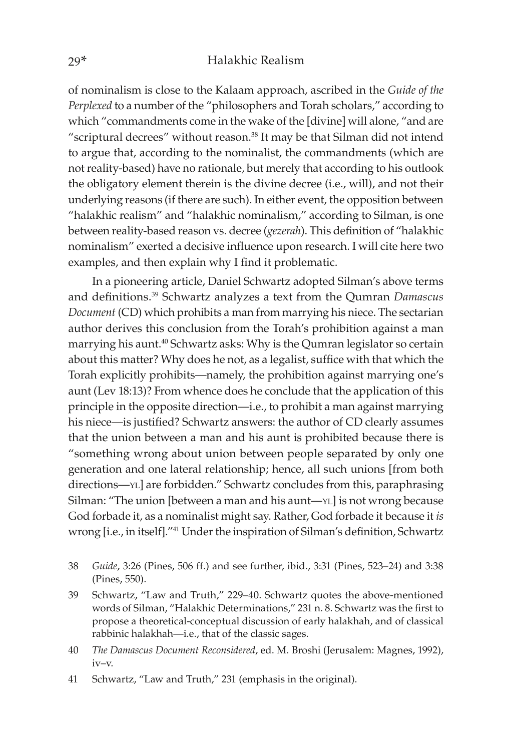of nominalism is close to the Kalaam approach, ascribed in the *Guide of the Perplexed* to a number of the "philosophers and Torah scholars," according to which "commandments come in the wake of the [divine] will alone, "and are "scriptural decrees" without reason.[38] It may be that Silman did not intend to argue that, according to the nominalist, the commandments (which are not reality-based) have no rationale, but merely that according to his outlook the obligatory element therein is the divine decree (i.e., will), and not their underlying reasons (if there are such). In either event, the opposition between "halakhic realism" and "halakhic nominalism," according to Silman, is one between reality-based reason vs. decree (*gezerah*). This definition of "halakhic nominalism" exerted a decisive influence upon research. I will cite here two examples, and then explain why I find it problematic.

In a pioneering article, Daniel Schwartz adopted Silman's above terms and definitions.[39] Schwartz analyzes a text from the Qumran *Damascus Document* (CD) which prohibits a man from marrying his niece. The sectarian author derives this conclusion from the Torah's prohibition against a man marrying his aunt.[40] Schwartz asks: Why is the Qumran legislator so certain about this matter? Why does he not, as a legalist, suffice with that which the Torah explicitly prohibits—namely, the prohibition against marrying one's aunt (Lev 18:13)? From whence does he conclude that the application of this principle in the opposite direction—i.e., to prohibit a man against marrying his niece—is justified? Schwartz answers: the author of CD clearly assumes that the union between a man and his aunt is prohibited because there is "something wrong about union between people separated by only one generation and one lateral relationship; hence, all such unions [from both directions—YL] are forbidden." Schwartz concludes from this, paraphrasing Silman: "The union [between a man and his aunt—YL] is not wrong because God forbade it, as a nominalist might say. Rather, God forbade it because it *is* wrong [i.e., in itself]."[41] Under the inspiration of Silman's definition, Schwartz

38 *Guide*, 3:26 (Pines, 506 ff.) and see further, ibid., 3:31 (Pines, 523–24) and 3:38 (Pines, 550).

39 Schwartz, "Law and Truth," 229–40. Schwartz quotes the above-mentioned words of Silman, "Halakhic Determinations," 231 n. 8. Schwartz was the first to propose a theoretical-conceptual discussion of early halakhah, and of classical rabbinic halakhah—i.e., that of the classic sages.

40 *The Damascus Document Reconsidered*, ed. M. Broshi (Jerusalem: Magnes, 1992), iv–v.

41 Schwartz, "Law and Truth," 231 (emphasis in the original).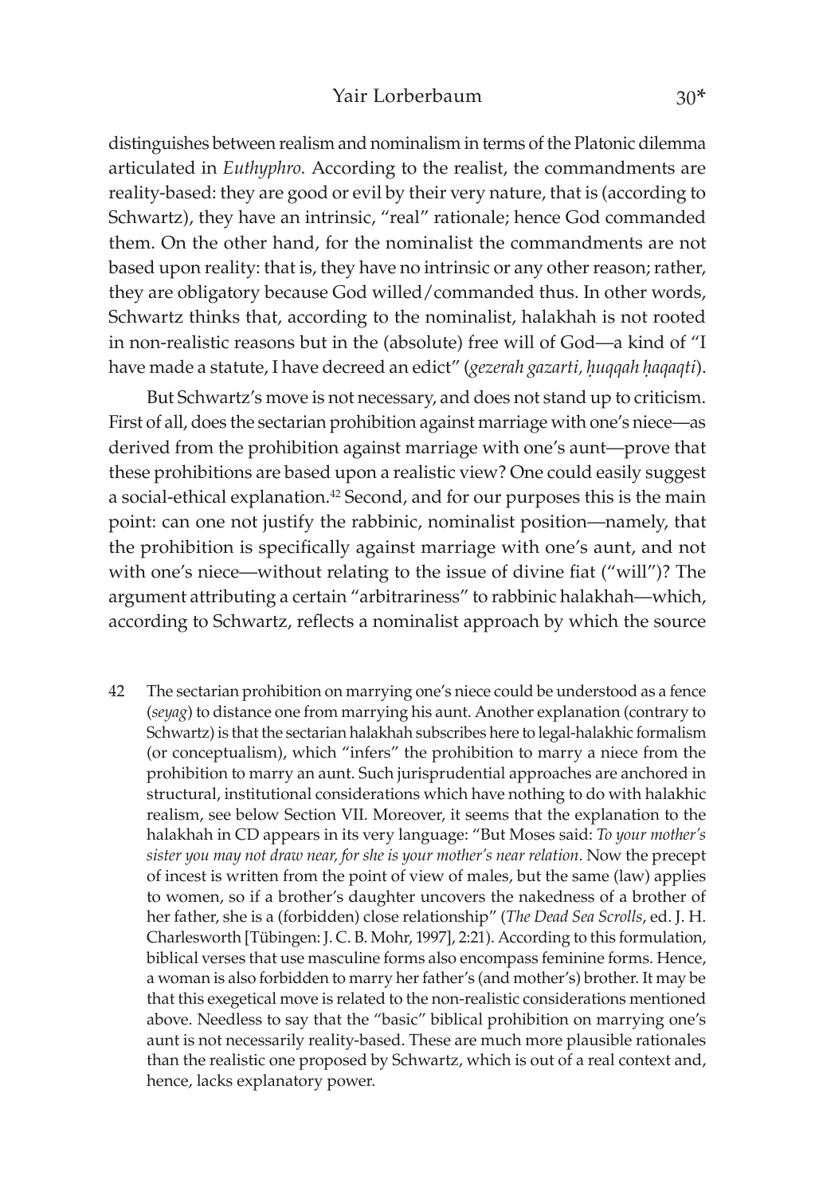distinguishes between realism and nominalism in terms of the Platonic dilemma articulated in *Euthyphro.* According to the realist, the commandments are reality-based: they are good or evil by their very nature, that is (according to Schwartz), they have an intrinsic, "real" rationale; hence God commanded them. On the other hand, for the nominalist the commandments are not based upon reality: that is, they have no intrinsic or any other reason; rather, they are obligatory because God willed/commanded thus. In other words, Schwartz thinks that, according to the nominalist, halakhah is not rooted in non-realistic reasons but in the (absolute) free will of God—a kind of "I have made a statute, I have decreed an edict" (*gezerah gazarti, ḥuqqah ḥaqaqti*).

But Schwartz's move is not necessary, and does not stand up to criticism. First of all, does the sectarian prohibition against marriage with one's niece—as derived from the prohibition against marriage with one's aunt—prove that these prohibitions are based upon a realistic view? One could easily suggest a social-ethical explanation.[42] Second, and for our purposes this is the main point: can one not justify the rabbinic, nominalist position—namely, that the prohibition is specifically against marriage with one's aunt, and not with one's niece—without relating to the issue of divine fiat ("will")? The argument attributing a certain "arbitrariness" to rabbinic halakhah—which, according to Schwartz, reflects a nominalist approach by which the source

42 The sectarian prohibition on marrying one's niece could be understood as a fence (*seyag*) to distance one from marrying his aunt. Another explanation (contrary to Schwartz) is that the sectarian halakhah subscribes here to legal-halakhic formalism (or conceptualism), which "infers" the prohibition to marry a niece from the prohibition to marry an aunt. Such jurisprudential approaches are anchored in structural, institutional considerations which have nothing to do with halakhic realism, see below Section VII. Moreover, it seems that the explanation to the halakhah in CD appears in its very language: "But Moses said: *To your mother's sister you may not draw near, for she is your mother's near relation*. Now the precept of incest is written from the point of view of males, but the same (law) applies to women, so if a brother's daughter uncovers the nakedness of a brother of her father, she is a (forbidden) close relationship" (*The Dead Sea Scrolls*, ed. J. H. Charlesworth [Tübingen: J. C. B. Mohr, 1997], 2:21). According to this formulation, biblical verses that use masculine forms also encompass feminine forms. Hence, a woman is also forbidden to marry her father's (and mother's) brother. It may be that this exegetical move is related to the non-realistic considerations mentioned above. Needless to say that the "basic" biblical prohibition on marrying one's aunt is not necessarily reality-based. These are much more plausible rationales than the realistic one proposed by Schwartz, which is out of a real context and, hence, lacks explanatory power.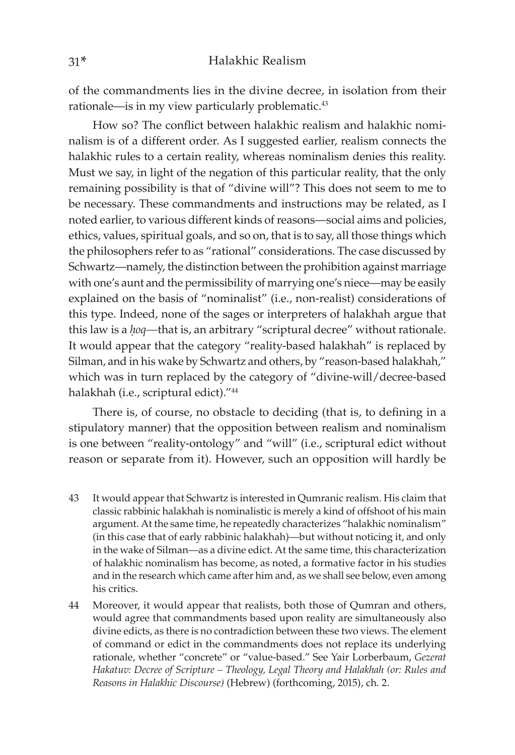of the commandments lies in the divine decree, in isolation from their rationale—is in my view particularly problematic.[43]

How so? The conflict between halakhic realism and halakhic nominalism is of a different order. As I suggested earlier, realism connects the halakhic rules to a certain reality, whereas nominalism denies this reality. Must we say, in light of the negation of this particular reality, that the only remaining possibility is that of "divine will"? This does not seem to me to be necessary. These commandments and instructions may be related, as I noted earlier, to various different kinds of reasons—social aims and policies, ethics, values, spiritual goals, and so on, that is to say, all those things which the philosophers refer to as "rational" considerations. The case discussed by Schwartz—namely, the distinction between the prohibition against marriage with one's aunt and the permissibility of marrying one's niece—may be easily explained on the basis of "nominalist" (i.e., non-realist) considerations of this type. Indeed, none of the sages or interpreters of halakhah argue that this law is a *ḥoq*—that is, an arbitrary "scriptural decree" without rationale. It would appear that the category "reality-based halakhah" is replaced by Silman, and in his wake by Schwartz and others, by "reason-based halakhah," which was in turn replaced by the category of "divine-will/decree-based halakhah (i.e., scriptural edict)."[44]

There is, of course, no obstacle to deciding (that is, to defining in a stipulatory manner) that the opposition between realism and nominalism is one between "reality-ontology" and "will" (i.e., scriptural edict without reason or separate from it). However, such an opposition will hardly be

43 It would appear that Schwartz is interested in Qumranic realism. His claim that classic rabbinic halakhah is nominalistic is merely a kind of offshoot of his main argument. At the same time, he repeatedly characterizes "halakhic nominalism" (in this case that of early rabbinic halakhah)—but without noticing it, and only in the wake of Silman—as a divine edict. At the same time, this characterization of halakhic nominalism has become, as noted, a formative factor in his studies and in the research which came after him and, as we shall see below, even among his critics.

44 Moreover, it would appear that realists, both those of Qumran and others, would agree that commandments based upon reality are simultaneously also divine edicts, as there is no contradiction between these two views. The element of command or edict in the commandments does not replace its underlying rationale, whether "concrete" or "value-based." See Yair Lorberbaum, *Gezerat Hakatuv: Decree of Scripture – Theology, Legal Theory and Halakhah (or: Rules and Reasons in Halakhic Discourse)* (Hebrew) (forthcoming, 2015), ch. 2.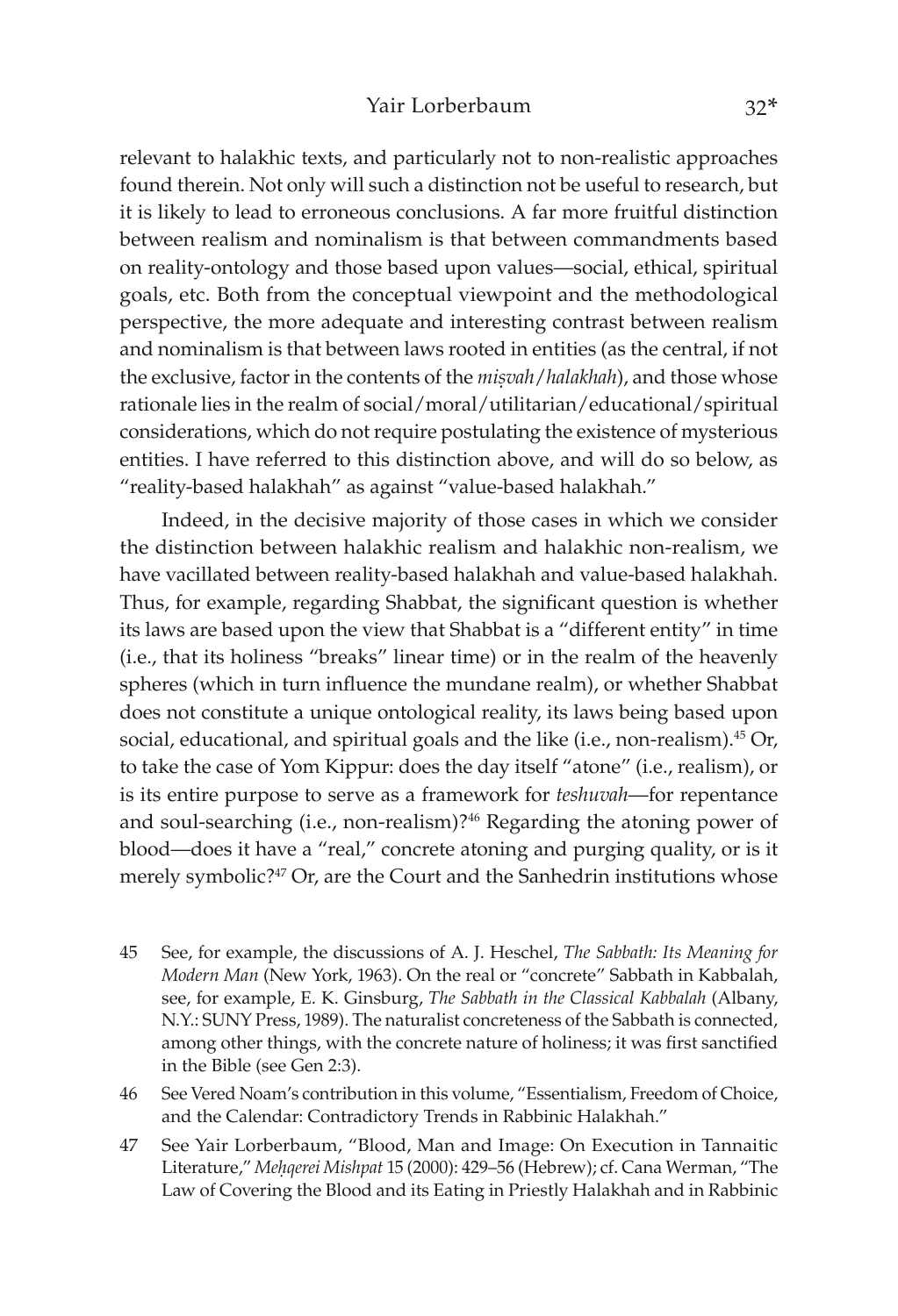relevant to halakhic texts, and particularly not to non-realistic approaches found therein. Not only will such a distinction not be useful to research, but it is likely to lead to erroneous conclusions. A far more fruitful distinction between realism and nominalism is that between commandments based on reality-ontology and those based upon values—social, ethical, spiritual goals, etc. Both from the conceptual viewpoint and the methodological perspective, the more adequate and interesting contrast between realism and nominalism is that between laws rooted in entities (as the central, if not the exclusive, factor in the contents of the *miṣvah*/*halakhah*), and those whose rationale lies in the realm of social/moral/utilitarian/educational/spiritual considerations, which do not require postulating the existence of mysterious entities. I have referred to this distinction above, and will do so below, as "reality-based halakhah" as against "value-based halakhah."

Indeed, in the decisive majority of those cases in which we consider the distinction between halakhic realism and halakhic non-realism, we have vacillated between reality-based halakhah and value-based halakhah. Thus, for example, regarding Shabbat, the significant question is whether its laws are based upon the view that Shabbat is a "different entity" in time (i.e., that its holiness "breaks" linear time) or in the realm of the heavenly spheres (which in turn influence the mundane realm), or whether Shabbat does not constitute a unique ontological reality, its laws being based upon social, educational, and spiritual goals and the like (i.e., non-realism).[45] Or, to take the case of Yom Kippur: does the day itself "atone" (i.e., realism), or is its entire purpose to serve as a framework for *teshuvah*—for repentance and soul-searching (i.e., non-realism)?[46] Regarding the atoning power of blood—does it have a "real," concrete atoning and purging quality, or is it merely symbolic?[47] Or, are the Court and the Sanhedrin institutions whose

45 See, for example, the discussions of A. J. Heschel, *The Sabbath: Its Meaning for Modern Man* (New York, 1963). On the real or "concrete" Sabbath in Kabbalah, see, for example, E. K. Ginsburg, *The Sabbath in the Classical Kabbalah* (Albany, N.Y.: SUNY Press, 1989). The naturalist concreteness of the Sabbath is connected, among other things, with the concrete nature of holiness; it was first sanctified in the Bible (see Gen 2:3).

46 See Vered Noam's contribution in this volume, "Essentialism, Freedom of Choice, and the Calendar: Contradictory Trends in Rabbinic Halakhah."

47 See Yair Lorberbaum, "Blood, Man and Image: On Execution in Tannaitic Literature," *Meḥqerei Mishpat* 15 (2000): 429–56 (Hebrew); cf. Cana Werman, "The Law of Covering the Blood and its Eating in Priestly Halakhah and in Rabbinic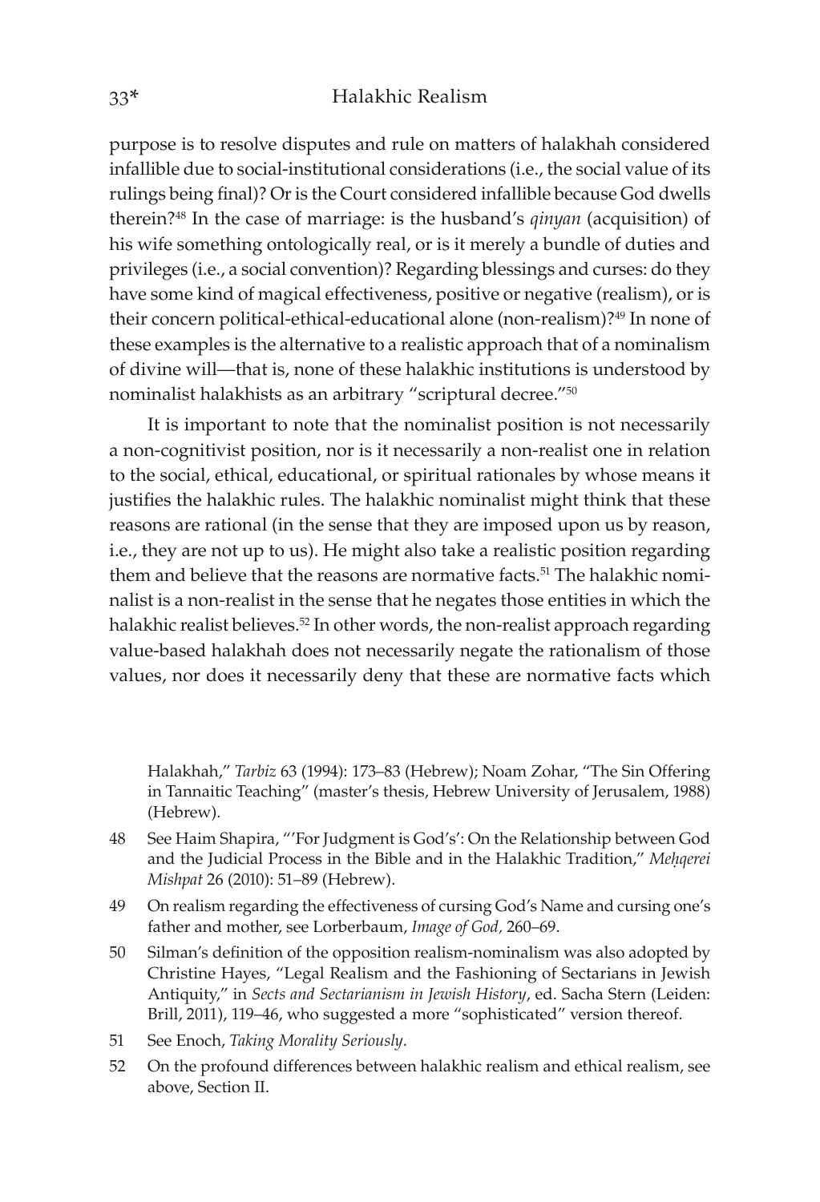purpose is to resolve disputes and rule on matters of halakhah considered infallible due to social-institutional considerations (i.e., the social value of its rulings being final)? Or is the Court considered infallible because God dwells therein?[48] In the case of marriage: is the husband's *qinyan* (acquisition) of his wife something ontologically real, or is it merely a bundle of duties and privileges (i.e., a social convention)? Regarding blessings and curses: do they have some kind of magical effectiveness, positive or negative (realism), or is their concern political-ethical-educational alone (non-realism)?[49] In none of these examples is the alternative to a realistic approach that of a nominalism of divine will—that is, none of these halakhic institutions is understood by nominalist halakhists as an arbitrary "scriptural decree."[50]

It is important to note that the nominalist position is not necessarily a non-cognitivist position, nor is it necessarily a non-realist one in relation to the social, ethical, educational, or spiritual rationales by whose means it justifies the halakhic rules. The halakhic nominalist might think that these reasons are rational (in the sense that they are imposed upon us by reason, i.e., they are not up to us). He might also take a realistic position regarding them and believe that the reasons are normative facts.[51] The halakhic nominalist is a non-realist in the sense that he negates those entities in which the halakhic realist believes.[52] In other words, the non-realist approach regarding value-based halakhah does not necessarily negate the rationalism of those values, nor does it necessarily deny that these are normative facts which

Halakhah," *Tarbiz* 63 (1994): 173–83 (Hebrew); Noam Zohar, "The Sin Offering in Tannaitic Teaching" (master's thesis, Hebrew University of Jerusalem, 1988) (Hebrew).

48 See Haim Shapira, "'For Judgment is God's': On the Relationship between God and the Judicial Process in the Bible and in the Halakhic Tradition," *Meḥqerei Mishpat* 26 (2010): 51–89 (Hebrew).

49 On realism regarding the effectiveness of cursing God's Name and cursing one's father and mother, see Lorberbaum, *Image of God,* 260–69.

50 Silman's definition of the opposition realism-nominalism was also adopted by Christine Hayes, "Legal Realism and the Fashioning of Sectarians in Jewish Antiquity," in *Sects and Sectarianism in Jewish History*, ed. Sacha Stern (Leiden: Brill, 2011), 119–46, who suggested a more "sophisticated" version thereof.

51 See Enoch, *Taking Morality Seriously*.

52 On the profound differences between halakhic realism and ethical realism, see above, Section II.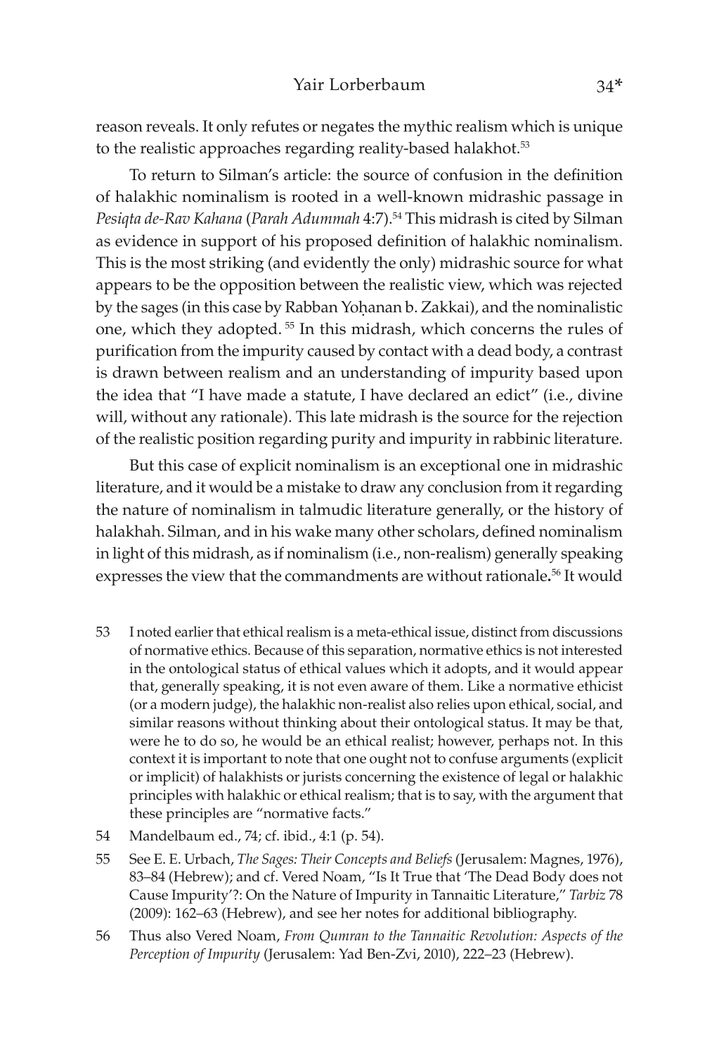reason reveals. It only refutes or negates the mythic realism which is unique to the realistic approaches regarding reality-based halakhot.[53]

To return to Silman's article: the source of confusion in the definition of halakhic nominalism is rooted in a well-known midrashic passage in *Pesiqta de-Rav Kahana* (*Parah Adummah* 4:7).[54] This midrash is cited by Silman as evidence in support of his proposed definition of halakhic nominalism. This is the most striking (and evidently the only) midrashic source for what appears to be the opposition between the realistic view, which was rejected by the sages (in this case by Rabban Yoḥanan b. Zakkai), and the nominalistic one, which they adopted.[55] In this midrash, which concerns the rules of purification from the impurity caused by contact with a dead body, a contrast is drawn between realism and an understanding of impurity based upon the idea that "I have made a statute, I have declared an edict" (i.e., divine will, without any rationale). This late midrash is the source for the rejection of the realistic position regarding purity and impurity in rabbinic literature.

But this case of explicit nominalism is an exceptional one in midrashic literature, and it would be a mistake to draw any conclusion from it regarding the nature of nominalism in talmudic literature generally, or the history of halakhah. Silman, and in his wake many other scholars, defined nominalism in light of this midrash, as if nominalism (i.e., non-realism) generally speaking expresses the view that the commandments are without rationale**.**[56] It would

53 I noted earlier that ethical realism is a meta-ethical issue, distinct from discussions of normative ethics. Because of this separation, normative ethics is not interested in the ontological status of ethical values which it adopts, and it would appear that, generally speaking, it is not even aware of them. Like a normative ethicist (or a modern judge), the halakhic non-realist also relies upon ethical, social, and similar reasons without thinking about their ontological status. It may be that, were he to do so, he would be an ethical realist; however, perhaps not. In this context it is important to note that one ought not to confuse arguments (explicit or implicit) of halakhists or jurists concerning the existence of legal or halakhic principles with halakhic or ethical realism; that is to say, with the argument that these principles are "normative facts."

54 Mandelbaum ed., 74; cf. ibid., 4:1 (p. 54).

55 See E. E. Urbach, *The Sages: Their Concepts and Beliefs* (Jerusalem: Magnes, 1976), 83–84 (Hebrew); and cf. Vered Noam, "Is It True that 'The Dead Body does not Cause Impurity'?: On the Nature of Impurity in Tannaitic Literature," *Tarbiz* 78 (2009): 162–63 (Hebrew), and see her notes for additional bibliography.

56 Thus also Vered Noam, *From Qumran to the Tannaitic Revolution: Aspects of the Perception of Impurity* (Jerusalem: Yad Ben-Zvi, 2010), 222–23 (Hebrew).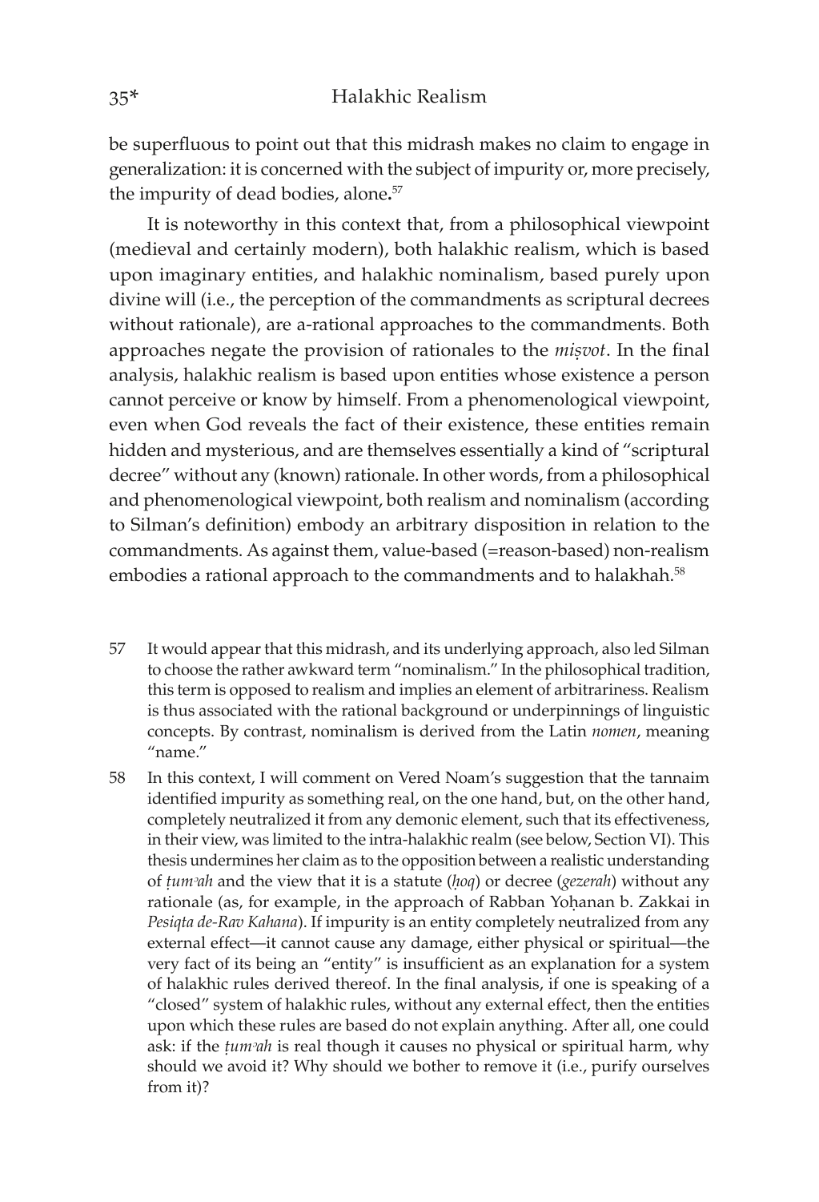be superfluous to point out that this midrash makes no claim to engage in generalization: it is concerned with the subject of impurity or, more precisely, the impurity of dead bodies, alone.[57]

It is noteworthy in this context that, from a philosophical viewpoint (medieval and certainly modern), both halakhic realism, which is based upon imaginary entities, and halakhic nominalism, based purely upon divine will (i.e., the perception of the commandments as scriptural decrees without rationale), are a-rational approaches to the commandments. Both approaches negate the provision of rationales to the *miṣvot*. In the final analysis, halakhic realism is based upon entities whose existence a person cannot perceive or know by himself. From a phenomenological viewpoint, even when God reveals the fact of their existence, these entities remain hidden and mysterious, and are themselves essentially a kind of "scriptural decree" without any (known) rationale. In other words, from a philosophical and phenomenological viewpoint, both realism and nominalism (according to Silman's definition) embody an arbitrary disposition in relation to the commandments. As against them, value-based (=reason-based) non-realism embodies a rational approach to the commandments and to halakhah.[58]

57 It would appear that this midrash, and its underlying approach, also led Silman to choose the rather awkward term "nominalism." In the philosophical tradition, this term is opposed to realism and implies an element of arbitrariness. Realism is thus associated with the rational background or underpinnings of linguistic concepts. By contrast, nominalism is derived from the Latin *nomen*, meaning "name."

58 In this context, I will comment on Vered Noam's suggestion that the tannaim identified impurity as something real, on the one hand, but, on the other hand, completely neutralized it from any demonic element, such that its effectiveness, in their view, was limited to the intra-halakhic realm (see below, Section VI). This thesis undermines her claim as to the opposition between a realistic understanding of *ṭumʾah* and the view that it is a statute (*ḥoq*) or decree (*gezerah*) without any rationale (as, for example, in the approach of Rabban Yoḥanan b. Zakkai in *Pesiqta de-Rav Kahana*). If impurity is an entity completely neutralized from any external effect—it cannot cause any damage, either physical or spiritual—the very fact of its being an "entity" is insufficient as an explanation for a system of halakhic rules derived thereof. In the final analysis, if one is speaking of a "closed" system of halakhic rules, without any external effect, then the entities upon which these rules are based do not explain anything. After all, one could ask: if the *ṭumʾah* is real though it causes no physical or spiritual harm, why should we avoid it? Why should we bother to remove it (i.e., purify ourselves from it)?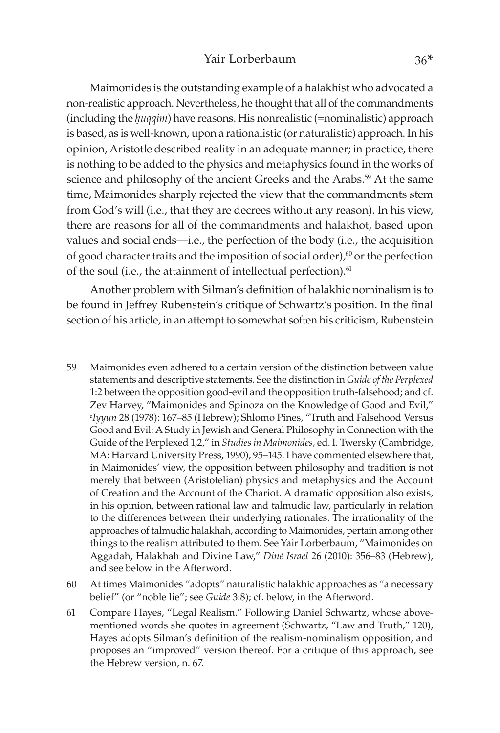Maimonides is the outstanding example of a halakhist who advocated a non-realistic approach. Nevertheless, he thought that all of the commandments (including the *ḥuqqim*) have reasons. His nonrealistic (=nominalistic) approach is based, as is well-known, upon a rationalistic (or naturalistic) approach. In his opinion, Aristotle described reality in an adequate manner; in practice, there is nothing to be added to the physics and metaphysics found in the works of science and philosophy of the ancient Greeks and the Arabs.[59] At the same time, Maimonides sharply rejected the view that the commandments stem from God's will (i.e., that they are decrees without any reason). In his view, there are reasons for all of the commandments and halakhot, based upon values and social ends—i.e., the perfection of the body (i.e., the acquisition of good character traits and the imposition of social order),[60] or the perfection of the soul (i.e., the attainment of intellectual perfection).[61]

Another problem with Silman's definition of halakhic nominalism is to be found in Jeffrey Rubenstein's critique of Schwartz's position. In the final section of his article, in an attempt to somewhat soften his criticism, Rubenstein

59 Maimonides even adhered to a certain version of the distinction between value statements and descriptive statements. See the distinction in *Guide of the Perplexed* 1:2 between the opposition good-evil and the opposition truth-falsehood; and cf. Zev Harvey, "Maimonides and Spinoza on the Knowledge of Good and Evil," *ʿIyyun* 28 (1978): 167–85 (Hebrew); Shlomo Pines, "Truth and Falsehood Versus Good and Evil: A Study in Jewish and General Philosophy in Connection with the Guide of the Perplexed 1,2," in *Studies in Maimonides,* ed. I. Twersky (Cambridge, MA: Harvard University Press, 1990), 95–145. I have commented elsewhere that, in Maimonides' view, the opposition between philosophy and tradition is not merely that between (Aristotelian) physics and metaphysics and the Account of Creation and the Account of the Chariot. A dramatic opposition also exists, in his opinion, between rational law and talmudic law, particularly in relation to the differences between their underlying rationales. The irrationality of the approaches of talmudic halakhah, according to Maimonides, pertain among other things to the realism attributed to them. See Yair Lorberbaum, "Maimonides on Aggadah, Halakhah and Divine Law," *Diné Israel* 26 (2010): 356–83 (Hebrew), and see below in the Afterword.

60 At times Maimonides "adopts" naturalistic halakhic approaches as "a necessary belief" (or "noble lie"; see *Guide* 3:8); cf. below, in the Afterword.

61 Compare Hayes, "Legal Realism." Following Daniel Schwartz, whose above-mentioned words she quotes in agreement (Schwartz, "Law and Truth," 120), Hayes adopts Silman's definition of the realism-nominalism opposition, and proposes an "improved" version thereof. For a critique of this approach, see the Hebrew version, n. 67.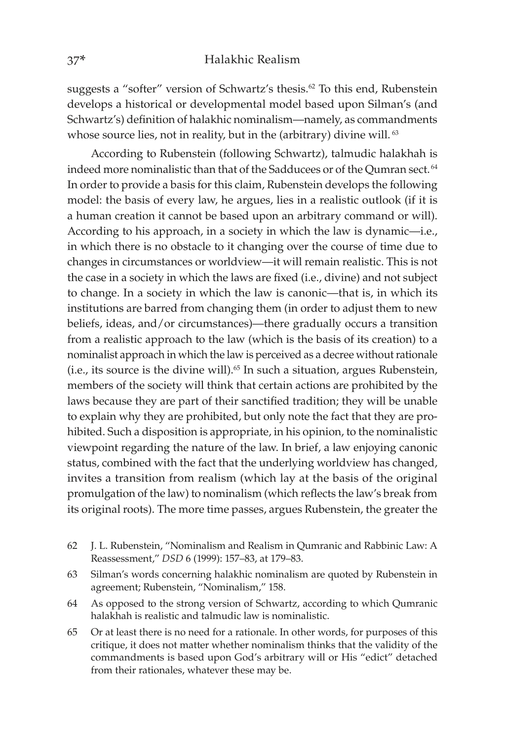suggests a "softer" version of Schwartz's thesis.[62] To this end, Rubenstein develops a historical or developmental model based upon Silman's (and Schwartz's) definition of halakhic nominalism—namely, as commandments whose source lies, not in reality, but in the (arbitrary) divine will.[63]

According to Rubenstein (following Schwartz), talmudic halakhah is indeed more nominalistic than that of the Sadducees or of the Qumran sect.[64] In order to provide a basis for this claim, Rubenstein develops the following model: the basis of every law, he argues, lies in a realistic outlook (if it is a human creation it cannot be based upon an arbitrary command or will). According to his approach, in a society in which the law is dynamic—i.e., in which there is no obstacle to it changing over the course of time due to changes in circumstances or worldview—it will remain realistic. This is not the case in a society in which the laws are fixed (i.e., divine) and not subject to change. In a society in which the law is canonic—that is, in which its institutions are barred from changing them (in order to adjust them to new beliefs, ideas, and/or circumstances)—there gradually occurs a transition from a realistic approach to the law (which is the basis of its creation) to a nominalist approach in which the law is perceived as a decree without rationale (i.e., its source is the divine will).[65] In such a situation, argues Rubenstein, members of the society will think that certain actions are prohibited by the laws because they are part of their sanctified tradition; they will be unable to explain why they are prohibited, but only note the fact that they are prohibited. Such a disposition is appropriate, in his opinion, to the nominalistic viewpoint regarding the nature of the law. In brief, a law enjoying canonic status, combined with the fact that the underlying worldview has changed, invites a transition from realism (which lay at the basis of the original promulgation of the law) to nominalism (which reflects the law's break from its original roots). The more time passes, argues Rubenstein, the greater the

62 J. L. Rubenstein, "Nominalism and Realism in Qumranic and Rabbinic Law: A Reassessment," *DSD* 6 (1999): 157–83, at 179–83.

63 Silman's words concerning halakhic nominalism are quoted by Rubenstein in agreement; Rubenstein, "Nominalism," 158.

64 As opposed to the strong version of Schwartz, according to which Qumranic halakhah is realistic and talmudic law is nominalistic.

65 Or at least there is no need for a rationale. In other words, for purposes of this critique, it does not matter whether nominalism thinks that the validity of the commandments is based upon God's arbitrary will or His "edict" detached from their rationales, whatever these may be.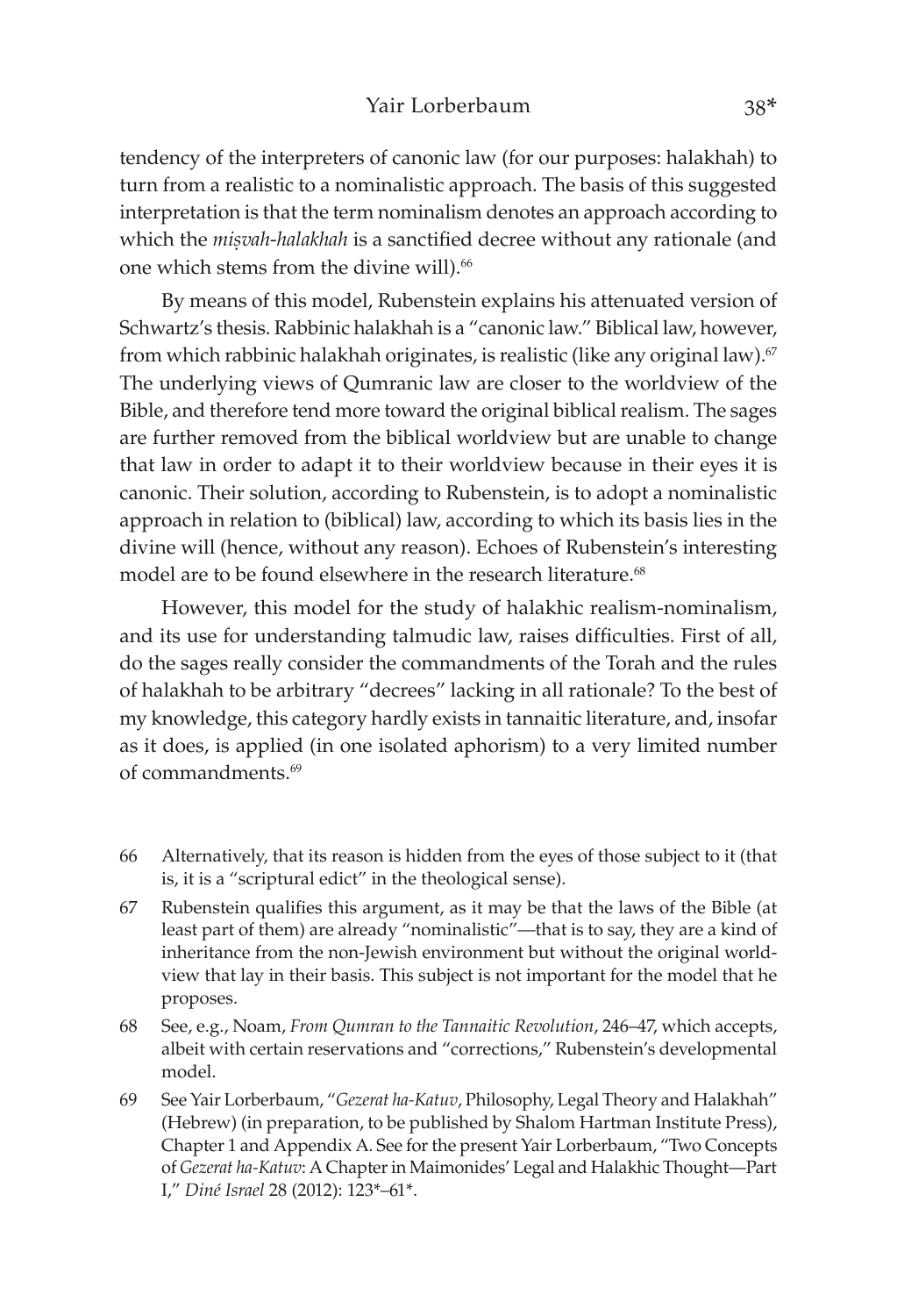tendency of the interpreters of canonic law (for our purposes: halakhah) to turn from a realistic to a nominalistic approach. The basis of this suggested interpretation is that the term nominalism denotes an approach according to which the *miṣvah-halakhah* is a sanctified decree without any rationale (and one which stems from the divine will).[66]

By means of this model, Rubenstein explains his attenuated version of Schwartz's thesis. Rabbinic halakhah is a "canonic law." Biblical law, however, from which rabbinic halakhah originates, is realistic (like any original law).[67] The underlying views of Qumranic law are closer to the worldview of the Bible, and therefore tend more toward the original biblical realism. The sages are further removed from the biblical worldview but are unable to change that law in order to adapt it to their worldview because in their eyes it is canonic. Their solution, according to Rubenstein, is to adopt a nominalistic approach in relation to (biblical) law, according to which its basis lies in the divine will (hence, without any reason). Echoes of Rubenstein's interesting model are to be found elsewhere in the research literature.[68]

However, this model for the study of halakhic realism-nominalism, and its use for understanding talmudic law, raises difficulties. First of all, do the sages really consider the commandments of the Torah and the rules of halakhah to be arbitrary "decrees" lacking in all rationale? To the best of my knowledge, this category hardly exists in tannaitic literature, and, insofar as it does, is applied (in one isolated aphorism) to a very limited number of commandments.[69]

66 Alternatively, that its reason is hidden from the eyes of those subject to it (that is, it is a "scriptural edict" in the theological sense).

67 Rubenstein qualifies this argument, as it may be that the laws of the Bible (at least part of them) are already "nominalistic"—that is to say, they are a kind of inheritance from the non-Jewish environment but without the original worldview that lay in their basis. This subject is not important for the model that he proposes.

68 See, e.g., Noam, *From Qumran to the Tannaitic Revolution*, 246–47, which accepts, albeit with certain reservations and "corrections," Rubenstein's developmental model.

69 See Yair Lorberbaum, "*Gezerat ha-Katuv*, Philosophy, Legal Theory and Halakhah" (Hebrew) (in preparation, to be published by Shalom Hartman Institute Press), Chapter 1 and Appendix A. See for the present Yair Lorberbaum, "Two Concepts of *Gezerat ha-Katuv*: A Chapter in Maimonides' Legal and Halakhic Thought—Part I," *Diné Israel* 28 (2012): 123*–61*.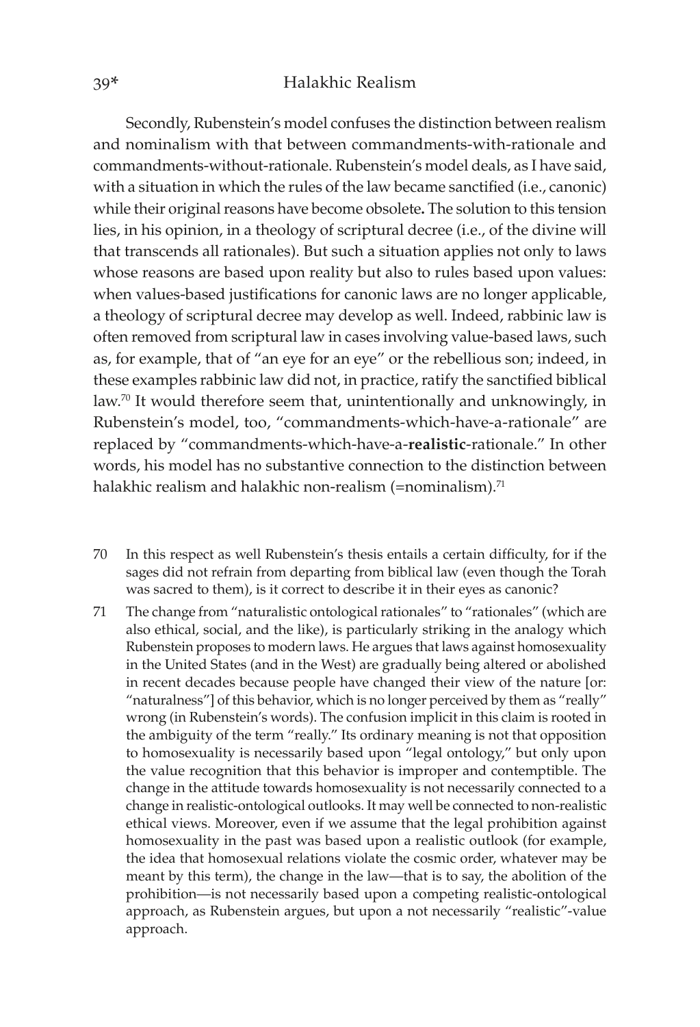Secondly, Rubenstein's model confuses the distinction between realism and nominalism with that between commandments-with-rationale and commandments-without-rationale. Rubenstein's model deals, as I have said, with a situation in which the rules of the law became sanctified (i.e., canonic) while their original reasons have become obsolete**.** The solution to this tension lies, in his opinion, in a theology of scriptural decree (i.e., of the divine will that transcends all rationales). But such a situation applies not only to laws whose reasons are based upon reality but also to rules based upon values: when values-based justifications for canonic laws are no longer applicable, a theology of scriptural decree may develop as well. Indeed, rabbinic law is often removed from scriptural law in cases involving value-based laws, such as, for example, that of "an eye for an eye" or the rebellious son; indeed, in these examples rabbinic law did not, in practice, ratify the sanctified biblical law.[70] It would therefore seem that, unintentionally and unknowingly, in Rubenstein's model, too, "commandments-which-have-a-rationale" are replaced by "commandments-which-have-a-**realistic**-rationale." In other words, his model has no substantive connection to the distinction between halakhic realism and halakhic non-realism (=nominalism).[71]

70 In this respect as well Rubenstein's thesis entails a certain difficulty, for if the sages did not refrain from departing from biblical law (even though the Torah was sacred to them), is it correct to describe it in their eyes as canonic?

71 The change from "naturalistic ontological rationales" to "rationales" (which are also ethical, social, and the like), is particularly striking in the analogy which Rubenstein proposes to modern laws. He argues that laws against homosexuality in the United States (and in the West) are gradually being altered or abolished in recent decades because people have changed their view of the nature [or: "naturalness"] of this behavior, which is no longer perceived by them as "really" wrong (in Rubenstein's words). The confusion implicit in this claim is rooted in the ambiguity of the term "really." Its ordinary meaning is not that opposition to homosexuality is necessarily based upon "legal ontology," but only upon the value recognition that this behavior is improper and contemptible. The change in the attitude towards homosexuality is not necessarily connected to a change in realistic-ontological outlooks. It may well be connected to non-realistic ethical views. Moreover, even if we assume that the legal prohibition against homosexuality in the past was based upon a realistic outlook (for example, the idea that homosexual relations violate the cosmic order, whatever may be meant by this term), the change in the law—that is to say, the abolition of the prohibition—is not necessarily based upon a competing realistic-ontological approach, as Rubenstein argues, but upon a not necessarily "realistic"-value approach.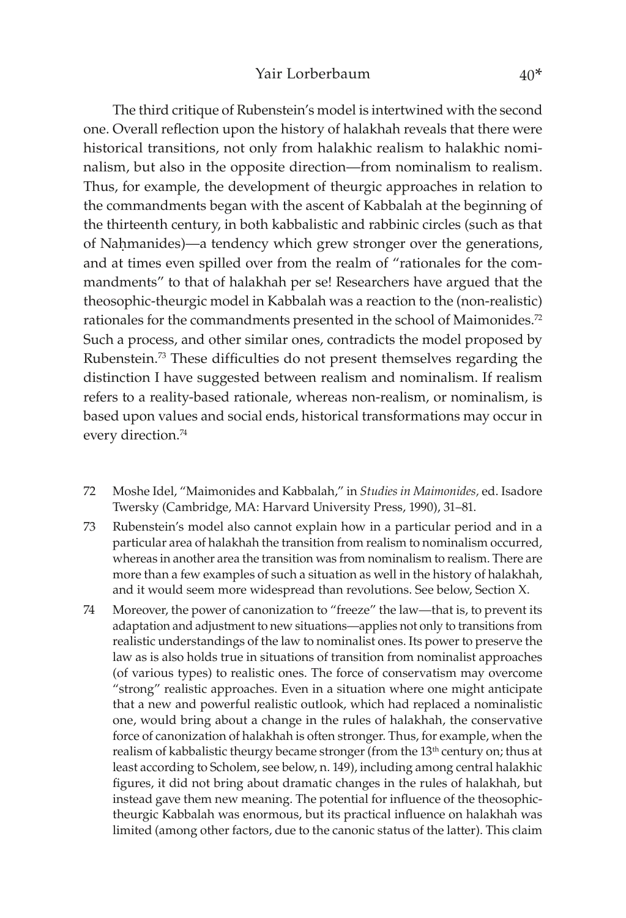The third critique of Rubenstein's model is intertwined with the second one. Overall reflection upon the history of halakhah reveals that there were historical transitions, not only from halakhic realism to halakhic nominalism, but also in the opposite direction—from nominalism to realism. Thus, for example, the development of theurgic approaches in relation to the commandments began with the ascent of Kabbalah at the beginning of the thirteenth century, in both kabbalistic and rabbinic circles (such as that of Naḥmanides)—a tendency which grew stronger over the generations, and at times even spilled over from the realm of "rationales for the commandments" to that of halakhah per se! Researchers have argued that the theosophic-theurgic model in Kabbalah was a reaction to the (non-realistic) rationales for the commandments presented in the school of Maimonides.[72] Such a process, and other similar ones, contradicts the model proposed by Rubenstein.[73] These difficulties do not present themselves regarding the distinction I have suggested between realism and nominalism. If realism refers to a reality-based rationale, whereas non-realism, or nominalism, is based upon values and social ends, historical transformations may occur in every direction.[74]

72 Moshe Idel, "Maimonides and Kabbalah," in *Studies in Maimonides,* ed. Isadore Twersky (Cambridge, MA: Harvard University Press, 1990), 31–81.

73 Rubenstein's model also cannot explain how in a particular period and in a particular area of halakhah the transition from realism to nominalism occurred, whereas in another area the transition was from nominalism to realism. There are more than a few examples of such a situation as well in the history of halakhah, and it would seem more widespread than revolutions. See below, Section X.

74 Moreover, the power of canonization to "freeze" the law—that is, to prevent its adaptation and adjustment to new situations—applies not only to transitions from realistic understandings of the law to nominalist ones. Its power to preserve the law as is also holds true in situations of transition from nominalist approaches (of various types) to realistic ones. The force of conservatism may overcome "strong" realistic approaches. Even in a situation where one might anticipate that a new and powerful realistic outlook, which had replaced a nominalistic one, would bring about a change in the rules of halakhah, the conservative force of canonization of halakhah is often stronger. Thus, for example, when the realism of kabbalistic theurgy became stronger (from the 13th century on; thus at least according to Scholem, see below, n. 149), including among central halakhic figures, it did not bring about dramatic changes in the rules of halakhah, but instead gave them new meaning. The potential for influence of the theosophic-theurgic Kabbalah was enormous, but its practical influence on halakhah was limited (among other factors, due to the canonic status of the latter). This claim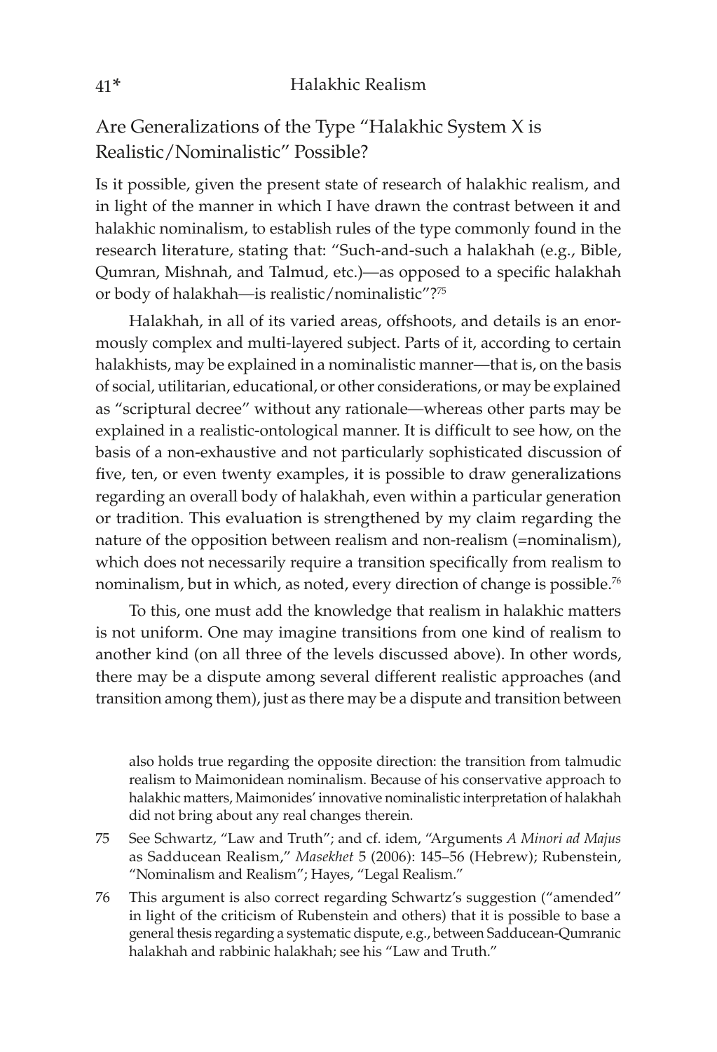## Are Generalizations of the Type "Halakhic System X is Realistic/Nominalistic" Possible?

Is it possible, given the present state of research of halakhic realism, and in light of the manner in which I have drawn the contrast between it and halakhic nominalism, to establish rules of the type commonly found in the research literature, stating that: "Such-and-such a halakhah (e.g., Bible, Qumran, Mishnah, and Talmud, etc.)—as opposed to a specific halakhah or body of halakhah—is realistic/nominalistic"?[75]

Halakhah, in all of its varied areas, offshoots, and details is an enormously complex and multi-layered subject. Parts of it, according to certain halakhists, may be explained in a nominalistic manner—that is, on the basis of social, utilitarian, educational, or other considerations, or may be explained as "scriptural decree" without any rationale—whereas other parts may be explained in a realistic-ontological manner. It is difficult to see how, on the basis of a non-exhaustive and not particularly sophisticated discussion of five, ten, or even twenty examples, it is possible to draw generalizations regarding an overall body of halakhah, even within a particular generation or tradition. This evaluation is strengthened by my claim regarding the nature of the opposition between realism and non-realism (=nominalism), which does not necessarily require a transition specifically from realism to nominalism, but in which, as noted, every direction of change is possible.[76]

To this, one must add the knowledge that realism in halakhic matters is not uniform. One may imagine transitions from one kind of realism to another kind (on all three of the levels discussed above). In other words, there may be a dispute among several different realistic approaches (and transition among them), just as there may be a dispute and transition between

also holds true regarding the opposite direction: the transition from talmudic realism to Maimonidean nominalism. Because of his conservative approach to halakhic matters, Maimonides' innovative nominalistic interpretation of halakhah did not bring about any real changes therein.

75 See Schwartz, "Law and Truth"; and cf. idem, "Arguments *A Minori ad Majus* as Sadducean Realism," *Masekhet* 5 (2006): 145–56 (Hebrew); Rubenstein, "Nominalism and Realism"; Hayes, "Legal Realism."

76 This argument is also correct regarding Schwartz's suggestion ("amended" in light of the criticism of Rubenstein and others) that it is possible to base a general thesis regarding a systematic dispute, e.g., between Sadducean-Qumranic halakhah and rabbinic halakhah; see his "Law and Truth."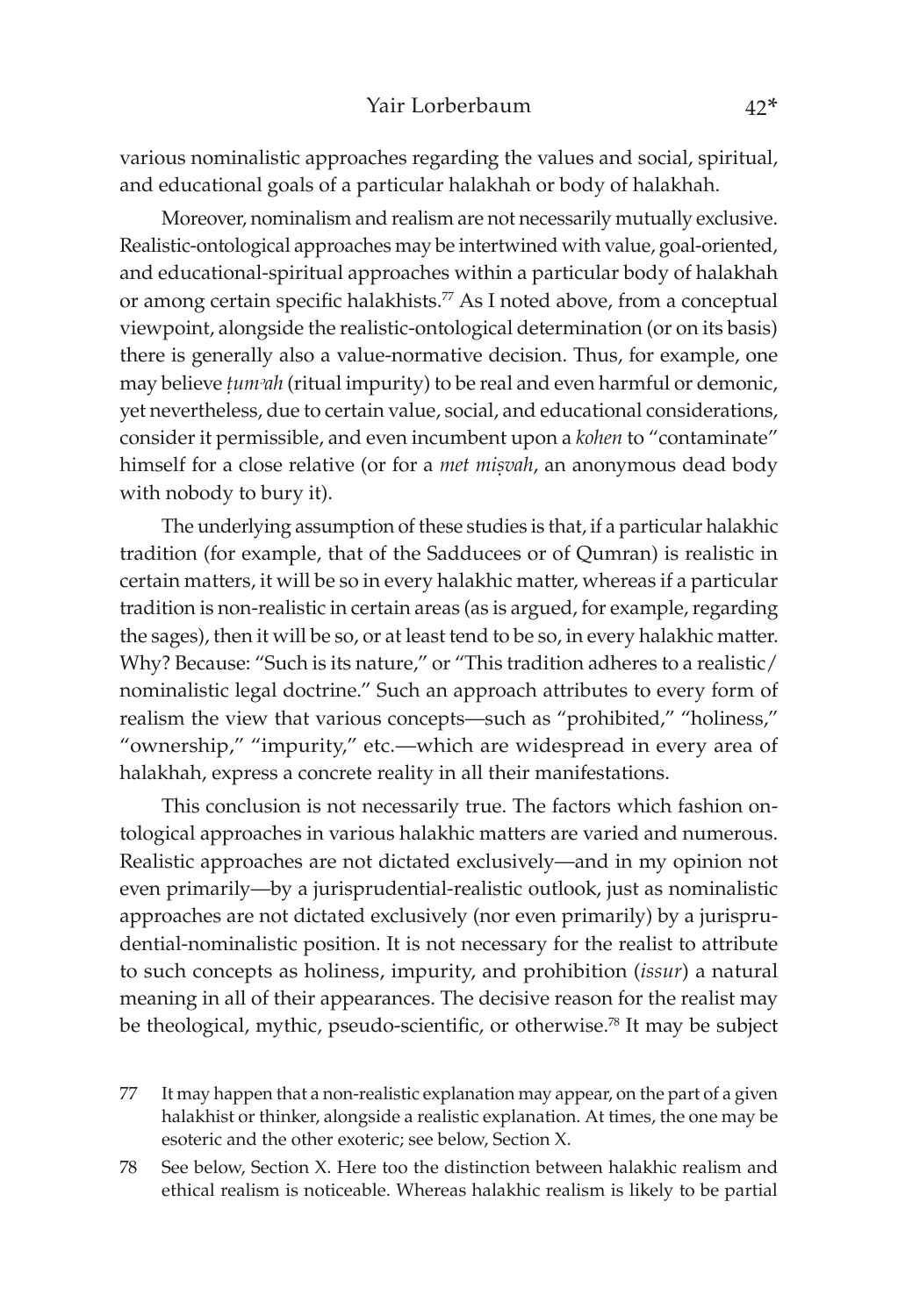various nominalistic approaches regarding the values and social, spiritual, and educational goals of a particular halakhah or body of halakhah.

Moreover, nominalism and realism are not necessarily mutually exclusive. Realistic-ontological approaches may be intertwined with value, goal-oriented, and educational-spiritual approaches within a particular body of halakhah or among certain specific halakhists.[77] As I noted above, from a conceptual viewpoint, alongside the realistic-ontological determination (or on its basis) there is generally also a value-normative decision. Thus, for example, one may believe *ṭumʾah* (ritual impurity) to be real and even harmful or demonic, yet nevertheless, due to certain value, social, and educational considerations, consider it permissible, and even incumbent upon a *kohen* to "contaminate" himself for a close relative (or for a *met miṣvah*, an anonymous dead body with nobody to bury it).

The underlying assumption of these studies is that, if a particular halakhic tradition (for example, that of the Sadducees or of Qumran) is realistic in certain matters, it will be so in every halakhic matter, whereas if a particular tradition is non-realistic in certain areas (as is argued, for example, regarding the sages), then it will be so, or at least tend to be so, in every halakhic matter. Why? Because: "Such is its nature," or "This tradition adheres to a realistic/nominalistic legal doctrine." Such an approach attributes to every form of realism the view that various concepts—such as "prohibited," "holiness," "ownership," "impurity," etc.—which are widespread in every area of halakhah, express a concrete reality in all their manifestations.

This conclusion is not necessarily true. The factors which fashion ontological approaches in various halakhic matters are varied and numerous. Realistic approaches are not dictated exclusively—and in my opinion not even primarily—by a jurisprudential-realistic outlook, just as nominalistic approaches are not dictated exclusively (nor even primarily) by a jurisprudential-nominalistic position. It is not necessary for the realist to attribute to such concepts as holiness, impurity, and prohibition (*issur*) a natural meaning in all of their appearances. The decisive reason for the realist may be theological, mythic, pseudo-scientific, or otherwise.[78] It may be subject

77 It may happen that a non-realistic explanation may appear, on the part of a given halakhist or thinker, alongside a realistic explanation. At times, the one may be esoteric and the other exoteric; see below, Section X.

78 See below, Section X. Here too the distinction between halakhic realism and ethical realism is noticeable. Whereas halakhic realism is likely to be partial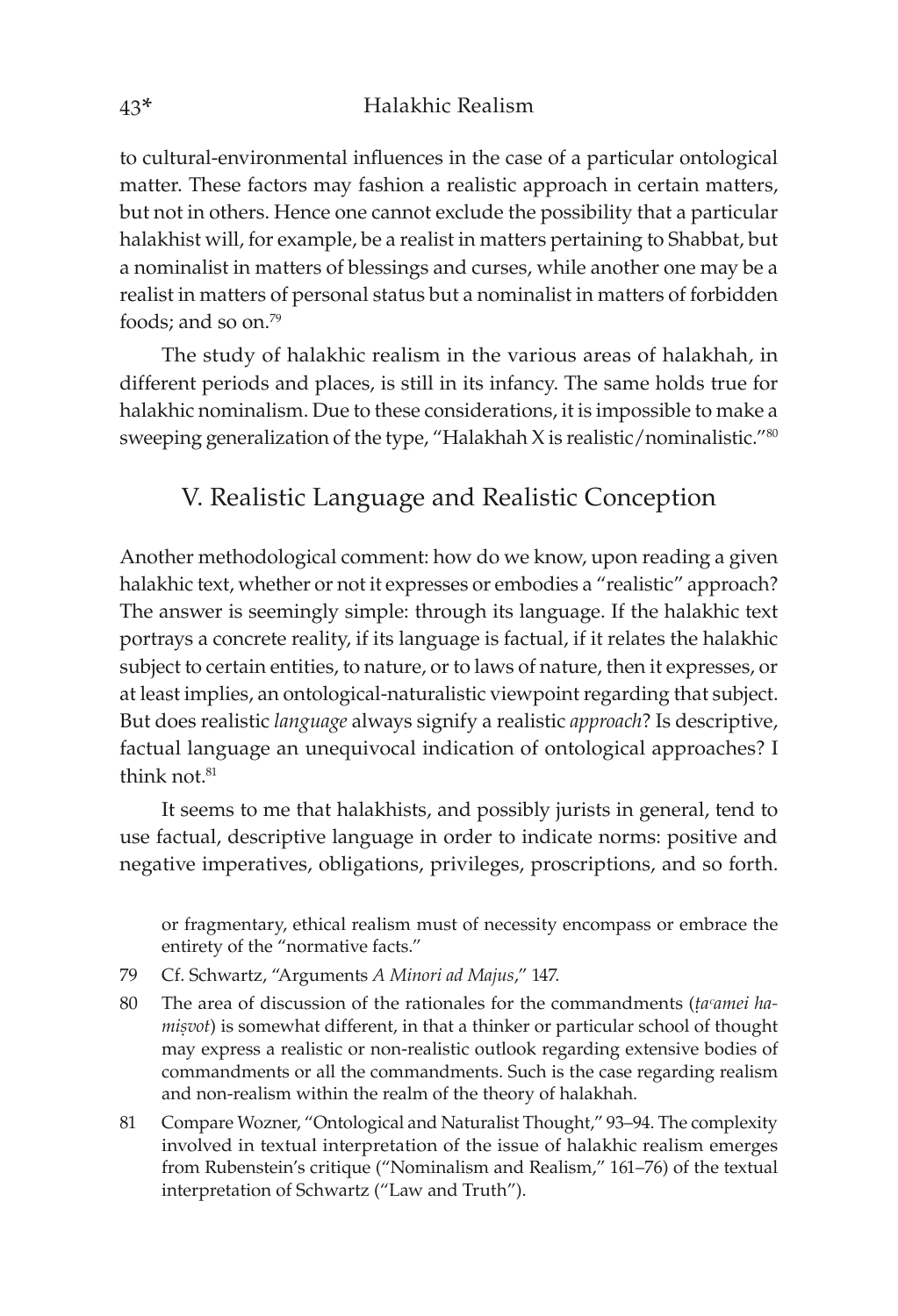to cultural-environmental influences in the case of a particular ontological matter. These factors may fashion a realistic approach in certain matters, but not in others. Hence one cannot exclude the possibility that a particular halakhist will, for example, be a realist in matters pertaining to Shabbat, but a nominalist in matters of blessings and curses, while another one may be a realist in matters of personal status but a nominalist in matters of forbidden foods; and so on.[79]

The study of halakhic realism in the various areas of halakhah, in different periods and places, is still in its infancy. The same holds true for halakhic nominalism. Due to these considerations, it is impossible to make a sweeping generalization of the type, "Halakhah X is realistic/nominalistic."[80]

## V. Realistic Language and Realistic Conception

Another methodological comment: how do we know, upon reading a given halakhic text, whether or not it expresses or embodies a "realistic" approach? The answer is seemingly simple: through its language. If the halakhic text portrays a concrete reality, if its language is factual, if it relates the halakhic subject to certain entities, to nature, or to laws of nature, then it expresses, or at least implies, an ontological-naturalistic viewpoint regarding that subject. But does realistic *language* always signify a realistic *approach*? Is descriptive, factual language an unequivocal indication of ontological approaches? I think not.[81]

It seems to me that halakhists, and possibly jurists in general, tend to use factual, descriptive language in order to indicate norms: positive and negative imperatives, obligations, privileges, proscriptions, and so forth.

or fragmentary, ethical realism must of necessity encompass or embrace the entirety of the "normative facts."

79 Cf. Schwartz, "Arguments *A Minori ad Majus*," 147.

80 The area of discussion of the rationales for the commandments (*ṭaʿamei ha-miṣvot*) is somewhat different, in that a thinker or particular school of thought may express a realistic or non-realistic outlook regarding extensive bodies of commandments or all the commandments. Such is the case regarding realism and non-realism within the realm of the theory of halakhah.

81 Compare Wozner, "Ontological and Naturalist Thought," 93–94. The complexity involved in textual interpretation of the issue of halakhic realism emerges from Rubenstein's critique ("Nominalism and Realism," 161–76) of the textual interpretation of Schwartz ("Law and Truth").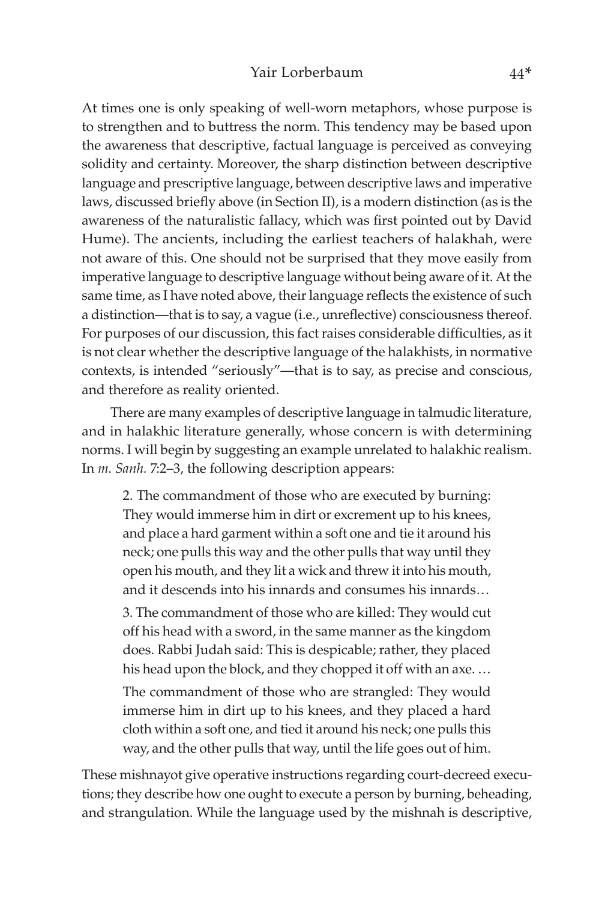At times one is only speaking of well-worn metaphors, whose purpose is to strengthen and to buttress the norm. This tendency may be based upon the awareness that descriptive, factual language is perceived as conveying solidity and certainty. Moreover, the sharp distinction between descriptive language and prescriptive language, between descriptive laws and imperative laws, discussed briefly above (in Section II), is a modern distinction (as is the awareness of the naturalistic fallacy, which was first pointed out by David Hume). The ancients, including the earliest teachers of halakhah, were not aware of this. One should not be surprised that they move easily from imperative language to descriptive language without being aware of it. At the same time, as I have noted above, their language reflects the existence of such a distinction—that is to say, a vague (i.e., unreflective) consciousness thereof. For purposes of our discussion, this fact raises considerable difficulties, as it is not clear whether the descriptive language of the halakhists, in normative contexts, is intended "seriously"—that is to say, as precise and conscious, and therefore as reality oriented.

There are many examples of descriptive language in talmudic literature, and in halakhic literature generally, whose concern is with determining norms. I will begin by suggesting an example unrelated to halakhic realism. In *m. Sanh.* 7:2–3, the following description appears:

> 2. The commandment of those who are executed by burning: They would immerse him in dirt or excrement up to his knees, and place a hard garment within a soft one and tie it around his neck; one pulls this way and the other pulls that way until they open his mouth, and they lit a wick and threw it into his mouth, and it descends into his innards and consumes his innards…
>
> 3. The commandment of those who are killed: They would cut off his head with a sword, in the same manner as the kingdom does. Rabbi Judah said: This is despicable; rather, they placed his head upon the block, and they chopped it off with an axe. …
>
> The commandment of those who are strangled: They would immerse him in dirt up to his knees, and they placed a hard cloth within a soft one, and tied it around his neck; one pulls this way, and the other pulls that way, until the life goes out of him.

These mishnayot give operative instructions regarding court-decreed executions; they describe how one ought to execute a person by burning, beheading, and strangulation. While the language used by the mishnah is descriptive,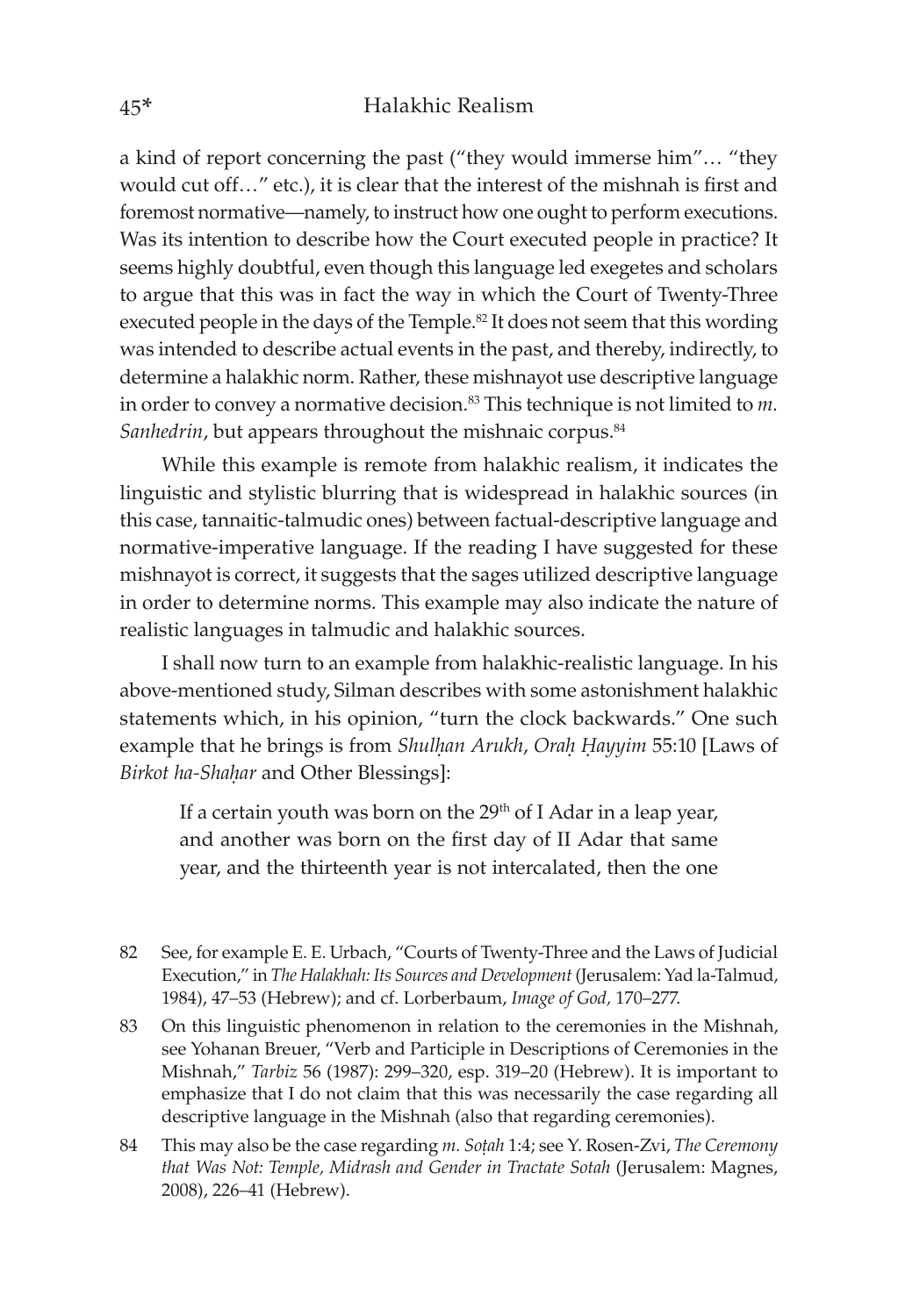a kind of report concerning the past ("they would immerse him"… "they would cut off…" etc.), it is clear that the interest of the mishnah is first and foremost normative—namely, to instruct how one ought to perform executions. Was its intention to describe how the Court executed people in practice? It seems highly doubtful, even though this language led exegetes and scholars to argue that this was in fact the way in which the Court of Twenty-Three executed people in the days of the Temple.[82] It does not seem that this wording was intended to describe actual events in the past, and thereby, indirectly, to determine a halakhic norm. Rather, these mishnayot use descriptive language in order to convey a normative decision.[83] This technique is not limited to *m. Sanhedrin*, but appears throughout the mishnaic corpus.[84]

While this example is remote from halakhic realism, it indicates the linguistic and stylistic blurring that is widespread in halakhic sources (in this case, tannaitic-talmudic ones) between factual-descriptive language and normative-imperative language. If the reading I have suggested for these mishnayot is correct, it suggests that the sages utilized descriptive language in order to determine norms. This example may also indicate the nature of realistic languages in talmudic and halakhic sources.

I shall now turn to an example from halakhic-realistic language. In his above-mentioned study, Silman describes with some astonishment halakhic statements which, in his opinion, "turn the clock backwards." One such example that he brings is from *Shulḥan Arukh*, *Oraḥ Ḥayyim* 55:10 [Laws of *Birkot ha-Shaḥar* and Other Blessings]:

> If a certain youth was born on the 29th of I Adar in a leap year, and another was born on the first day of II Adar that same year, and the thirteenth year is not intercalated, then the one

82 See, for example E. E. Urbach, "Courts of Twenty-Three and the Laws of Judicial Execution," in *The Halakhah: Its Sources and Development* (Jerusalem: Yad la-Talmud, 1984), 47–53 (Hebrew); and cf. Lorberbaum, *Image of God,* 170–277.

83 On this linguistic phenomenon in relation to the ceremonies in the Mishnah, see Yohanan Breuer, "Verb and Participle in Descriptions of Ceremonies in the Mishnah," *Tarbiz* 56 (1987): 299–320, esp. 319–20 (Hebrew). It is important to emphasize that I do not claim that this was necessarily the case regarding all descriptive language in the Mishnah (also that regarding ceremonies).

84 This may also be the case regarding *m. Soṭah* 1:4; see Y. Rosen-Zvi, *The Ceremony that Was Not: Temple, Midrash and Gender in Tractate Sotah* (Jerusalem: Magnes, 2008), 226–41 (Hebrew).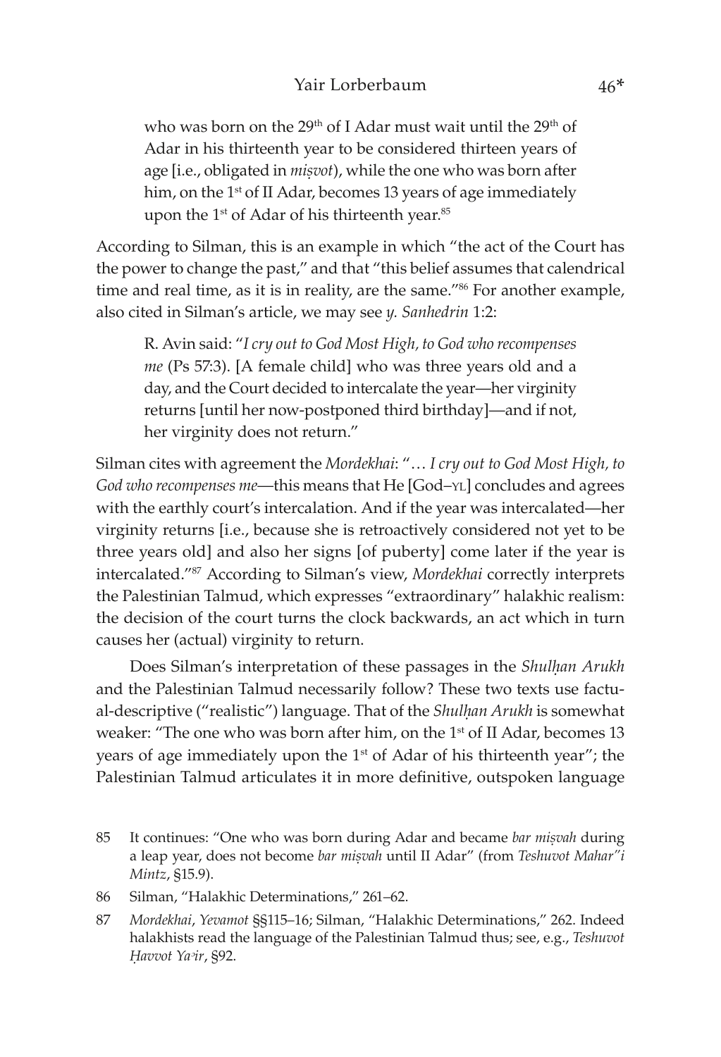> who was born on the 29th of I Adar must wait until the 29th of Adar in his thirteenth year to be considered thirteen years of age [i.e., obligated in *miṣvot*), while the one who was born after him, on the 1st of II Adar, becomes 13 years of age immediately upon the 1st of Adar of his thirteenth year.[85]

According to Silman, this is an example in which "the act of the Court has the power to change the past," and that "this belief assumes that calendrical time and real time, as it is in reality, are the same."[86] For another example, also cited in Silman's article, we may see *y. Sanhedrin* 1:2:

> R. Avin said: "*I cry out to God Most High, to God who recompenses me* (Ps 57:3). [A female child] who was three years old and a day, and the Court decided to intercalate the year—her virginity returns [until her now-postponed third birthday]—and if not, her virginity does not return."

Silman cites with agreement the *Mordekhai*: "… *I cry out to God Most High, to God who recompenses me*—this means that He [God–YL] concludes and agrees with the earthly court's intercalation. And if the year was intercalated—her virginity returns [i.e., because she is retroactively considered not yet to be three years old] and also her signs [of puberty] come later if the year is intercalated."[87] According to Silman's view, *Mordekhai* correctly interprets the Palestinian Talmud, which expresses "extraordinary" halakhic realism: the decision of the court turns the clock backwards, an act which in turn causes her (actual) virginity to return.

Does Silman's interpretation of these passages in the *Shulḥan Arukh* and the Palestinian Talmud necessarily follow? These two texts use factual-descriptive ("realistic") language. That of the *Shulḥan Arukh* is somewhat weaker: "The one who was born after him, on the 1st of II Adar, becomes 13 years of age immediately upon the 1st of Adar of his thirteenth year"; the Palestinian Talmud articulates it in more definitive, outspoken language

---

85 It continues: "One who was born during Adar and became *bar miṣvah* during a leap year, does not become *bar miṣvah* until II Adar" (from *Teshuvot Mahar"i Mintz*, §15.9).

86 Silman, "Halakhic Determinations," 261–62.

87 *Mordekhai*, *Yevamot* §§115–16; Silman, "Halakhic Determinations," 262. Indeed halakhists read the language of the Palestinian Talmud thus; see, e.g., *Teshuvot Ḥavvot Yaʾir*, §92.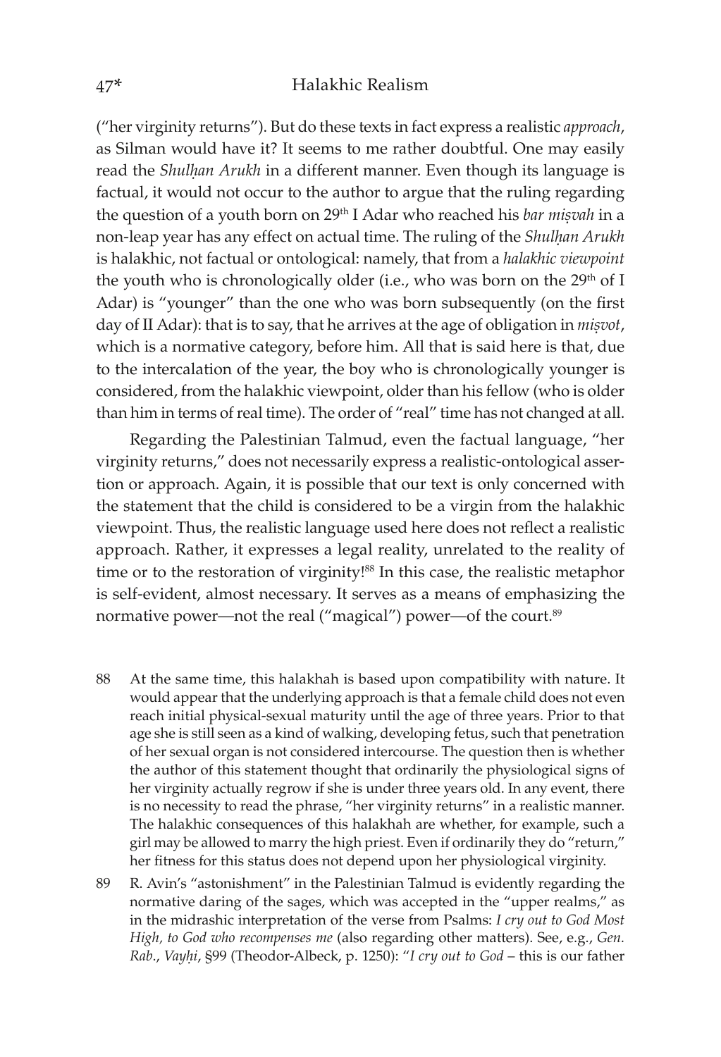("her virginity returns"). But do these texts in fact express a realistic *approach*, as Silman would have it? It seems to me rather doubtful. One may easily read the *Shulḥan Arukh* in a different manner. Even though its language is factual, it would not occur to the author to argue that the ruling regarding the question of a youth born on 29th I Adar who reached his *bar miṣvah* in a non-leap year has any effect on actual time. The ruling of the *Shulḥan Arukh* is halakhic, not factual or ontological: namely, that from a *halakhic viewpoint* the youth who is chronologically older (i.e., who was born on the 29th of I Adar) is "younger" than the one who was born subsequently (on the first day of II Adar): that is to say, that he arrives at the age of obligation in *miṣvot*, which is a normative category, before him. All that is said here is that, due to the intercalation of the year, the boy who is chronologically younger is considered, from the halakhic viewpoint, older than his fellow (who is older than him in terms of real time). The order of "real" time has not changed at all.

Regarding the Palestinian Talmud, even the factual language, "her virginity returns," does not necessarily express a realistic-ontological assertion or approach. Again, it is possible that our text is only concerned with the statement that the child is considered to be a virgin from the halakhic viewpoint. Thus, the realistic language used here does not reflect a realistic approach. Rather, it expresses a legal reality, unrelated to the reality of time or to the restoration of virginity![88] In this case, the realistic metaphor is self-evident, almost necessary. It serves as a means of emphasizing the normative power—not the real ("magical") power—of the court.[89]

88 At the same time, this halakhah is based upon compatibility with nature. It would appear that the underlying approach is that a female child does not even reach initial physical-sexual maturity until the age of three years. Prior to that age she is still seen as a kind of walking, developing fetus, such that penetration of her sexual organ is not considered intercourse. The question then is whether the author of this statement thought that ordinarily the physiological signs of her virginity actually regrow if she is under three years old. In any event, there is no necessity to read the phrase, "her virginity returns" in a realistic manner. The halakhic consequences of this halakhah are whether, for example, such a girl may be allowed to marry the high priest. Even if ordinarily they do "return," her fitness for this status does not depend upon her physiological virginity.

89 R. Avin's "astonishment" in the Palestinian Talmud is evidently regarding the normative daring of the sages, which was accepted in the "upper realms," as in the midrashic interpretation of the verse from Psalms: *I cry out to God Most High, to God who recompenses me* (also regarding other matters). See, e.g., *Gen. Rab.*, *Vayḥi*, §99 (Theodor-Albeck, p. 1250): "*I cry out to God* – this is our father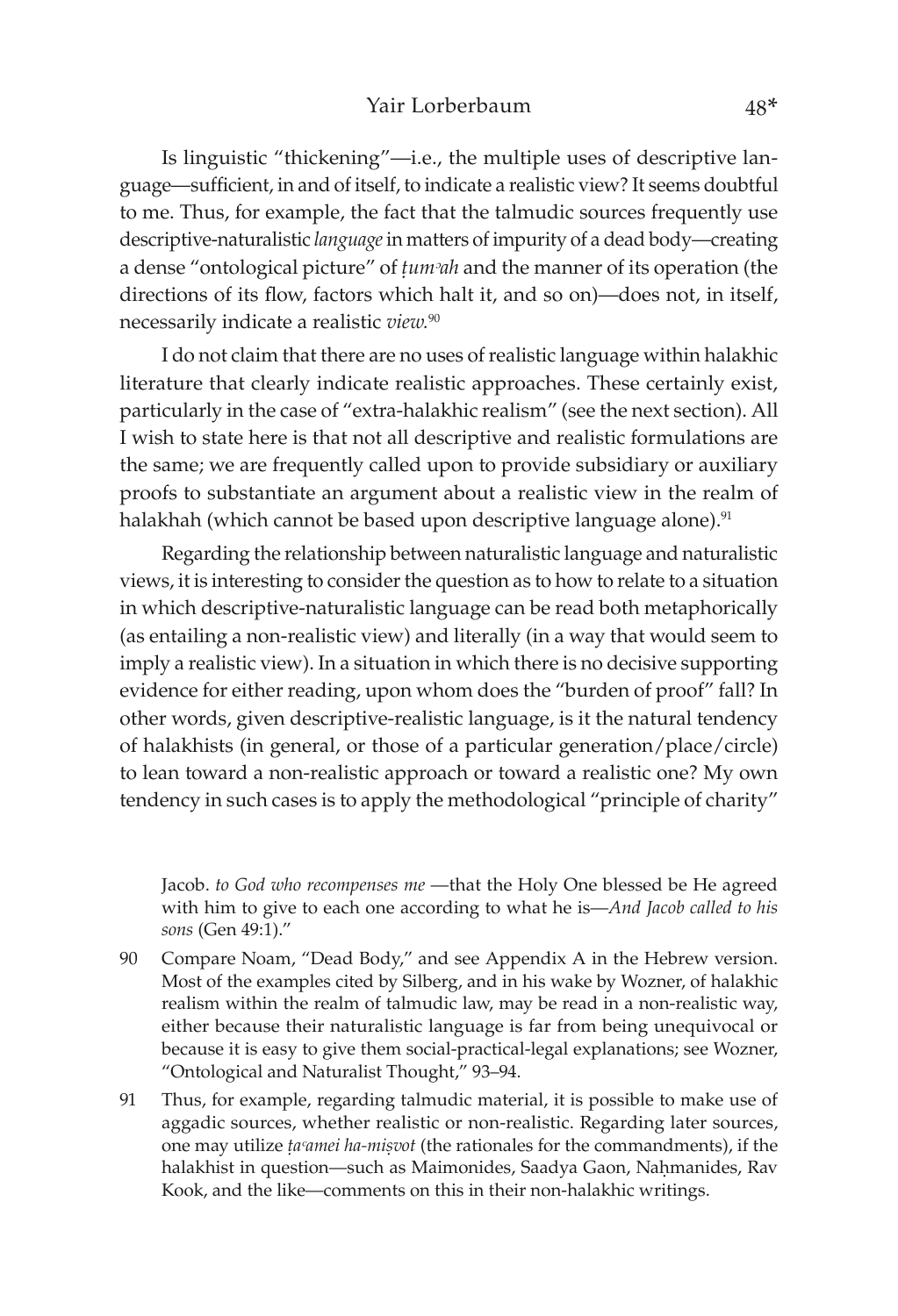Is linguistic "thickening"—i.e., the multiple uses of descriptive language—sufficient, in and of itself, to indicate a realistic view? It seems doubtful to me. Thus, for example, the fact that the talmudic sources frequently use descriptive-naturalistic *language* in matters of impurity of a dead body—creating a dense "ontological picture" of *ṭumʾah* and the manner of its operation (the directions of its flow, factors which halt it, and so on)—does not, in itself, necessarily indicate a realistic *view*.[90]

I do not claim that there are no uses of realistic language within halakhic literature that clearly indicate realistic approaches. These certainly exist, particularly in the case of "extra-halakhic realism" (see the next section). All I wish to state here is that not all descriptive and realistic formulations are the same; we are frequently called upon to provide subsidiary or auxiliary proofs to substantiate an argument about a realistic view in the realm of halakhah (which cannot be based upon descriptive language alone).[91]

Regarding the relationship between naturalistic language and naturalistic views, it is interesting to consider the question as to how to relate to a situation in which descriptive-naturalistic language can be read both metaphorically (as entailing a non-realistic view) and literally (in a way that would seem to imply a realistic view). In a situation in which there is no decisive supporting evidence for either reading, upon whom does the "burden of proof" fall? In other words, given descriptive-realistic language, is it the natural tendency of halakhists (in general, or those of a particular generation/place/circle) to lean toward a non-realistic approach or toward a realistic one? My own tendency in such cases is to apply the methodological "principle of charity"

Jacob. *to God who recompenses me* —that the Holy One blessed be He agreed with him to give to each one according to what he is—*And Jacob called to his sons* (Gen 49:1)."

90 Compare Noam, "Dead Body," and see Appendix A in the Hebrew version. Most of the examples cited by Silberg, and in his wake by Wozner, of halakhic realism within the realm of talmudic law, may be read in a non-realistic way, either because their naturalistic language is far from being unequivocal or because it is easy to give them social-practical-legal explanations; see Wozner, "Ontological and Naturalist Thought," 93–94.

91 Thus, for example, regarding talmudic material, it is possible to make use of aggadic sources, whether realistic or non-realistic. Regarding later sources, one may utilize *ṭaʿamei ha-miṣvot* (the rationales for the commandments), if the halakhist in question—such as Maimonides, Saadya Gaon, Naḥmanides, Rav Kook, and the like—comments on this in their non-halakhic writings.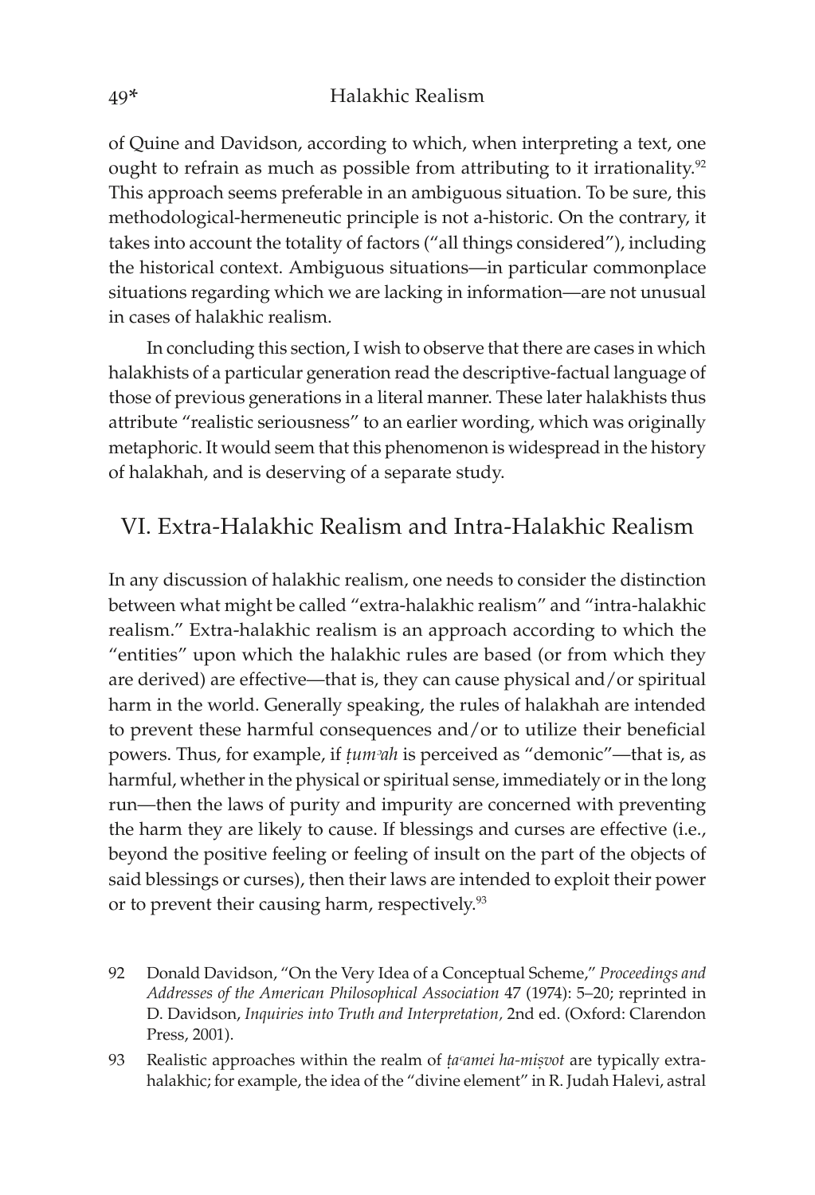of Quine and Davidson, according to which, when interpreting a text, one ought to refrain as much as possible from attributing to it irrationality.[92] This approach seems preferable in an ambiguous situation. To be sure, this methodological-hermeneutic principle is not a-historic. On the contrary, it takes into account the totality of factors ("all things considered"), including the historical context. Ambiguous situations—in particular commonplace situations regarding which we are lacking in information—are not unusual in cases of halakhic realism.

In concluding this section, I wish to observe that there are cases in which halakhists of a particular generation read the descriptive-factual language of those of previous generations in a literal manner. These later halakhists thus attribute "realistic seriousness" to an earlier wording, which was originally metaphoric. It would seem that this phenomenon is widespread in the history of halakhah, and is deserving of a separate study.

## VI. Extra-Halakhic Realism and Intra-Halakhic Realism

In any discussion of halakhic realism, one needs to consider the distinction between what might be called "extra-halakhic realism" and "intra-halakhic realism." Extra-halakhic realism is an approach according to which the "entities" upon which the halakhic rules are based (or from which they are derived) are effective—that is, they can cause physical and/or spiritual harm in the world. Generally speaking, the rules of halakhah are intended to prevent these harmful consequences and/or to utilize their beneficial powers. Thus, for example, if *ṭumʾah* is perceived as "demonic"—that is, as harmful, whether in the physical or spiritual sense, immediately or in the long run—then the laws of purity and impurity are concerned with preventing the harm they are likely to cause. If blessings and curses are effective (i.e., beyond the positive feeling or feeling of insult on the part of the objects of said blessings or curses), then their laws are intended to exploit their power or to prevent their causing harm, respectively.[93]

92 Donald Davidson, "On the Very Idea of a Conceptual Scheme," *Proceedings and Addresses of the American Philosophical Association* 47 (1974): 5–20; reprinted in D. Davidson, *Inquiries into Truth and Interpretation*, 2nd ed. (Oxford: Clarendon Press, 2001).

93 Realistic approaches within the realm of *ṭaʿamei ha-miṣvot* are typically extra-halakhic; for example, the idea of the "divine element" in R. Judah Halevi, astral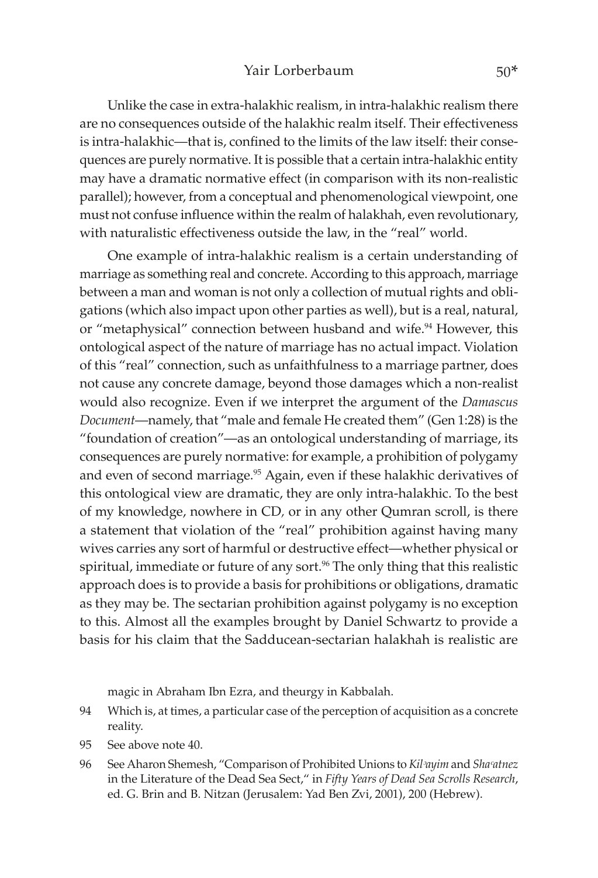Unlike the case in extra-halakhic realism, in intra-halakhic realism there are no consequences outside of the halakhic realm itself. Their effectiveness is intra-halakhic—that is, confined to the limits of the law itself: their consequences are purely normative. It is possible that a certain intra-halakhic entity may have a dramatic normative effect (in comparison with its non-realistic parallel); however, from a conceptual and phenomenological viewpoint, one must not confuse influence within the realm of halakhah, even revolutionary, with naturalistic effectiveness outside the law, in the "real" world.

One example of intra-halakhic realism is a certain understanding of marriage as something real and concrete. According to this approach, marriage between a man and woman is not only a collection of mutual rights and obligations (which also impact upon other parties as well), but is a real, natural, or "metaphysical" connection between husband and wife.[94] However, this ontological aspect of the nature of marriage has no actual impact. Violation of this "real" connection, such as unfaithfulness to a marriage partner, does not cause any concrete damage, beyond those damages which a non-realist would also recognize. Even if we interpret the argument of the *Damascus Document*—namely, that "male and female He created them" (Gen 1:28) is the "foundation of creation"—as an ontological understanding of marriage, its consequences are purely normative: for example, a prohibition of polygamy and even of second marriage.[95] Again, even if these halakhic derivatives of this ontological view are dramatic, they are only intra-halakhic. To the best of my knowledge, nowhere in CD, or in any other Qumran scroll, is there a statement that violation of the "real" prohibition against having many wives carries any sort of harmful or destructive effect—whether physical or spiritual, immediate or future of any sort.[96] The only thing that this realistic approach does is to provide a basis for prohibitions or obligations, dramatic as they may be. The sectarian prohibition against polygamy is no exception to this. Almost all the examples brought by Daniel Schwartz to provide a basis for his claim that the Sadducean-sectarian halakhah is realistic are

magic in Abraham Ibn Ezra, and theurgy in Kabbalah.

94 Which is, at times, a particular case of the perception of acquisition as a concrete reality.

95 See above note 40.

96 See Aharon Shemesh, "Comparison of Prohibited Unions to *Kilʾayim* and *Shaʿatnez* in the Literature of the Dead Sea Sect," in *Fifty Years of Dead Sea Scrolls Research*, ed. G. Brin and B. Nitzan (Jerusalem: Yad Ben Zvi, 2001), 200 (Hebrew).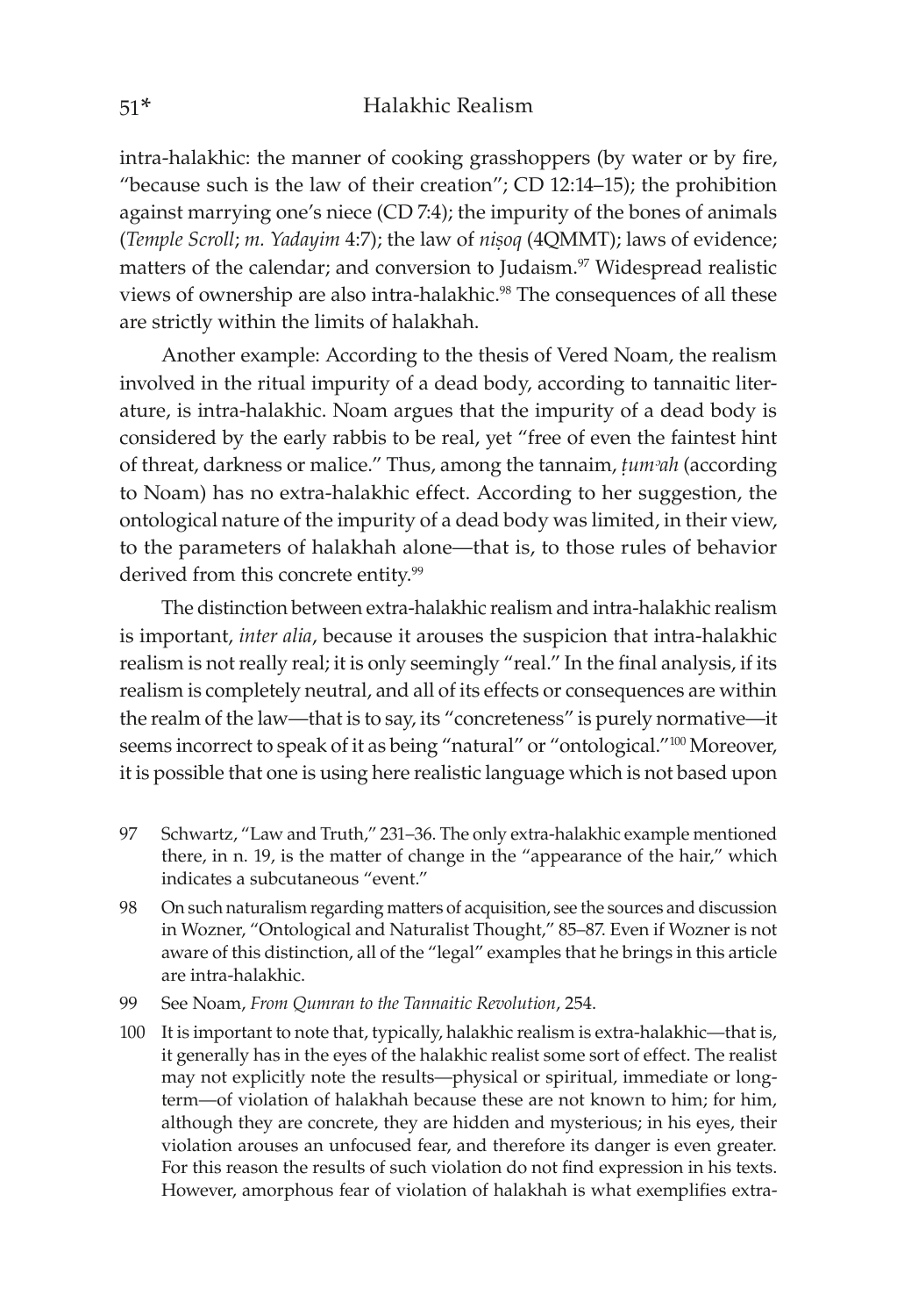intra-halakhic: the manner of cooking grasshoppers (by water or by fire, "because such is the law of their creation"; CD 12:14–15); the prohibition against marrying one's niece (CD 7:4); the impurity of the bones of animals (*Temple Scroll*; *m. Yadayim* 4:7); the law of *niṣoq* (4QMMT); laws of evidence; matters of the calendar; and conversion to Judaism.[97] Widespread realistic views of ownership are also intra-halakhic.[98] The consequences of all these are strictly within the limits of halakhah.

Another example: According to the thesis of Vered Noam, the realism involved in the ritual impurity of a dead body, according to tannaitic literature, is intra-halakhic. Noam argues that the impurity of a dead body is considered by the early rabbis to be real, yet "free of even the faintest hint of threat, darkness or malice." Thus, among the tannaim, *ṭumʾah* (according to Noam) has no extra-halakhic effect. According to her suggestion, the ontological nature of the impurity of a dead body was limited, in their view, to the parameters of halakhah alone—that is, to those rules of behavior derived from this concrete entity.[99]

The distinction between extra-halakhic realism and intra-halakhic realism is important, *inter alia*, because it arouses the suspicion that intra-halakhic realism is not really real; it is only seemingly "real." In the final analysis, if its realism is completely neutral, and all of its effects or consequences are within the realm of the law—that is to say, its "concreteness" is purely normative—it seems incorrect to speak of it as being "natural" or "ontological."[100] Moreover, it is possible that one is using here realistic language which is not based upon

97 Schwartz, "Law and Truth," 231–36. The only extra-halakhic example mentioned there, in n. 19, is the matter of change in the "appearance of the hair," which indicates a subcutaneous "event."

98 On such naturalism regarding matters of acquisition, see the sources and discussion in Wozner, "Ontological and Naturalist Thought," 85–87. Even if Wozner is not aware of this distinction, all of the "legal" examples that he brings in this article are intra-halakhic.

99 See Noam, *From Qumran to the Tannaitic Revolution*, 254.

100 It is important to note that, typically, halakhic realism is extra-halakhic—that is, it generally has in the eyes of the halakhic realist some sort of effect. The realist may not explicitly note the results—physical or spiritual, immediate or long-term—of violation of halakhah because these are not known to him; for him, although they are concrete, they are hidden and mysterious; in his eyes, their violation arouses an unfocused fear, and therefore its danger is even greater. For this reason the results of such violation do not find expression in his texts. However, amorphous fear of violation of halakhah is what exemplifies extra-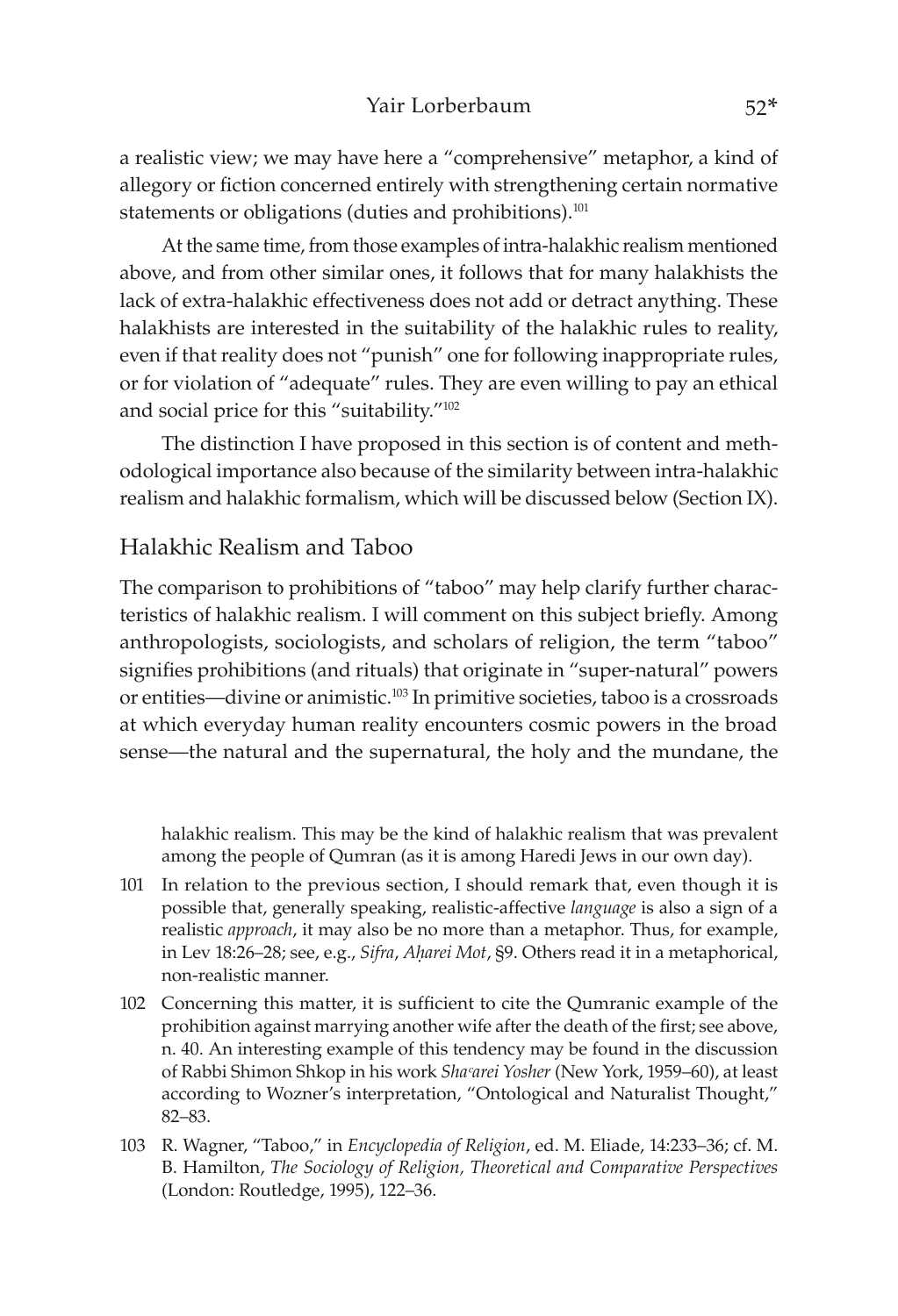a realistic view; we may have here a "comprehensive" metaphor, a kind of allegory or fiction concerned entirely with strengthening certain normative statements or obligations (duties and prohibitions).[101]

At the same time, from those examples of intra-halakhic realism mentioned above, and from other similar ones, it follows that for many halakhists the lack of extra-halakhic effectiveness does not add or detract anything. These halakhists are interested in the suitability of the halakhic rules to reality, even if that reality does not "punish" one for following inappropriate rules, or for violation of "adequate" rules. They are even willing to pay an ethical and social price for this "suitability."[102]

The distinction I have proposed in this section is of content and methodological importance also because of the similarity between intra-halakhic realism and halakhic formalism, which will be discussed below (Section IX).

## Halakhic Realism and Taboo

The comparison to prohibitions of "taboo" may help clarify further characteristics of halakhic realism. I will comment on this subject briefly. Among anthropologists, sociologists, and scholars of religion, the term "taboo" signifies prohibitions (and rituals) that originate in "super-natural" powers or entities—divine or animistic.[103] In primitive societies, taboo is a crossroads at which everyday human reality encounters cosmic powers in the broad sense—the natural and the supernatural, the holy and the mundane, the

halakhic realism. This may be the kind of halakhic realism that was prevalent among the people of Qumran (as it is among Haredi Jews in our own day).

101 In relation to the previous section, I should remark that, even though it is possible that, generally speaking, realistic-affective *language* is also a sign of a realistic *approach*, it may also be no more than a metaphor. Thus, for example, in Lev 18:26–28; see, e.g., *Sifra*, *Aḥarei Mot*, §9. Others read it in a metaphorical, non-realistic manner.

102 Concerning this matter, it is sufficient to cite the Qumranic example of the prohibition against marrying another wife after the death of the first; see above, n. 40. An interesting example of this tendency may be found in the discussion of Rabbi Shimon Shkop in his work *Shaʿarei Yosher* (New York, 1959–60), at least according to Wozner's interpretation, "Ontological and Naturalist Thought," 82–83.

103 R. Wagner, "Taboo," in *Encyclopedia of Religion*, ed. M. Eliade, 14:233–36; cf. M. B. Hamilton, *The Sociology of Religion, Theoretical and Comparative Perspectives* (London: Routledge, 1995), 122–36.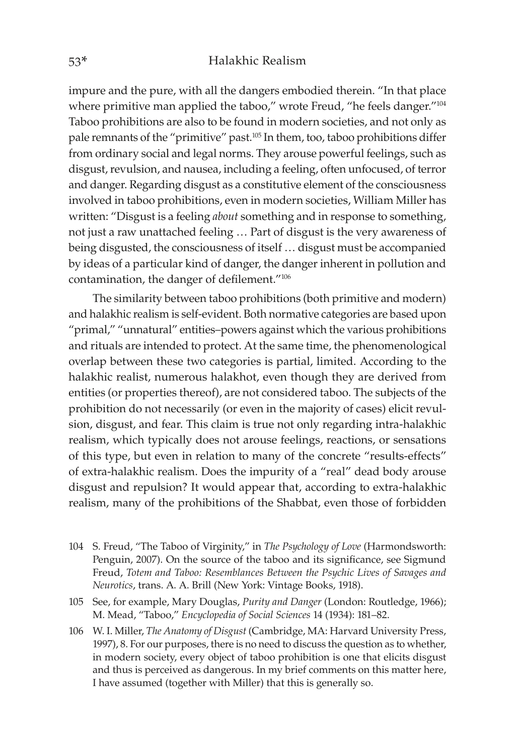impure and the pure, with all the dangers embodied therein. "In that place where primitive man applied the taboo," wrote Freud, "he feels danger."[104] Taboo prohibitions are also to be found in modern societies, and not only as pale remnants of the "primitive" past.[105] In them, too, taboo prohibitions differ from ordinary social and legal norms. They arouse powerful feelings, such as disgust, revulsion, and nausea, including a feeling, often unfocused, of terror and danger. Regarding disgust as a constitutive element of the consciousness involved in taboo prohibitions, even in modern societies, William Miller has written: "Disgust is a feeling *about* something and in response to something, not just a raw unattached feeling … Part of disgust is the very awareness of being disgusted, the consciousness of itself … disgust must be accompanied by ideas of a particular kind of danger, the danger inherent in pollution and contamination, the danger of defilement."[106]

The similarity between taboo prohibitions (both primitive and modern) and halakhic realism is self-evident. Both normative categories are based upon "primal," "unnatural" entities–powers against which the various prohibitions and rituals are intended to protect. At the same time, the phenomenological overlap between these two categories is partial, limited. According to the halakhic realist, numerous halakhot, even though they are derived from entities (or properties thereof), are not considered taboo. The subjects of the prohibition do not necessarily (or even in the majority of cases) elicit revulsion, disgust, and fear. This claim is true not only regarding intra-halakhic realism, which typically does not arouse feelings, reactions, or sensations of this type, but even in relation to many of the concrete "results-effects" of extra-halakhic realism. Does the impurity of a "real" dead body arouse disgust and repulsion? It would appear that, according to extra-halakhic realism, many of the prohibitions of the Shabbat, even those of forbidden

104 S. Freud, "The Taboo of Virginity," in *The Psychology of Love* (Harmondsworth: Penguin, 2007). On the source of the taboo and its significance, see Sigmund Freud, *Totem and Taboo: Resemblances Between the Psychic Lives of Savages and Neurotics*, trans. A. A. Brill (New York: Vintage Books, 1918).

105 See, for example, Mary Douglas, *Purity and Danger* (London: Routledge, 1966); M. Mead, "Taboo," *Encyclopedia of Social Sciences* 14 (1934): 181–82.

106 W. I. Miller, *The Anatomy of Disgust* (Cambridge, MA: Harvard University Press, 1997), 8. For our purposes, there is no need to discuss the question as to whether, in modern society, every object of taboo prohibition is one that elicits disgust and thus is perceived as dangerous. In my brief comments on this matter here, I have assumed (together with Miller) that this is generally so.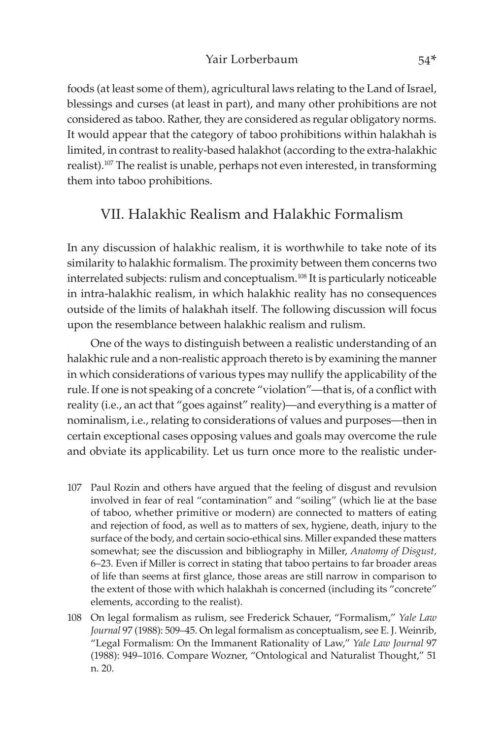foods (at least some of them), agricultural laws relating to the Land of Israel, blessings and curses (at least in part), and many other prohibitions are not considered as taboo. Rather, they are considered as regular obligatory norms. It would appear that the category of taboo prohibitions within halakhah is limited, in contrast to reality-based halakhot (according to the extra-halakhic realist).[107] The realist is unable, perhaps not even interested, in transforming them into taboo prohibitions.

## VII. Halakhic Realism and Halakhic Formalism

In any discussion of halakhic realism, it is worthwhile to take note of its similarity to halakhic formalism. The proximity between them concerns two interrelated subjects: rulism and conceptualism.[108] It is particularly noticeable in intra-halakhic realism, in which halakhic reality has no consequences outside of the limits of halakhah itself. The following discussion will focus upon the resemblance between halakhic realism and rulism.

One of the ways to distinguish between a realistic understanding of an halakhic rule and a non-realistic approach thereto is by examining the manner in which considerations of various types may nullify the applicability of the rule. If one is not speaking of a concrete "violation"—that is, of a conflict with reality (i.e., an act that "goes against" reality)—and everything is a matter of nominalism, i.e., relating to considerations of values and purposes—then in certain exceptional cases opposing values and goals may overcome the rule and obviate its applicability. Let us turn once more to the realistic under-

107 Paul Rozin and others have argued that the feeling of disgust and revulsion involved in fear of real "contamination" and "soiling" (which lie at the base of taboo, whether primitive or modern) are connected to matters of eating and rejection of food, as well as to matters of sex, hygiene, death, injury to the surface of the body, and certain socio-ethical sins. Miller expanded these matters somewhat; see the discussion and bibliography in Miller, *Anatomy of Disgust,* 6–23. Even if Miller is correct in stating that taboo pertains to far broader areas of life than seems at first glance, those areas are still narrow in comparison to the extent of those with which halakhah is concerned (including its "concrete" elements, according to the realist).

108 On legal formalism as rulism, see Frederick Schauer, "Formalism," *Yale Law Journal* 97 (1988): 509–45. On legal formalism as conceptualism, see E. J. Weinrib, "Legal Formalism: On the Immanent Rationality of Law," *Yale Law Journal* 97 (1988): 949–1016. Compare Wozner, "Ontological and Naturalist Thought," 51 n. 20.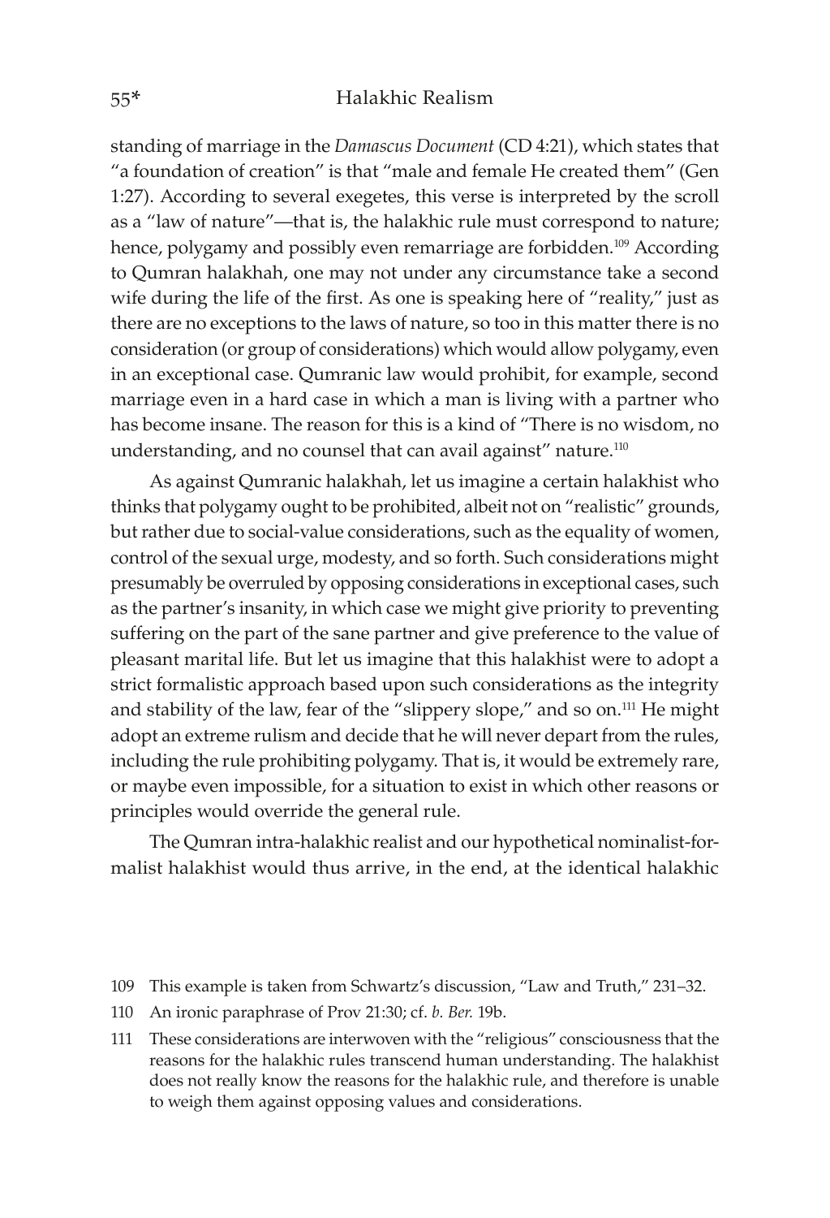standing of marriage in the *Damascus Document* (CD 4:21), which states that "a foundation of creation" is that "male and female He created them" (Gen 1:27). According to several exegetes, this verse is interpreted by the scroll as a "law of nature"—that is, the halakhic rule must correspond to nature; hence, polygamy and possibly even remarriage are forbidden.[109] According to Qumran halakhah, one may not under any circumstance take a second wife during the life of the first. As one is speaking here of "reality," just as there are no exceptions to the laws of nature, so too in this matter there is no consideration (or group of considerations) which would allow polygamy, even in an exceptional case. Qumranic law would prohibit, for example, second marriage even in a hard case in which a man is living with a partner who has become insane. The reason for this is a kind of "There is no wisdom, no understanding, and no counsel that can avail against" nature.[110]

As against Qumranic halakhah, let us imagine a certain halakhist who thinks that polygamy ought to be prohibited, albeit not on "realistic" grounds, but rather due to social-value considerations, such as the equality of women, control of the sexual urge, modesty, and so forth. Such considerations might presumably be overruled by opposing considerations in exceptional cases, such as the partner's insanity, in which case we might give priority to preventing suffering on the part of the sane partner and give preference to the value of pleasant marital life. But let us imagine that this halakhist were to adopt a strict formalistic approach based upon such considerations as the integrity and stability of the law, fear of the "slippery slope," and so on.[111] He might adopt an extreme rulism and decide that he will never depart from the rules, including the rule prohibiting polygamy. That is, it would be extremely rare, or maybe even impossible, for a situation to exist in which other reasons or principles would override the general rule.

The Qumran intra-halakhic realist and our hypothetical nominalist-formalist halakhist would thus arrive, in the end, at the identical halakhic

109 This example is taken from Schwartz's discussion, "Law and Truth," 231–32.

110 An ironic paraphrase of Prov 21:30; cf. *b. Ber.* 19b.

111 These considerations are interwoven with the "religious" consciousness that the reasons for the halakhic rules transcend human understanding. The halakhist does not really know the reasons for the halakhic rule, and therefore is unable to weigh them against opposing values and considerations.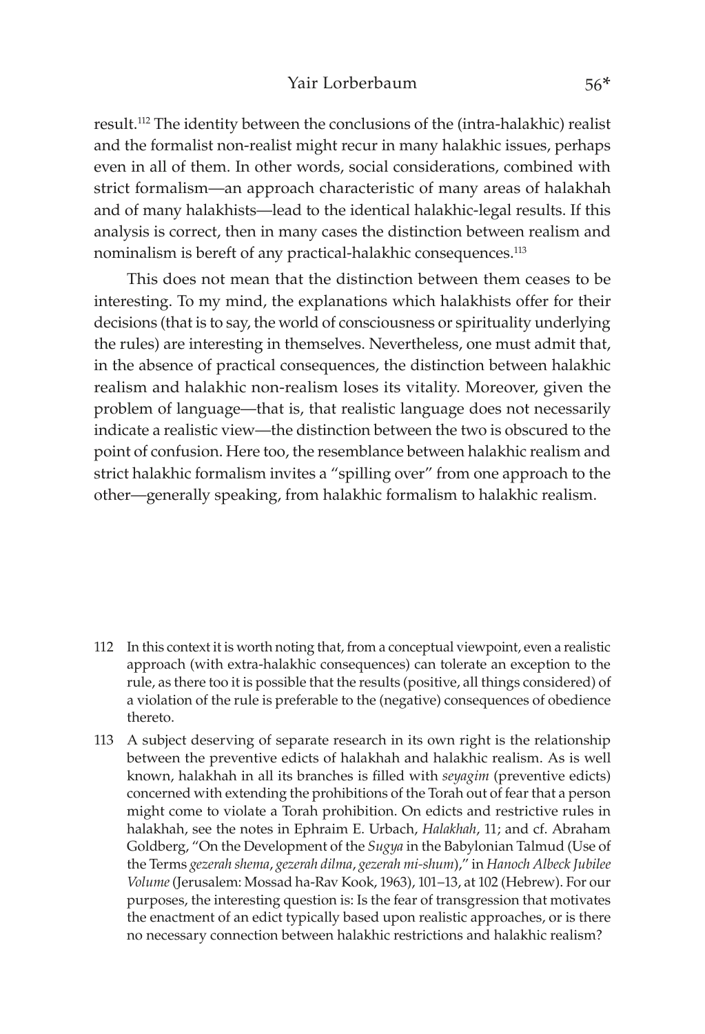result.[112] The identity between the conclusions of the (intra-halakhic) realist and the formalist non-realist might recur in many halakhic issues, perhaps even in all of them. In other words, social considerations, combined with strict formalism—an approach characteristic of many areas of halakhah and of many halakhists—lead to the identical halakhic-legal results. If this analysis is correct, then in many cases the distinction between realism and nominalism is bereft of any practical-halakhic consequences.[113]

This does not mean that the distinction between them ceases to be interesting. To my mind, the explanations which halakhists offer for their decisions (that is to say, the world of consciousness or spirituality underlying the rules) are interesting in themselves. Nevertheless, one must admit that, in the absence of practical consequences, the distinction between halakhic realism and halakhic non-realism loses its vitality. Moreover, given the problem of language—that is, that realistic language does not necessarily indicate a realistic view—the distinction between the two is obscured to the point of confusion. Here too, the resemblance between halakhic realism and strict halakhic formalism invites a "spilling over" from one approach to the other—generally speaking, from halakhic formalism to halakhic realism.

112 In this context it is worth noting that, from a conceptual viewpoint, even a realistic approach (with extra-halakhic consequences) can tolerate an exception to the rule, as there too it is possible that the results (positive, all things considered) of a violation of the rule is preferable to the (negative) consequences of obedience thereto.

113 A subject deserving of separate research in its own right is the relationship between the preventive edicts of halakhah and halakhic realism. As is well known, halakhah in all its branches is filled with *seyagim* (preventive edicts) concerned with extending the prohibitions of the Torah out of fear that a person might come to violate a Torah prohibition. On edicts and restrictive rules in halakhah, see the notes in Ephraim E. Urbach, *Halakhah*, 11; and cf. Abraham Goldberg, "On the Development of the *Sugya* in the Babylonian Talmud (Use of the Terms *gezerah shema*, *gezerah dilma*, *gezerah mi-shum*)," in *Hanoch Albeck Jubilee Volume* (Jerusalem: Mossad ha-Rav Kook, 1963), 101–13, at 102 (Hebrew). For our purposes, the interesting question is: Is the fear of transgression that motivates the enactment of an edict typically based upon realistic approaches, or is there no necessary connection between halakhic restrictions and halakhic realism?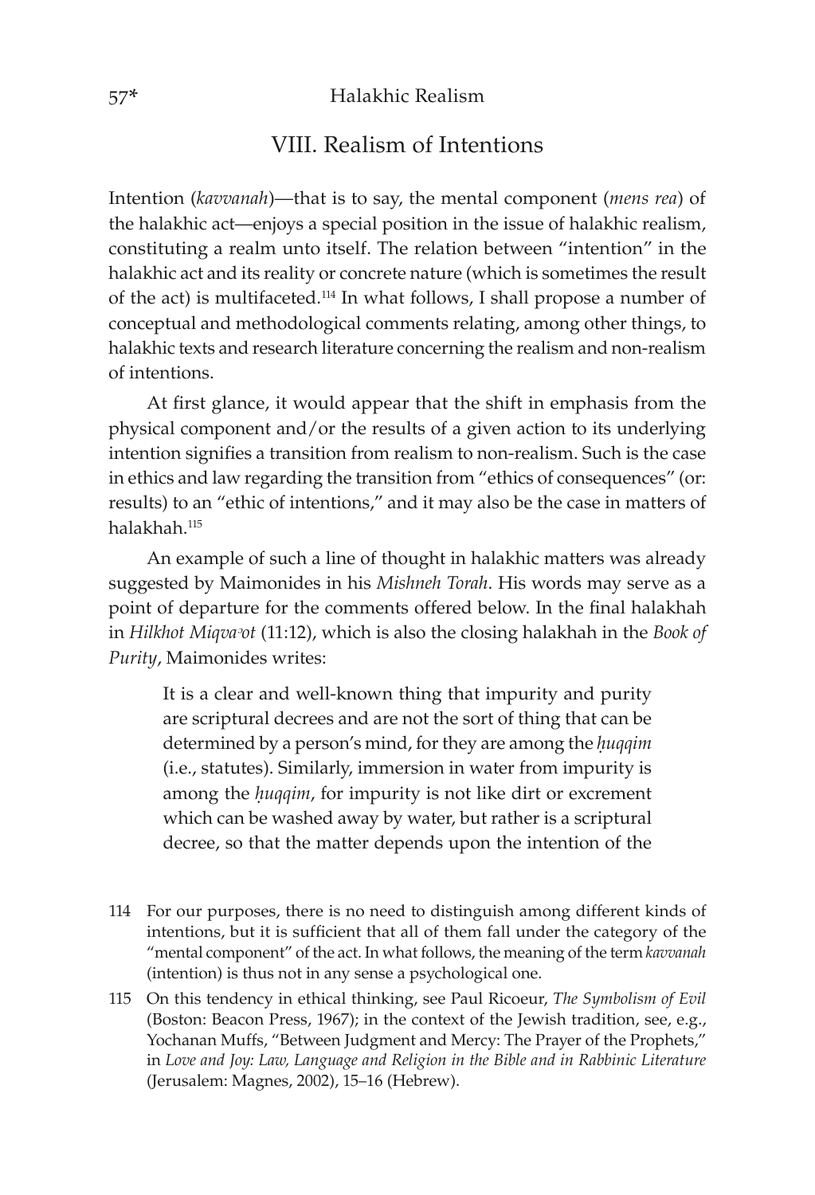## VIII. Realism of Intentions

Intention (*kavvanah*)—that is to say, the mental component (*mens rea*) of the halakhic act—enjoys a special position in the issue of halakhic realism, constituting a realm unto itself. The relation between "intention" in the halakhic act and its reality or concrete nature (which is sometimes the result of the act) is multifaceted.[114] In what follows, I shall propose a number of conceptual and methodological comments relating, among other things, to halakhic texts and research literature concerning the realism and non-realism of intentions.

At first glance, it would appear that the shift in emphasis from the physical component and/or the results of a given action to its underlying intention signifies a transition from realism to non-realism. Such is the case in ethics and law regarding the transition from "ethics of consequences" (or: results) to an "ethic of intentions," and it may also be the case in matters of halakhah.[115]

An example of such a line of thought in halakhic matters was already suggested by Maimonides in his *Mishneh Torah*. His words may serve as a point of departure for the comments offered below. In the final halakhah in *Hilkhot Miqvaʾot* (11:12), which is also the closing halakhah in the *Book of Purity*, Maimonides writes:

> It is a clear and well-known thing that impurity and purity are scriptural decrees and are not the sort of thing that can be determined by a person's mind, for they are among the *ḥuqqim* (i.e., statutes). Similarly, immersion in water from impurity is among the *ḥuqqim*, for impurity is not like dirt or excrement which can be washed away by water, but rather is a scriptural decree, so that the matter depends upon the intention of the

---

114 For our purposes, there is no need to distinguish among different kinds of intentions, but it is sufficient that all of them fall under the category of the "mental component" of the act. In what follows, the meaning of the term *kavvanah* (intention) is thus not in any sense a psychological one.

115 On this tendency in ethical thinking, see Paul Ricoeur, *The Symbolism of Evil* (Boston: Beacon Press, 1967); in the context of the Jewish tradition, see, e.g., Yochanan Muffs, "Between Judgment and Mercy: The Prayer of the Prophets," in *Love and Joy: Law, Language and Religion in the Bible and in Rabbinic Literature* (Jerusalem: Magnes, 2002), 15–16 (Hebrew).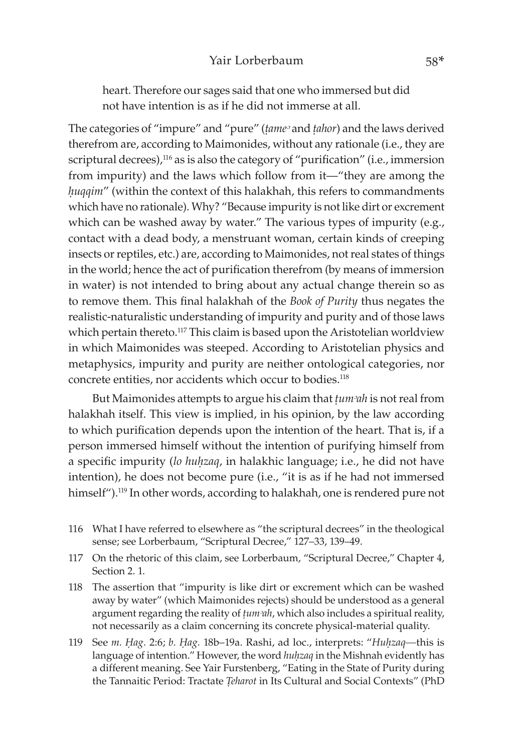heart. Therefore our sages said that one who immersed but did not have intention is as if he did not immerse at all.

The categories of "impure" and "pure" (*ṭameʾ* and *ṭahor*) and the laws derived therefrom are, according to Maimonides, without any rationale (i.e., they are scriptural decrees),[116] as is also the category of "purification" (i.e., immersion from impurity) and the laws which follow from it—"they are among the *ḥuqqim*" (within the context of this halakhah, this refers to commandments which have no rationale). Why? "Because impurity is not like dirt or excrement which can be washed away by water." The various types of impurity (e.g., contact with a dead body, a menstruant woman, certain kinds of creeping insects or reptiles, etc.) are, according to Maimonides, not real states of things in the world; hence the act of purification therefrom (by means of immersion in water) is not intended to bring about any actual change therein so as to remove them. This final halakhah of the *Book of Purity* thus negates the realistic-naturalistic understanding of impurity and purity and of those laws which pertain thereto.[117] This claim is based upon the Aristotelian worldview in which Maimonides was steeped. According to Aristotelian physics and metaphysics, impurity and purity are neither ontological categories, nor concrete entities, nor accidents which occur to bodies.[118]

But Maimonides attempts to argue his claim that *ṭumʾah* is not real from halakhah itself. This view is implied, in his opinion, by the law according to which purification depends upon the intention of the heart. That is, if a person immersed himself without the intention of purifying himself from a specific impurity (*lo huḥzaq*, in halakhic language; i.e., he did not have intention), he does not become pure (i.e., "it is as if he had not immersed himself").[119] In other words, according to halakhah, one is rendered pure not

116 What I have referred to elsewhere as "the scriptural decrees" in the theological sense; see Lorberbaum, "Scriptural Decree," 127–33, 139–49.

117 On the rhetoric of this claim, see Lorberbaum, "Scriptural Decree," Chapter 4, Section 2. 1.

118 The assertion that "impurity is like dirt or excrement which can be washed away by water" (which Maimonides rejects) should be understood as a general argument regarding the reality of *ṭumʾah*, which also includes a spiritual reality, not necessarily as a claim concerning its concrete physical-material quality.

119 See *m. Ḥag.* 2:6; *b. Ḥag.* 18b–19a. Rashi, ad loc., interprets: "*Huḥzaq*—this is language of intention." However, the word *huḥzaq* in the Mishnah evidently has a different meaning. See Yair Furstenberg, "Eating in the State of Purity during the Tannaitic Period: Tractate *Ṭeharot* in Its Cultural and Social Contexts" (PhD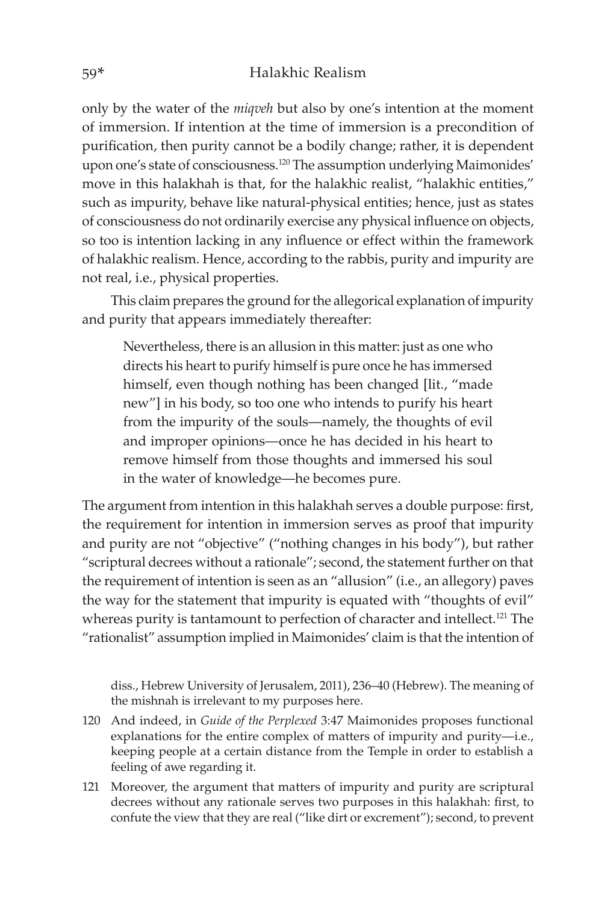only by the water of the *miqveh* but also by one's intention at the moment of immersion. If intention at the time of immersion is a precondition of purification, then purity cannot be a bodily change; rather, it is dependent upon one's state of consciousness.[120] The assumption underlying Maimonides' move in this halakhah is that, for the halakhic realist, "halakhic entities," such as impurity, behave like natural-physical entities; hence, just as states of consciousness do not ordinarily exercise any physical influence on objects, so too is intention lacking in any influence or effect within the framework of halakhic realism. Hence, according to the rabbis, purity and impurity are not real, i.e., physical properties.

This claim prepares the ground for the allegorical explanation of impurity and purity that appears immediately thereafter:

> Nevertheless, there is an allusion in this matter: just as one who directs his heart to purify himself is pure once he has immersed himself, even though nothing has been changed [lit., "made new"] in his body, so too one who intends to purify his heart from the impurity of the souls—namely, the thoughts of evil and improper opinions—once he has decided in his heart to remove himself from those thoughts and immersed his soul in the water of knowledge—he becomes pure.

The argument from intention in this halakhah serves a double purpose: first, the requirement for intention in immersion serves as proof that impurity and purity are not "objective" ("nothing changes in his body"), but rather "scriptural decrees without a rationale"; second, the statement further on that the requirement of intention is seen as an "allusion" (i.e., an allegory) paves the way for the statement that impurity is equated with "thoughts of evil" whereas purity is tantamount to perfection of character and intellect.[121] The "rationalist" assumption implied in Maimonides' claim is that the intention of

diss., Hebrew University of Jerusalem, 2011), 236–40 (Hebrew). The meaning of the mishnah is irrelevant to my purposes here.

120 And indeed, in *Guide of the Perplexed* 3:47 Maimonides proposes functional explanations for the entire complex of matters of impurity and purity—i.e., keeping people at a certain distance from the Temple in order to establish a feeling of awe regarding it.

121 Moreover, the argument that matters of impurity and purity are scriptural decrees without any rationale serves two purposes in this halakhah: first, to confute the view that they are real ("like dirt or excrement"); second, to prevent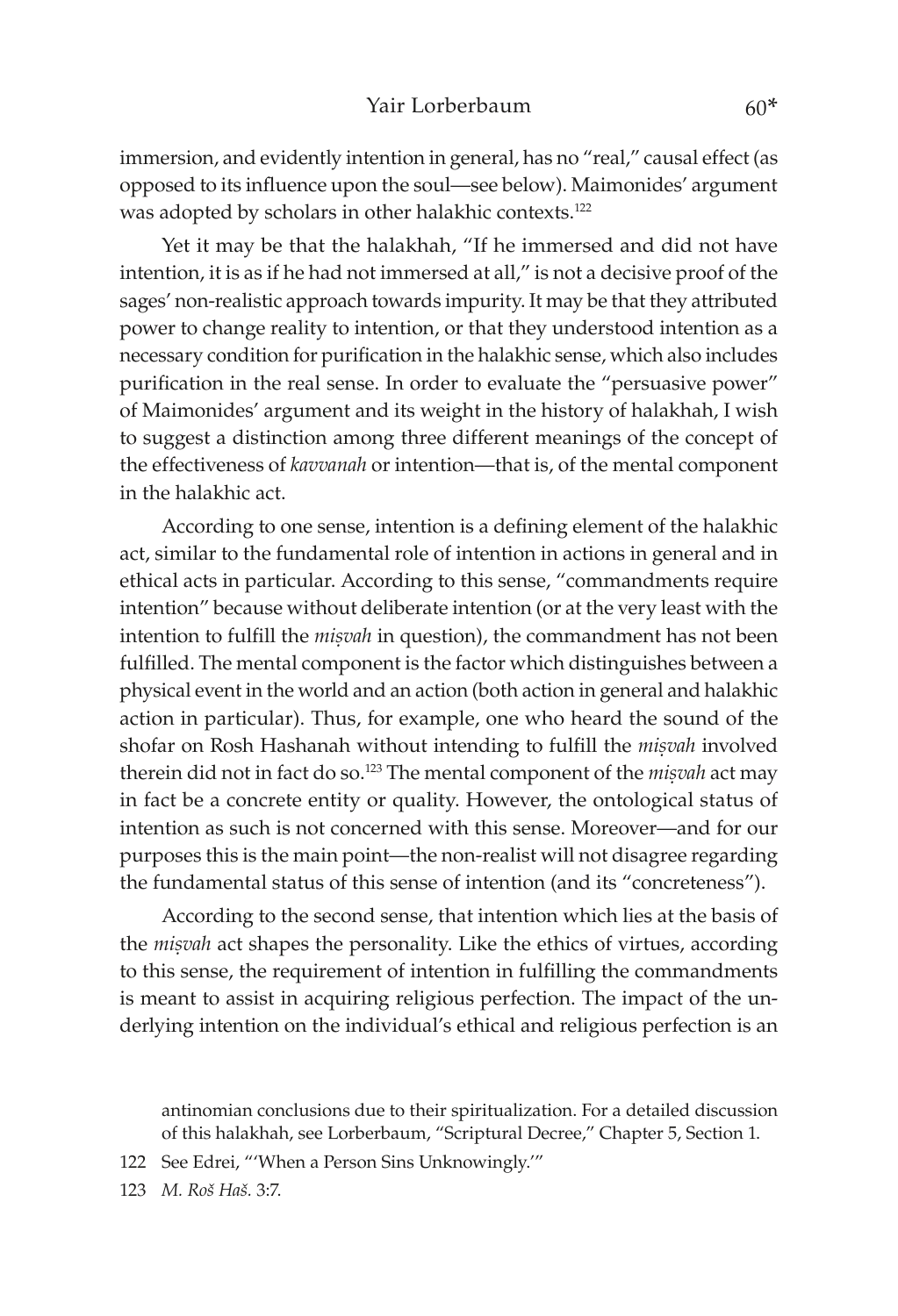immersion, and evidently intention in general, has no "real," causal effect (as opposed to its influence upon the soul—see below). Maimonides' argument was adopted by scholars in other halakhic contexts.[122]

Yet it may be that the halakhah, "If he immersed and did not have intention, it is as if he had not immersed at all," is not a decisive proof of the sages' non-realistic approach towards impurity. It may be that they attributed power to change reality to intention, or that they understood intention as a necessary condition for purification in the halakhic sense, which also includes purification in the real sense. In order to evaluate the "persuasive power" of Maimonides' argument and its weight in the history of halakhah, I wish to suggest a distinction among three different meanings of the concept of the effectiveness of *kavvanah* or intention—that is, of the mental component in the halakhic act.

According to one sense, intention is a defining element of the halakhic act, similar to the fundamental role of intention in actions in general and in ethical acts in particular. According to this sense, "commandments require intention" because without deliberate intention (or at the very least with the intention to fulfill the *miṣvah* in question), the commandment has not been fulfilled. The mental component is the factor which distinguishes between a physical event in the world and an action (both action in general and halakhic action in particular). Thus, for example, one who heard the sound of the shofar on Rosh Hashanah without intending to fulfill the *miṣvah* involved therein did not in fact do so.[123] The mental component of the *miṣvah* act may in fact be a concrete entity or quality. However, the ontological status of intention as such is not concerned with this sense. Moreover—and for our purposes this is the main point—the non-realist will not disagree regarding the fundamental status of this sense of intention (and its "concreteness").

According to the second sense, that intention which lies at the basis of the *miṣvah* act shapes the personality. Like the ethics of virtues, according to this sense, the requirement of intention in fulfilling the commandments is meant to assist in acquiring religious perfection. The impact of the underlying intention on the individual's ethical and religious perfection is an

antinomian conclusions due to their spiritualization. For a detailed discussion of this halakhah, see Lorberbaum, "Scriptural Decree," Chapter 5, Section 1.

122 See Edrei, "'When a Person Sins Unknowingly.'"

123 *M. Roš Haš.* 3:7.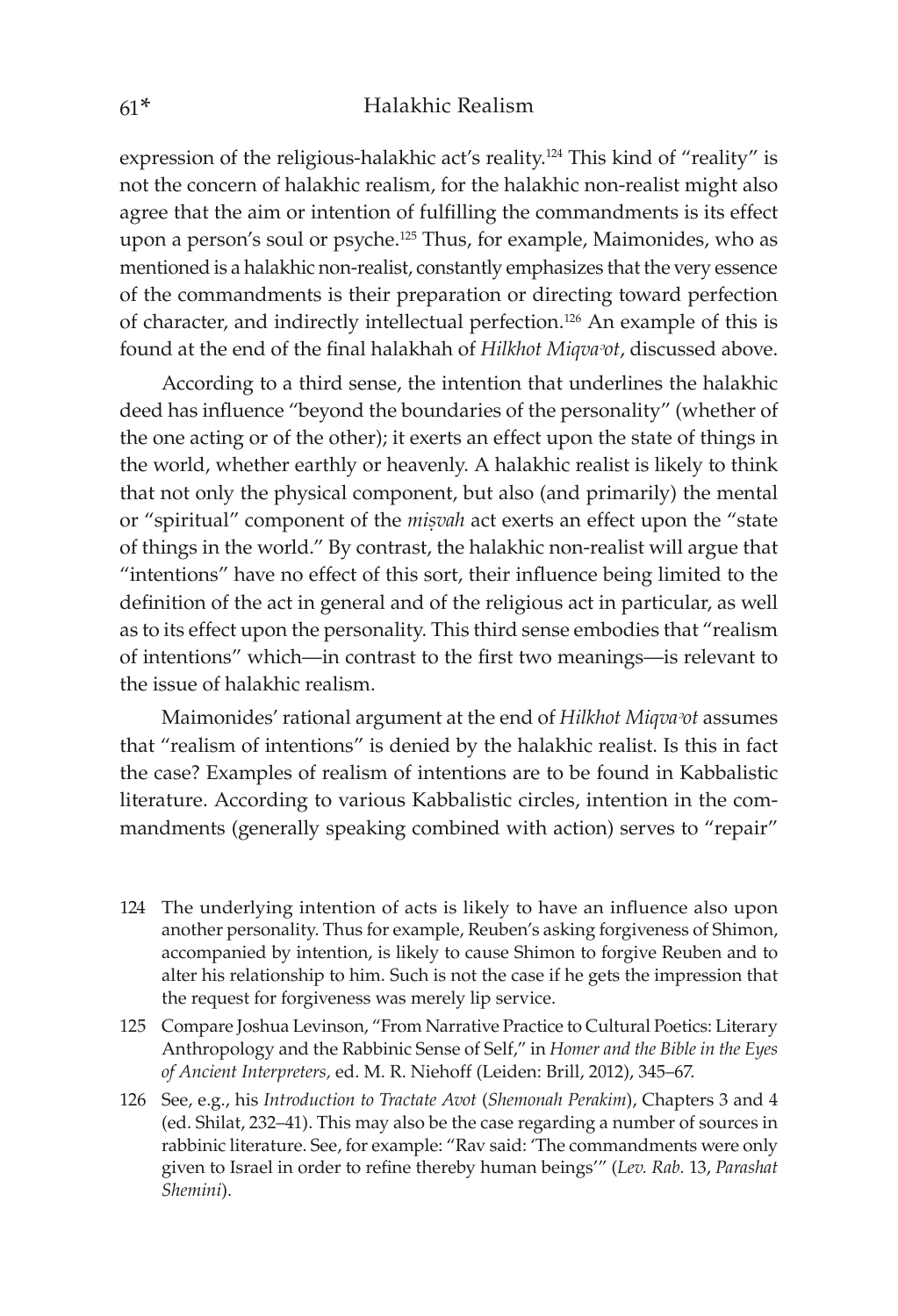expression of the religious-halakhic act's reality.[124] This kind of "reality" is not the concern of halakhic realism, for the halakhic non-realist might also agree that the aim or intention of fulfilling the commandments is its effect upon a person's soul or psyche.[125] Thus, for example, Maimonides, who as mentioned is a halakhic non-realist, constantly emphasizes that the very essence of the commandments is their preparation or directing toward perfection of character, and indirectly intellectual perfection.[126] An example of this is found at the end of the final halakhah of *Hilkhot Miqva*ᵓ*ot*, discussed above.

According to a third sense, the intention that underlines the halakhic deed has influence "beyond the boundaries of the personality" (whether of the one acting or of the other); it exerts an effect upon the state of things in the world, whether earthly or heavenly. A halakhic realist is likely to think that not only the physical component, but also (and primarily) the mental or "spiritual" component of the *miṣvah* act exerts an effect upon the "state of things in the world." By contrast, the halakhic non-realist will argue that "intentions" have no effect of this sort, their influence being limited to the definition of the act in general and of the religious act in particular, as well as to its effect upon the personality. This third sense embodies that "realism of intentions" which—in contrast to the first two meanings—is relevant to the issue of halakhic realism.

Maimonides' rational argument at the end of *Hilkhot Miqva*ᵓ*ot* assumes that "realism of intentions" is denied by the halakhic realist. Is this in fact the case? Examples of realism of intentions are to be found in Kabbalistic literature. According to various Kabbalistic circles, intention in the commandments (generally speaking combined with action) serves to "repair"

124 The underlying intention of acts is likely to have an influence also upon another personality. Thus for example, Reuben's asking forgiveness of Shimon, accompanied by intention, is likely to cause Shimon to forgive Reuben and to alter his relationship to him. Such is not the case if he gets the impression that the request for forgiveness was merely lip service.

125 Compare Joshua Levinson, "From Narrative Practice to Cultural Poetics: Literary Anthropology and the Rabbinic Sense of Self," in *Homer and the Bible in the Eyes of Ancient Interpreters,* ed. M. R. Niehoff (Leiden: Brill, 2012), 345–67.

126 See, e.g., his *Introduction to Tractate Avot* (*Shemonah Perakim*), Chapters 3 and 4 (ed. Shilat, 232–41). This may also be the case regarding a number of sources in rabbinic literature. See, for example: "Rav said: 'The commandments were only given to Israel in order to refine thereby human beings'" (*Lev. Rab.* 13, *Parashat Shemini*).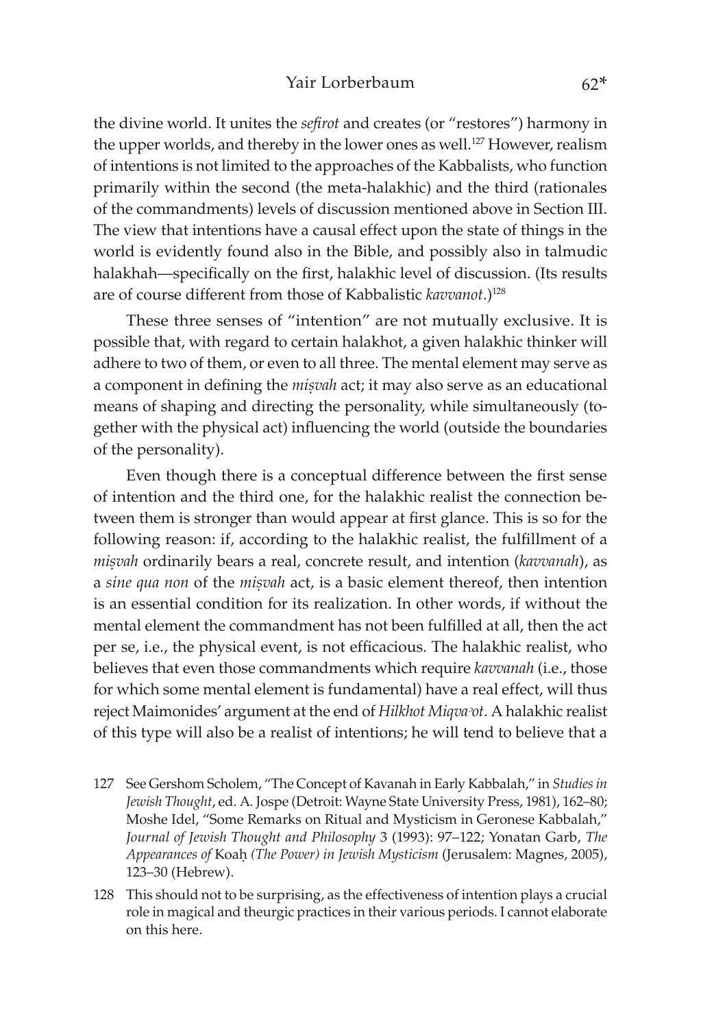the divine world. It unites the *sefirot* and creates (or "restores") harmony in the upper worlds, and thereby in the lower ones as well.[127] However, realism of intentions is not limited to the approaches of the Kabbalists, who function primarily within the second (the meta-halakhic) and the third (rationales of the commandments) levels of discussion mentioned above in Section III. The view that intentions have a causal effect upon the state of things in the world is evidently found also in the Bible, and possibly also in talmudic halakhah—specifically on the first, halakhic level of discussion. (Its results are of course different from those of Kabbalistic *kavvanot*.)[128]

These three senses of "intention" are not mutually exclusive. It is possible that, with regard to certain halakhot, a given halakhic thinker will adhere to two of them, or even to all three. The mental element may serve as a component in defining the *miṣvah* act; it may also serve as an educational means of shaping and directing the personality, while simultaneously (together with the physical act) influencing the world (outside the boundaries of the personality).

Even though there is a conceptual difference between the first sense of intention and the third one, for the halakhic realist the connection between them is stronger than would appear at first glance. This is so for the following reason: if, according to the halakhic realist, the fulfillment of a *miṣvah* ordinarily bears a real, concrete result, and intention (*kavvanah*), as a *sine qua non* of the *miṣvah* act, is a basic element thereof, then intention is an essential condition for its realization. In other words, if without the mental element the commandment has not been fulfilled at all, then the act per se, i.e., the physical event, is not efficacious. The halakhic realist, who believes that even those commandments which require *kavvanah* (i.e., those for which some mental element is fundamental) have a real effect, will thus reject Maimonides' argument at the end of *Hilkhot Miqvaʾot*. A halakhic realist of this type will also be a realist of intentions; he will tend to believe that a

127 See Gershom Scholem, "The Concept of Kavanah in Early Kabbalah," in *Studies in Jewish Thought*, ed. A. Jospe (Detroit: Wayne State University Press, 1981), 162–80; Moshe Idel, "Some Remarks on Ritual and Mysticism in Geronese Kabbalah," *Journal of Jewish Thought and Philosophy* 3 (1993): 97–122; Yonatan Garb, *The Appearances of* Koaḥ *(The Power) in Jewish Mysticism* (Jerusalem: Magnes, 2005), 123–30 (Hebrew).

128 This should not to be surprising, as the effectiveness of intention plays a crucial role in magical and theurgic practices in their various periods. I cannot elaborate on this here.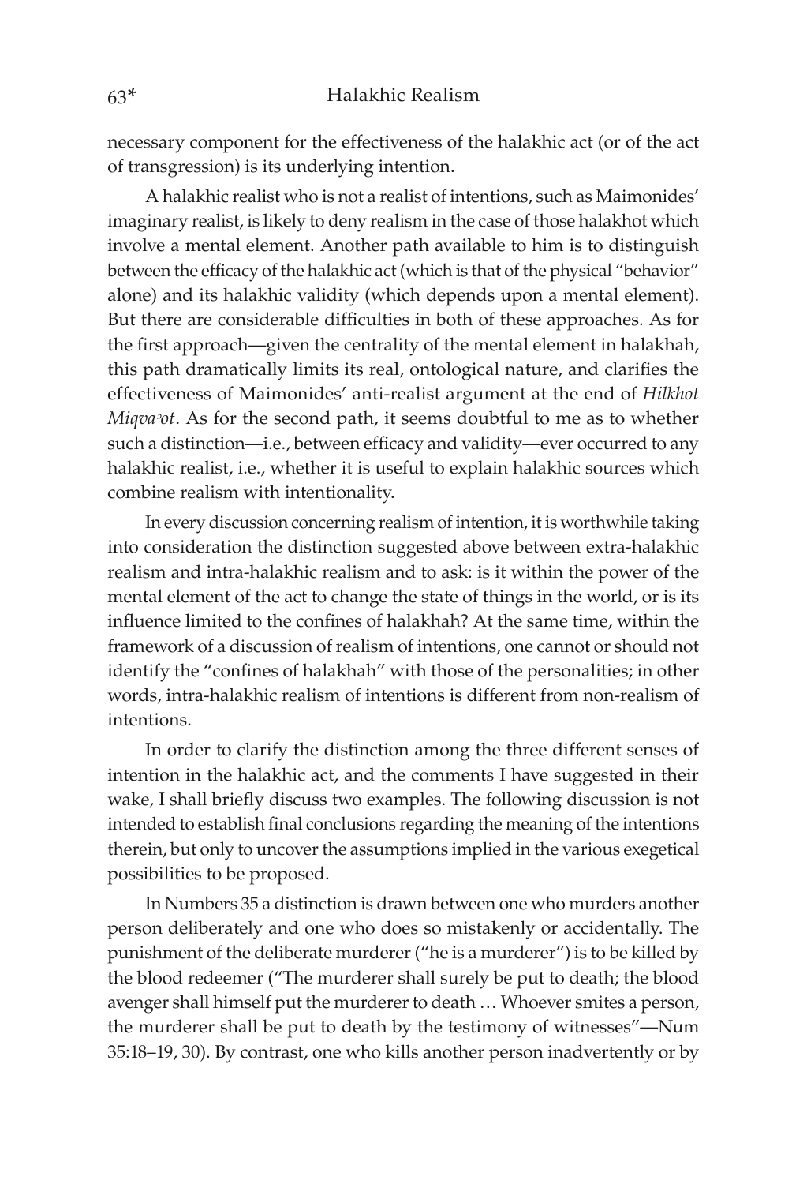necessary component for the effectiveness of the halakhic act (or of the act of transgression) is its underlying intention.

A halakhic realist who is not a realist of intentions, such as Maimonides' imaginary realist, is likely to deny realism in the case of those halakhot which involve a mental element. Another path available to him is to distinguish between the efficacy of the halakhic act (which is that of the physical "behavior" alone) and its halakhic validity (which depends upon a mental element). But there are considerable difficulties in both of these approaches. As for the first approach—given the centrality of the mental element in halakhah, this path dramatically limits its real, ontological nature, and clarifies the effectiveness of Maimonides' anti-realist argument at the end of *Hilkhot Miqvaʾot*. As for the second path, it seems doubtful to me as to whether such a distinction—i.e., between efficacy and validity—ever occurred to any halakhic realist, i.e., whether it is useful to explain halakhic sources which combine realism with intentionality.

In every discussion concerning realism of intention, it is worthwhile taking into consideration the distinction suggested above between extra-halakhic realism and intra-halakhic realism and to ask: is it within the power of the mental element of the act to change the state of things in the world, or is its influence limited to the confines of halakhah? At the same time, within the framework of a discussion of realism of intentions, one cannot or should not identify the "confines of halakhah" with those of the personalities; in other words, intra-halakhic realism of intentions is different from non-realism of intentions.

In order to clarify the distinction among the three different senses of intention in the halakhic act, and the comments I have suggested in their wake, I shall briefly discuss two examples. The following discussion is not intended to establish final conclusions regarding the meaning of the intentions therein, but only to uncover the assumptions implied in the various exegetical possibilities to be proposed.

In Numbers 35 a distinction is drawn between one who murders another person deliberately and one who does so mistakenly or accidentally. The punishment of the deliberate murderer ("he is a murderer") is to be killed by the blood redeemer ("The murderer shall surely be put to death; the blood avenger shall himself put the murderer to death … Whoever smites a person, the murderer shall be put to death by the testimony of witnesses"—Num 35:18–19, 30). By contrast, one who kills another person inadvertently or by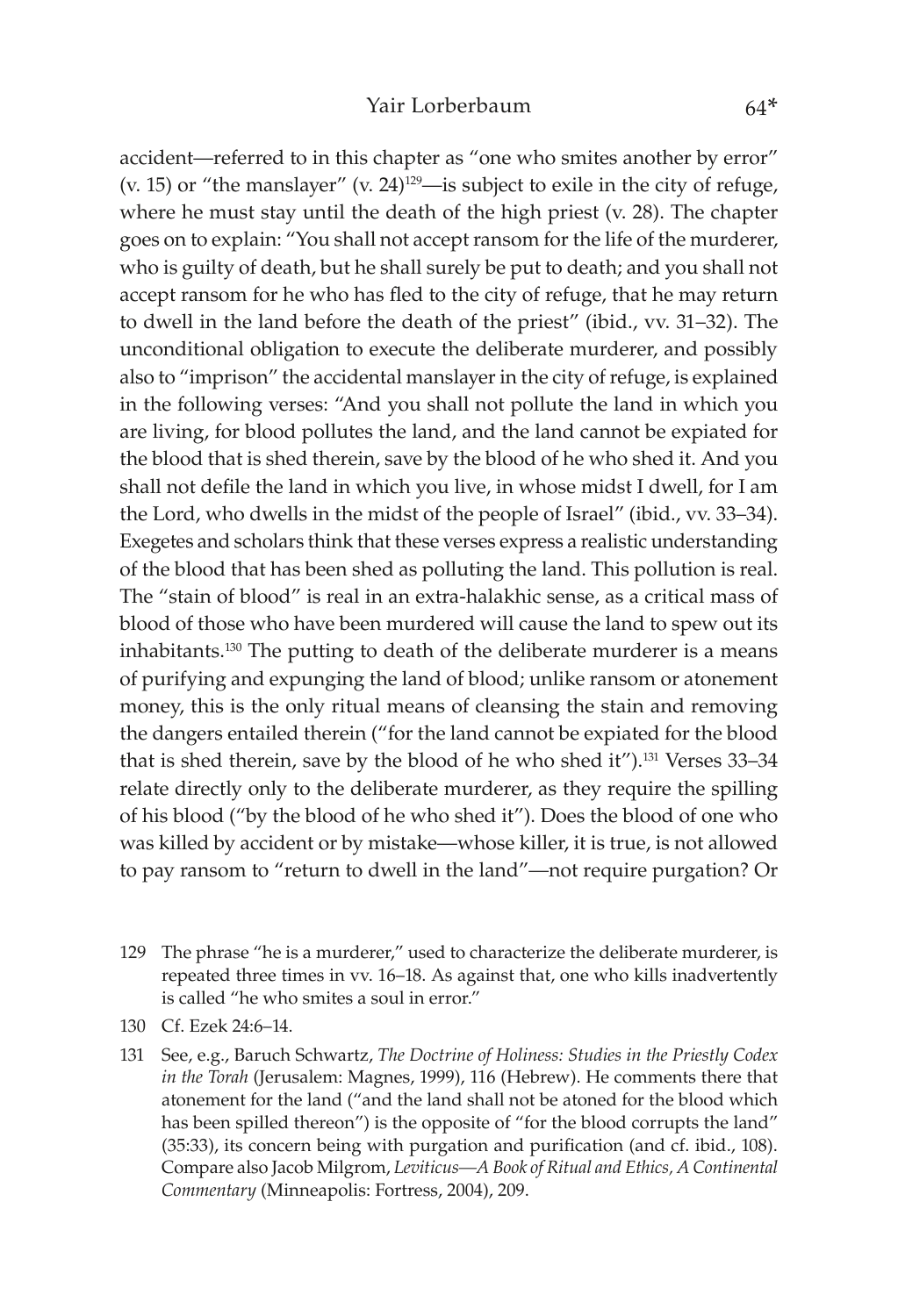accident—referred to in this chapter as "one who smites another by error" (v. 15) or "the manslayer" (v. 24)[129]—is subject to exile in the city of refuge, where he must stay until the death of the high priest (v. 28). The chapter goes on to explain: "You shall not accept ransom for the life of the murderer, who is guilty of death, but he shall surely be put to death; and you shall not accept ransom for he who has fled to the city of refuge, that he may return to dwell in the land before the death of the priest" (ibid., vv. 31–32). The unconditional obligation to execute the deliberate murderer, and possibly also to "imprison" the accidental manslayer in the city of refuge, is explained in the following verses: "And you shall not pollute the land in which you are living, for blood pollutes the land, and the land cannot be expiated for the blood that is shed therein, save by the blood of he who shed it. And you shall not defile the land in which you live, in whose midst I dwell, for I am the Lord, who dwells in the midst of the people of Israel" (ibid., vv. 33–34). Exegetes and scholars think that these verses express a realistic understanding of the blood that has been shed as polluting the land. This pollution is real. The "stain of blood" is real in an extra-halakhic sense, as a critical mass of blood of those who have been murdered will cause the land to spew out its inhabitants.[130] The putting to death of the deliberate murderer is a means of purifying and expunging the land of blood; unlike ransom or atonement money, this is the only ritual means of cleansing the stain and removing the dangers entailed therein ("for the land cannot be expiated for the blood that is shed therein, save by the blood of he who shed it").[131] Verses 33–34 relate directly only to the deliberate murderer, as they require the spilling of his blood ("by the blood of he who shed it"). Does the blood of one who was killed by accident or by mistake—whose killer, it is true, is not allowed to pay ransom to "return to dwell in the land"—not require purgation? Or

129 The phrase "he is a murderer," used to characterize the deliberate murderer, is repeated three times in vv. 16–18. As against that, one who kills inadvertently is called "he who smites a soul in error."

130 Cf. Ezek 24:6–14.

131 See, e.g., Baruch Schwartz, *The Doctrine of Holiness: Studies in the Priestly Codex in the Torah* (Jerusalem: Magnes, 1999), 116 (Hebrew). He comments there that atonement for the land ("and the land shall not be atoned for the blood which has been spilled thereon") is the opposite of "for the blood corrupts the land" (35:33), its concern being with purgation and purification (and cf. ibid., 108). Compare also Jacob Milgrom, *Leviticus—A Book of Ritual and Ethics, A Continental Commentary* (Minneapolis: Fortress, 2004), 209.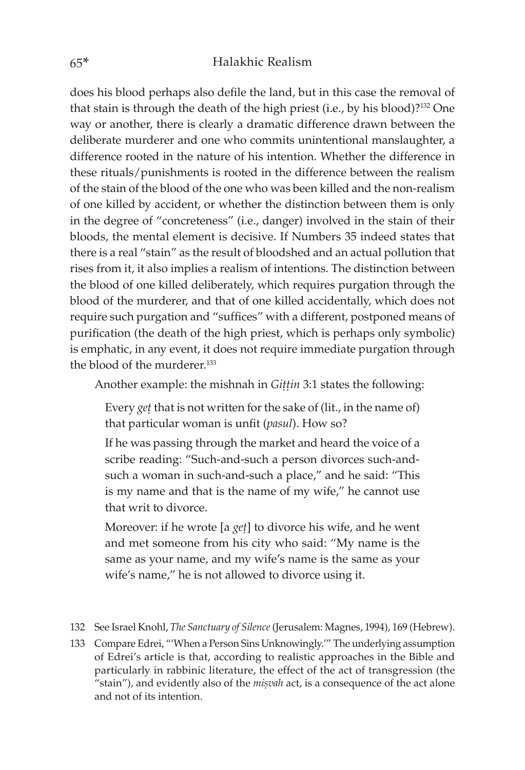does his blood perhaps also defile the land, but in this case the removal of that stain is through the death of the high priest (i.e., by his blood)?[132] One way or another, there is clearly a dramatic difference drawn between the deliberate murderer and one who commits unintentional manslaughter, a difference rooted in the nature of his intention. Whether the difference in these rituals/punishments is rooted in the difference between the realism of the stain of the blood of the one who was been killed and the non-realism of one killed by accident, or whether the distinction between them is only in the degree of "concreteness" (i.e., danger) involved in the stain of their bloods, the mental element is decisive. If Numbers 35 indeed states that there is a real "stain" as the result of bloodshed and an actual pollution that rises from it, it also implies a realism of intentions. The distinction between the blood of one killed deliberately, which requires purgation through the blood of the murderer, and that of one killed accidentally, which does not require such purgation and "suffices" with a different, postponed means of purification (the death of the high priest, which is perhaps only symbolic) is emphatic, in any event, it does not require immediate purgation through the blood of the murderer.[133]

Another example: the mishnah in *Giṭṭin* 3:1 states the following:

> Every *geṭ* that is not written for the sake of (lit., in the name of) that particular woman is unfit (*pasul*). How so?
>
> If he was passing through the market and heard the voice of a scribe reading: "Such-and-such a person divorces such-and-such a woman in such-and-such a place," and he said: "This is my name and that is the name of my wife," he cannot use that writ to divorce.
>
> Moreover: if he wrote [a *geṭ*] to divorce his wife, and he went and met someone from his city who said: "My name is the same as your name, and my wife's name is the same as your wife's name," he is not allowed to divorce using it.

132 See Israel Knohl, *The Sanctuary of Silence* (Jerusalem: Magnes, 1994), 169 (Hebrew).

133 Compare Edrei, "'When a Person Sins Unknowingly.'" The underlying assumption of Edrei's article is that, according to realistic approaches in the Bible and particularly in rabbinic literature, the effect of the act of transgression (the "stain"), and evidently also of the *miṣvah* act, is a consequence of the act alone and not of its intention.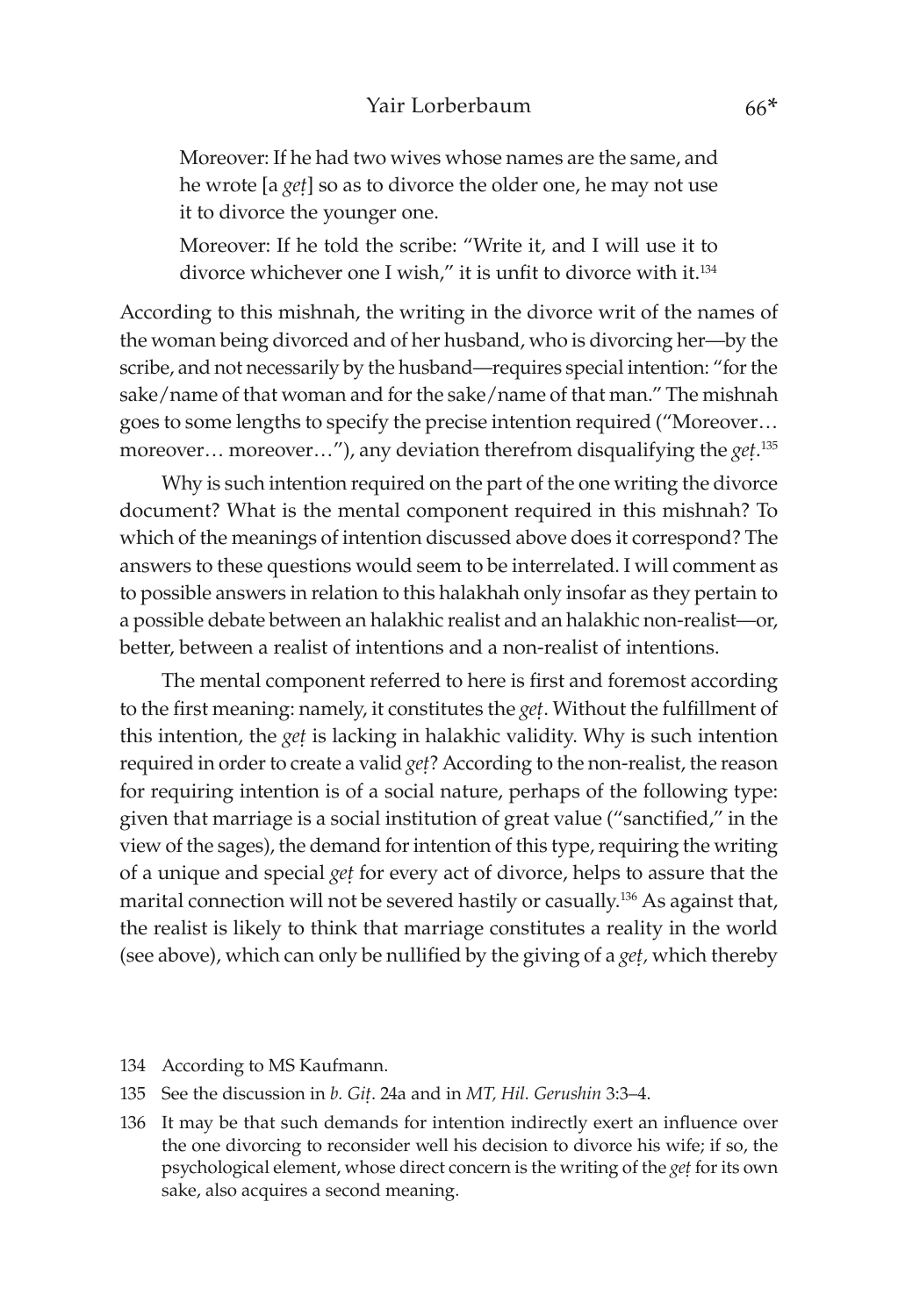> Moreover: If he had two wives whose names are the same, and he wrote [a *geṭ*] so as to divorce the older one, he may not use it to divorce the younger one.
>
> Moreover: If he told the scribe: "Write it, and I will use it to divorce whichever one I wish," it is unfit to divorce with it.[134]

According to this mishnah, the writing in the divorce writ of the names of the woman being divorced and of her husband, who is divorcing her—by the scribe, and not necessarily by the husband—requires special intention: "for the sake/name of that woman and for the sake/name of that man." The mishnah goes to some lengths to specify the precise intention required ("Moreover… moreover… moreover…"), any deviation therefrom disqualifying the *geṭ*.[135]

Why is such intention required on the part of the one writing the divorce document? What is the mental component required in this mishnah? To which of the meanings of intention discussed above does it correspond? The answers to these questions would seem to be interrelated. I will comment as to possible answers in relation to this halakhah only insofar as they pertain to a possible debate between an halakhic realist and an halakhic non-realist—or, better, between a realist of intentions and a non-realist of intentions.

The mental component referred to here is first and foremost according to the first meaning: namely, it constitutes the *geṭ*. Without the fulfillment of this intention, the *geṭ* is lacking in halakhic validity. Why is such intention required in order to create a valid *geṭ*? According to the non-realist, the reason for requiring intention is of a social nature, perhaps of the following type: given that marriage is a social institution of great value ("sanctified," in the view of the sages), the demand for intention of this type, requiring the writing of a unique and special *geṭ* for every act of divorce, helps to assure that the marital connection will not be severed hastily or casually.[136] As against that, the realist is likely to think that marriage constitutes a reality in the world (see above), which can only be nullified by the giving of a *geṭ*, which thereby

---

134 According to MS Kaufmann.

135 See the discussion in *b. Giṭ*. 24a and in *MT, Hil. Gerushin* 3:3–4.

136 It may be that such demands for intention indirectly exert an influence over the one divorcing to reconsider well his decision to divorce his wife; if so, the psychological element, whose direct concern is the writing of the *geṭ* for its own sake, also acquires a second meaning.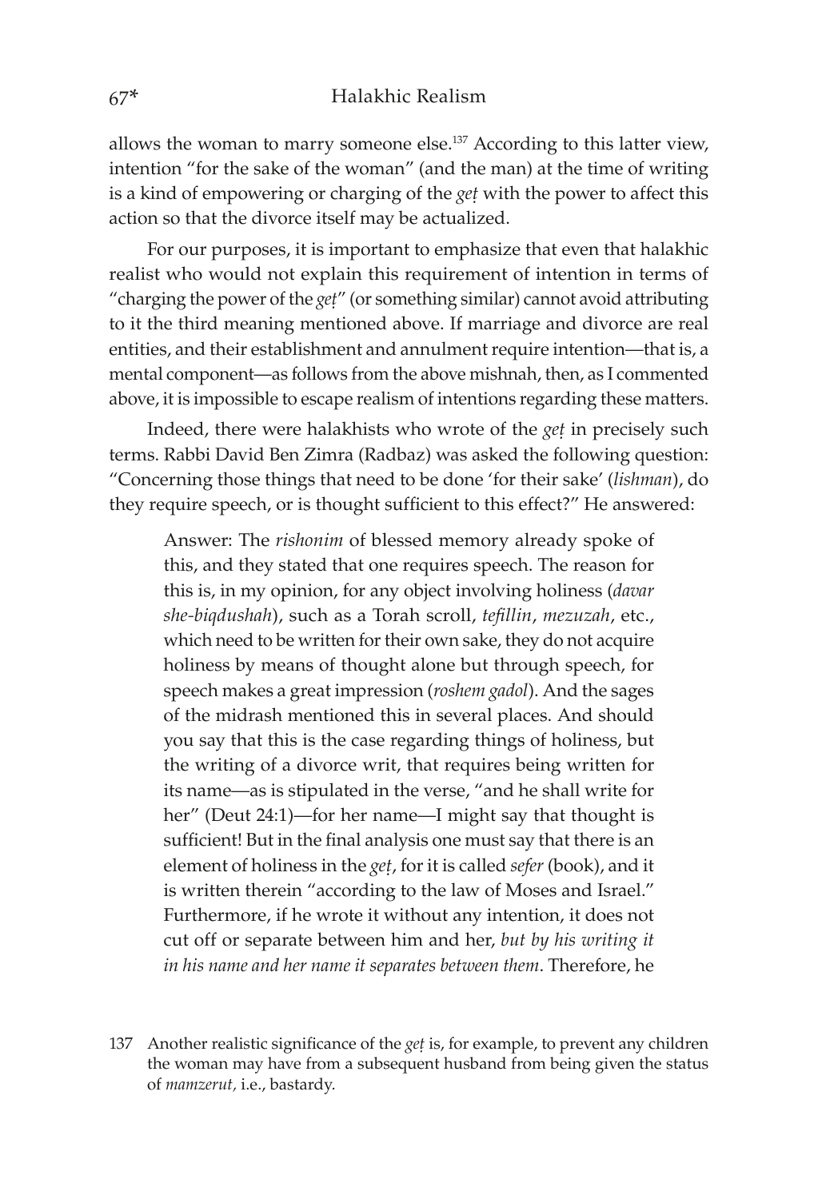allows the woman to marry someone else.[137] According to this latter view, intention "for the sake of the woman" (and the man) at the time of writing is a kind of empowering or charging of the *geṭ* with the power to affect this action so that the divorce itself may be actualized.

For our purposes, it is important to emphasize that even that halakhic realist who would not explain this requirement of intention in terms of "charging the power of the *geṭ*" (or something similar) cannot avoid attributing to it the third meaning mentioned above. If marriage and divorce are real entities, and their establishment and annulment require intention—that is, a mental component—as follows from the above mishnah, then, as I commented above, it is impossible to escape realism of intentions regarding these matters.

Indeed, there were halakhists who wrote of the *geṭ* in precisely such terms. Rabbi David Ben Zimra (Radbaz) was asked the following question: "Concerning those things that need to be done 'for their sake' (*lishman*), do they require speech, or is thought sufficient to this effect?" He answered:

> Answer: The *rishonim* of blessed memory already spoke of this, and they stated that one requires speech. The reason for this is, in my opinion, for any object involving holiness (*davar she-biqdushah*), such as a Torah scroll, *tefillin*, *mezuzah*, etc., which need to be written for their own sake, they do not acquire holiness by means of thought alone but through speech, for speech makes a great impression (*roshem gadol*). And the sages of the midrash mentioned this in several places. And should you say that this is the case regarding things of holiness, but the writing of a divorce writ, that requires being written for its name—as is stipulated in the verse, "and he shall write for her" (Deut 24:1)—for her name—I might say that thought is sufficient! But in the final analysis one must say that there is an element of holiness in the *geṭ*, for it is called *sefer* (book), and it is written therein "according to the law of Moses and Israel." Furthermore, if he wrote it without any intention, it does not cut off or separate between him and her, *but by his writing it in his name and her name it separates between them*. Therefore, he

137 Another realistic significance of the *geṭ* is, for example, to prevent any children the woman may have from a subsequent husband from being given the status of *mamzerut,* i.e., bastardy.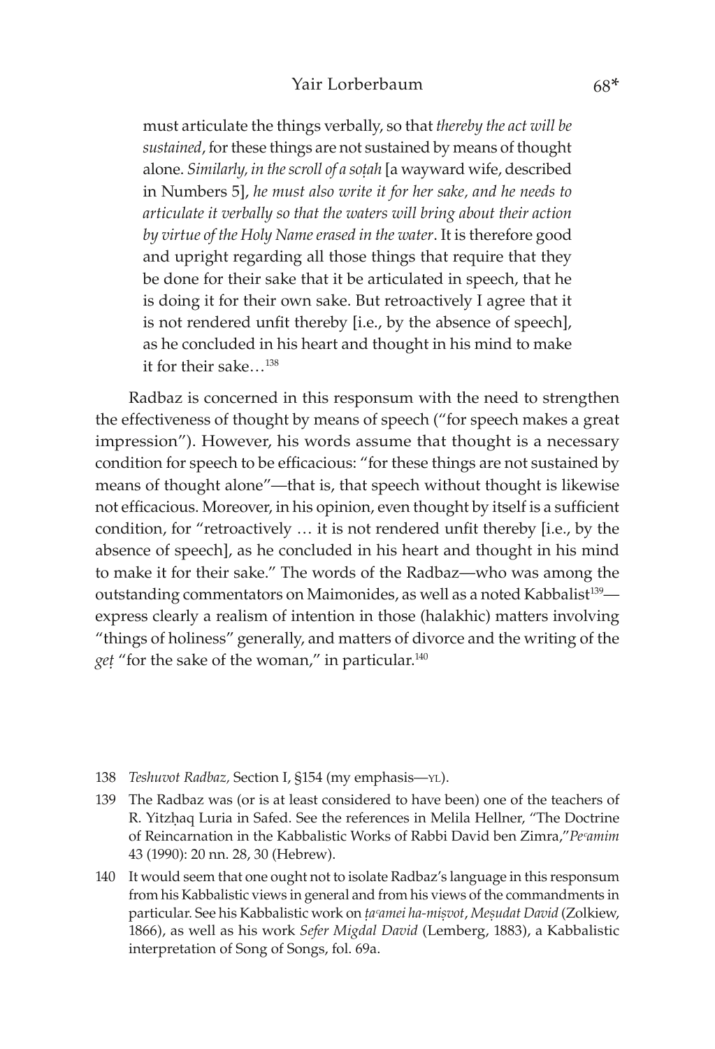> must articulate the things verbally, so that *thereby the act will be sustained*, for these things are not sustained by means of thought alone. *Similarly, in the scroll of a soṭah* [a wayward wife, described in Numbers 5], *he must also write it for her sake, and he needs to articulate it verbally so that the waters will bring about their action by virtue of the Holy Name erased in the water*. It is therefore good and upright regarding all those things that require that they be done for their sake that it be articulated in speech, that he is doing it for their own sake. But retroactively I agree that it is not rendered unfit thereby [i.e., by the absence of speech], as he concluded in his heart and thought in his mind to make it for their sake…[138]

Radbaz is concerned in this responsum with the need to strengthen the effectiveness of thought by means of speech ("for speech makes a great impression"). However, his words assume that thought is a necessary condition for speech to be efficacious: "for these things are not sustained by means of thought alone"—that is, that speech without thought is likewise not efficacious. Moreover, in his opinion, even thought by itself is a sufficient condition, for "retroactively … it is not rendered unfit thereby [i.e., by the absence of speech], as he concluded in his heart and thought in his mind to make it for their sake." The words of the Radbaz—who was among the outstanding commentators on Maimonides, as well as a noted Kabbalist[139]—express clearly a realism of intention in those (halakhic) matters involving "things of holiness" generally, and matters of divorce and the writing of the *geṭ* "for the sake of the woman," in particular.[140]

---

138 *Teshuvot Radbaz,* Section I, §154 (my emphasis—YL).

139 The Radbaz was (or is at least considered to have been) one of the teachers of R. Yitzḥaq Luria in Safed. See the references in Melila Hellner, "The Doctrine of Reincarnation in the Kabbalistic Works of Rabbi David ben Zimra,"*Peʿamim* 43 (1990): 20 nn. 28, 30 (Hebrew).

140 It would seem that one ought not to isolate Radbaz's language in this responsum from his Kabbalistic views in general and from his views of the commandments in particular. See his Kabbalistic work on *ṭaʿamei ha-miṣvot*, *Meṣudat David* (Zolkiew, 1866), as well as his work *Sefer Migdal David* (Lemberg, 1883), a Kabbalistic interpretation of Song of Songs, fol. 69a.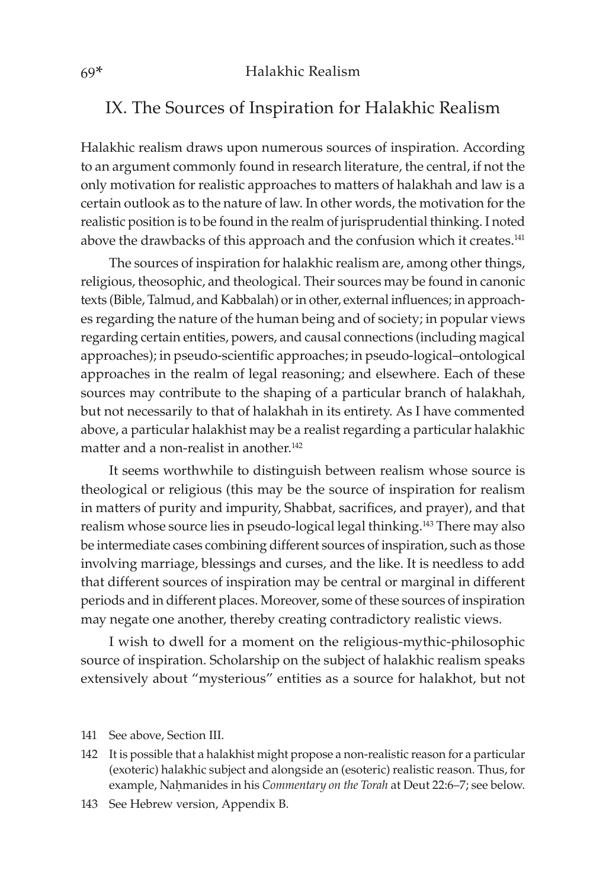## IX. The Sources of Inspiration for Halakhic Realism

Halakhic realism draws upon numerous sources of inspiration. According to an argument commonly found in research literature, the central, if not the only motivation for realistic approaches to matters of halakhah and law is a certain outlook as to the nature of law. In other words, the motivation for the realistic position is to be found in the realm of jurisprudential thinking. I noted above the drawbacks of this approach and the confusion which it creates.[141]

The sources of inspiration for halakhic realism are, among other things, religious, theosophic, and theological. Their sources may be found in canonic texts (Bible, Talmud, and Kabbalah) or in other, external influences; in approaches regarding the nature of the human being and of society; in popular views regarding certain entities, powers, and causal connections (including magical approaches); in pseudo-scientific approaches; in pseudo-logical–ontological approaches in the realm of legal reasoning; and elsewhere. Each of these sources may contribute to the shaping of a particular branch of halakhah, but not necessarily to that of halakhah in its entirety. As I have commented above, a particular halakhist may be a realist regarding a particular halakhic matter and a non-realist in another.[142]

It seems worthwhile to distinguish between realism whose source is theological or religious (this may be the source of inspiration for realism in matters of purity and impurity, Shabbat, sacrifices, and prayer), and that realism whose source lies in pseudo-logical legal thinking.[143] There may also be intermediate cases combining different sources of inspiration, such as those involving marriage, blessings and curses, and the like. It is needless to add that different sources of inspiration may be central or marginal in different periods and in different places. Moreover, some of these sources of inspiration may negate one another, thereby creating contradictory realistic views.

I wish to dwell for a moment on the religious-mythic-philosophic source of inspiration. Scholarship on the subject of halakhic realism speaks extensively about "mysterious" entities as a source for halakhot, but not

141 See above, Section III.

142 It is possible that a halakhist might propose a non-realistic reason for a particular (exoteric) halakhic subject and alongside an (esoteric) realistic reason. Thus, for example, Naḥmanides in his *Commentary on the Torah* at Deut 22:6–7; see below.

143 See Hebrew version, Appendix B.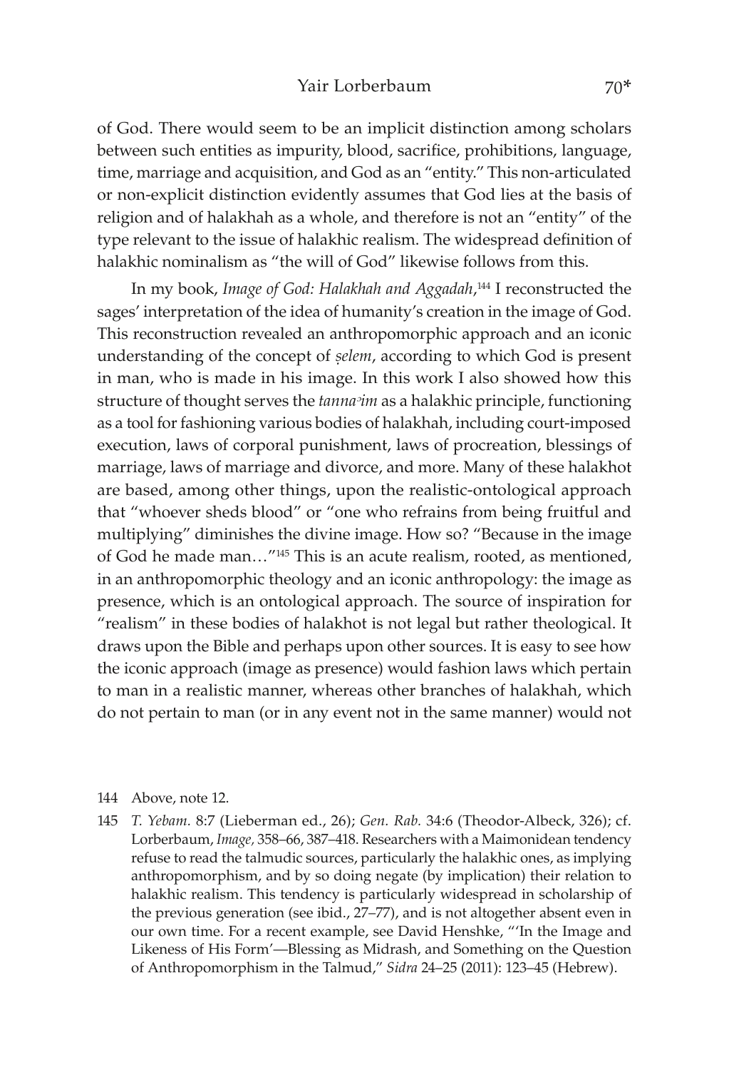of God. There would seem to be an implicit distinction among scholars between such entities as impurity, blood, sacrifice, prohibitions, language, time, marriage and acquisition, and God as an "entity." This non-articulated or non-explicit distinction evidently assumes that God lies at the basis of religion and of halakhah as a whole, and therefore is not an "entity" of the type relevant to the issue of halakhic realism. The widespread definition of halakhic nominalism as "the will of God" likewise follows from this.

In my book, *Image of God: Halakhah and Aggadah*,[144] I reconstructed the sages' interpretation of the idea of humanity's creation in the image of God. This reconstruction revealed an anthropomorphic approach and an iconic understanding of the concept of *ṣelem*, according to which God is present in man, who is made in his image. In this work I also showed how this structure of thought serves the *tannaʾim* as a halakhic principle, functioning as a tool for fashioning various bodies of halakhah, including court-imposed execution, laws of corporal punishment, laws of procreation, blessings of marriage, laws of marriage and divorce, and more. Many of these halakhot are based, among other things, upon the realistic-ontological approach that "whoever sheds blood" or "one who refrains from being fruitful and multiplying" diminishes the divine image. How so? "Because in the image of God he made man…"[145] This is an acute realism, rooted, as mentioned, in an anthropomorphic theology and an iconic anthropology: the image as presence, which is an ontological approach. The source of inspiration for "realism" in these bodies of halakhot is not legal but rather theological. It draws upon the Bible and perhaps upon other sources. It is easy to see how the iconic approach (image as presence) would fashion laws which pertain to man in a realistic manner, whereas other branches of halakhah, which do not pertain to man (or in any event not in the same manner) would not

144 Above, note 12.

145 *T. Yebam.* 8:7 (Lieberman ed., 26); *Gen. Rab.* 34:6 (Theodor-Albeck, 326); cf. Lorberbaum, *Image,* 358–66, 387–418. Researchers with a Maimonidean tendency refuse to read the talmudic sources, particularly the halakhic ones, as implying anthropomorphism, and by so doing negate (by implication) their relation to halakhic realism. This tendency is particularly widespread in scholarship of the previous generation (see ibid., 27–77), and is not altogether absent even in our own time. For a recent example, see David Henshke, "'In the Image and Likeness of His Form'—Blessing as Midrash, and Something on the Question of Anthropomorphism in the Talmud," *Sidra* 24–25 (2011): 123–45 (Hebrew).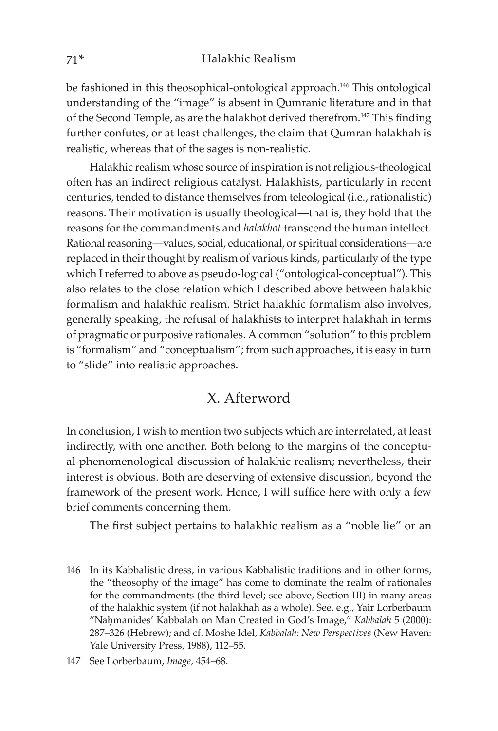be fashioned in this theosophical-ontological approach.[146] This ontological understanding of the "image" is absent in Qumranic literature and in that of the Second Temple, as are the halakhot derived therefrom.[147] This finding further confutes, or at least challenges, the claim that Qumran halakhah is realistic, whereas that of the sages is non-realistic.

Halakhic realism whose source of inspiration is not religious-theological often has an indirect religious catalyst. Halakhists, particularly in recent centuries, tended to distance themselves from teleological (i.e., rationalistic) reasons. Their motivation is usually theological—that is, they hold that the reasons for the commandments and *halakhot* transcend the human intellect. Rational reasoning—values, social, educational, or spiritual considerations—are replaced in their thought by realism of various kinds, particularly of the type which I referred to above as pseudo-logical ("ontological-conceptual"). This also relates to the close relation which I described above between halakhic formalism and halakhic realism. Strict halakhic formalism also involves, generally speaking, the refusal of halakhists to interpret halakhah in terms of pragmatic or purposive rationales. A common "solution" to this problem is "formalism" and "conceptualism"; from such approaches, it is easy in turn to "slide" into realistic approaches.

## X. Afterword

In conclusion, I wish to mention two subjects which are interrelated, at least indirectly, with one another. Both belong to the margins of the conceptual-phenomenological discussion of halakhic realism; nevertheless, their interest is obvious. Both are deserving of extensive discussion, beyond the framework of the present work. Hence, I will suffice here with only a few brief comments concerning them.

The first subject pertains to halakhic realism as a "noble lie" or an

---

146 In its Kabbalistic dress, in various Kabbalistic traditions and in other forms, the "theosophy of the image" has come to dominate the realm of rationales for the commandments (the third level; see above, Section III) in many areas of the halakhic system (if not halakhah as a whole). See, e.g., Yair Lorberbaum "Naḥmanides' Kabbalah on Man Created in God's Image," *Kabbalah* 5 (2000): 287–326 (Hebrew); and cf. Moshe Idel, *Kabbalah: New Perspectives* (New Haven: Yale University Press, 1988), 112–55.

147 See Lorberbaum, *Image*, 454–68.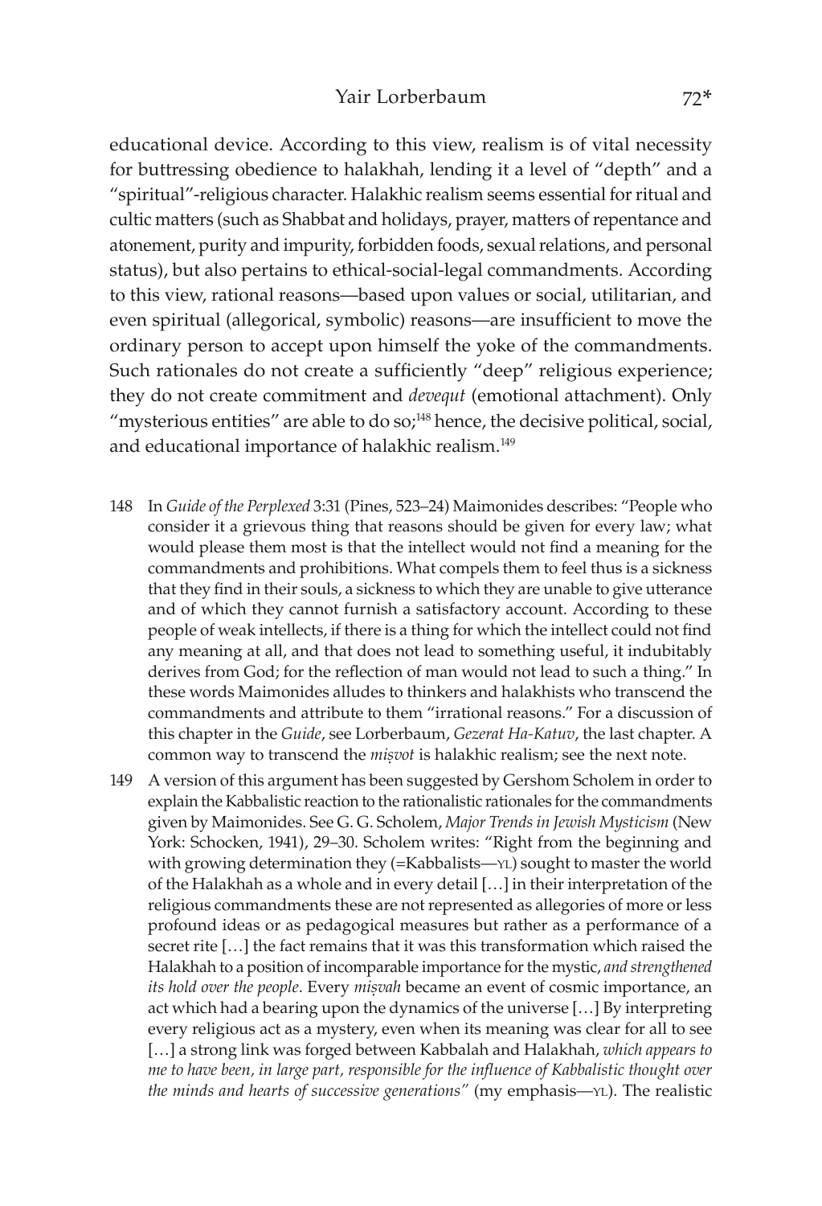educational device. According to this view, realism is of vital necessity for buttressing obedience to halakhah, lending it a level of "depth" and a "spiritual"-religious character. Halakhic realism seems essential for ritual and cultic matters (such as Shabbat and holidays, prayer, matters of repentance and atonement, purity and impurity, forbidden foods, sexual relations, and personal status), but also pertains to ethical-social-legal commandments. According to this view, rational reasons—based upon values or social, utilitarian, and even spiritual (allegorical, symbolic) reasons—are insufficient to move the ordinary person to accept upon himself the yoke of the commandments. Such rationales do not create a sufficiently "deep" religious experience; they do not create commitment and *devequt* (emotional attachment). Only "mysterious entities" are able to do so;[148] hence, the decisive political, social, and educational importance of halakhic realism.[149]

148 In *Guide of the Perplexed* 3:31 (Pines, 523–24) Maimonides describes: "People who consider it a grievous thing that reasons should be given for every law; what would please them most is that the intellect would not find a meaning for the commandments and prohibitions. What compels them to feel thus is a sickness that they find in their souls, a sickness to which they are unable to give utterance and of which they cannot furnish a satisfactory account. According to these people of weak intellects, if there is a thing for which the intellect could not find any meaning at all, and that does not lead to something useful, it indubitably derives from God; for the reflection of man would not lead to such a thing." In these words Maimonides alludes to thinkers and halakhists who transcend the commandments and attribute to them "irrational reasons." For a discussion of this chapter in the *Guide*, see Lorberbaum, *Gezerat Ha-Katuv*, the last chapter. A common way to transcend the *miṣvot* is halakhic realism; see the next note.

149 A version of this argument has been suggested by Gershom Scholem in order to explain the Kabbalistic reaction to the rationalistic rationales for the commandments given by Maimonides. See G. G. Scholem, *Major Trends in Jewish Mysticism* (New York: Schocken, 1941), 29–30. Scholem writes: "Right from the beginning and with growing determination they (=Kabbalists—YL) sought to master the world of the Halakhah as a whole and in every detail […] in their interpretation of the religious commandments these are not represented as allegories of more or less profound ideas or as pedagogical measures but rather as a performance of a secret rite […] the fact remains that it was this transformation which raised the Halakhah to a position of incomparable importance for the mystic, *and strengthened its hold over the people*. Every *miṣvah* became an event of cosmic importance, an act which had a bearing upon the dynamics of the universe […] By interpreting every religious act as a mystery, even when its meaning was clear for all to see […] a strong link was forged between Kabbalah and Halakhah, *which appears to me to have been, in large part, responsible for the influence of Kabbalistic thought over the minds and hearts of successive generations*" (my emphasis—YL). The realistic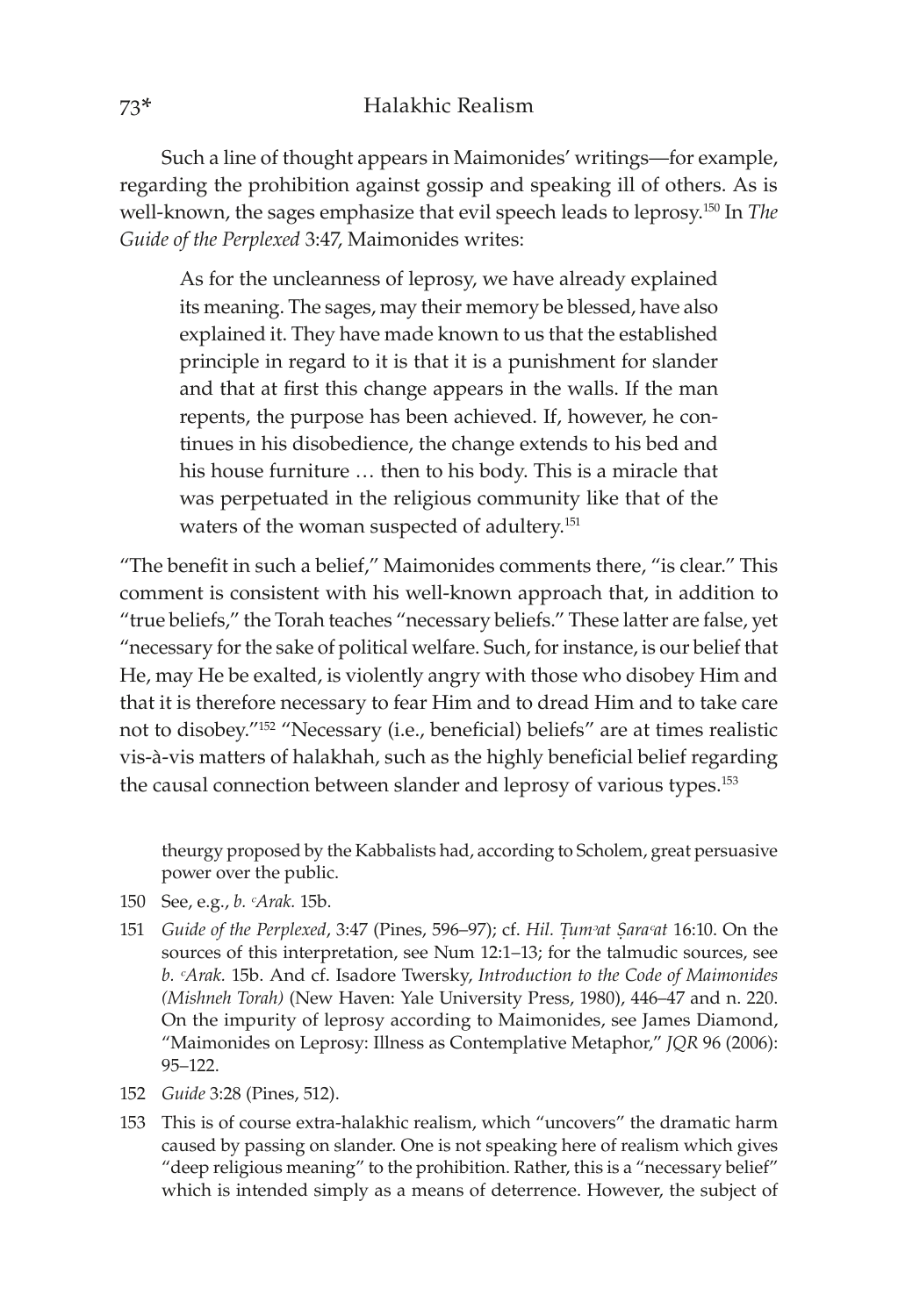Such a line of thought appears in Maimonides' writings—for example, regarding the prohibition against gossip and speaking ill of others. As is well-known, the sages emphasize that evil speech leads to leprosy.[150] In *The Guide of the Perplexed* 3:47, Maimonides writes:

> As for the uncleanness of leprosy, we have already explained its meaning. The sages, may their memory be blessed, have also explained it. They have made known to us that the established principle in regard to it is that it is a punishment for slander and that at first this change appears in the walls. If the man repents, the purpose has been achieved. If, however, he continues in his disobedience, the change extends to his bed and his house furniture … then to his body. This is a miracle that was perpetuated in the religious community like that of the waters of the woman suspected of adultery.[151]

"The benefit in such a belief," Maimonides comments there, "is clear." This comment is consistent with his well-known approach that, in addition to "true beliefs," the Torah teaches "necessary beliefs." These latter are false, yet "necessary for the sake of political welfare. Such, for instance, is our belief that He, may He be exalted, is violently angry with those who disobey Him and that it is therefore necessary to fear Him and to dread Him and to take care not to disobey."[152] "Necessary (i.e., beneficial) beliefs" are at times realistic vis-à-vis matters of halakhah, such as the highly beneficial belief regarding the causal connection between slander and leprosy of various types.[153]

---

theurgy proposed by the Kabbalists had, according to Scholem, great persuasive power over the public.

150 See, e.g., *b. ʿArak.* 15b.

151 *Guide of the Perplexed*, 3:47 (Pines, 596–97); cf. *Hil. Ṭumʾat Ṣaraʿat* 16:10. On the sources of this interpretation, see Num 12:1–13; for the talmudic sources, see *b. ʿArak.* 15b. And cf. Isadore Twersky, *Introduction to the Code of Maimonides (Mishneh Torah)* (New Haven: Yale University Press, 1980), 446–47 and n. 220. On the impurity of leprosy according to Maimonides, see James Diamond, "Maimonides on Leprosy: Illness as Contemplative Metaphor," *JQR* 96 (2006): 95–122.

152 *Guide* 3:28 (Pines, 512).

153 This is of course extra-halakhic realism, which "uncovers" the dramatic harm caused by passing on slander. One is not speaking here of realism which gives "deep religious meaning" to the prohibition. Rather, this is a "necessary belief" which is intended simply as a means of deterrence. However, the subject of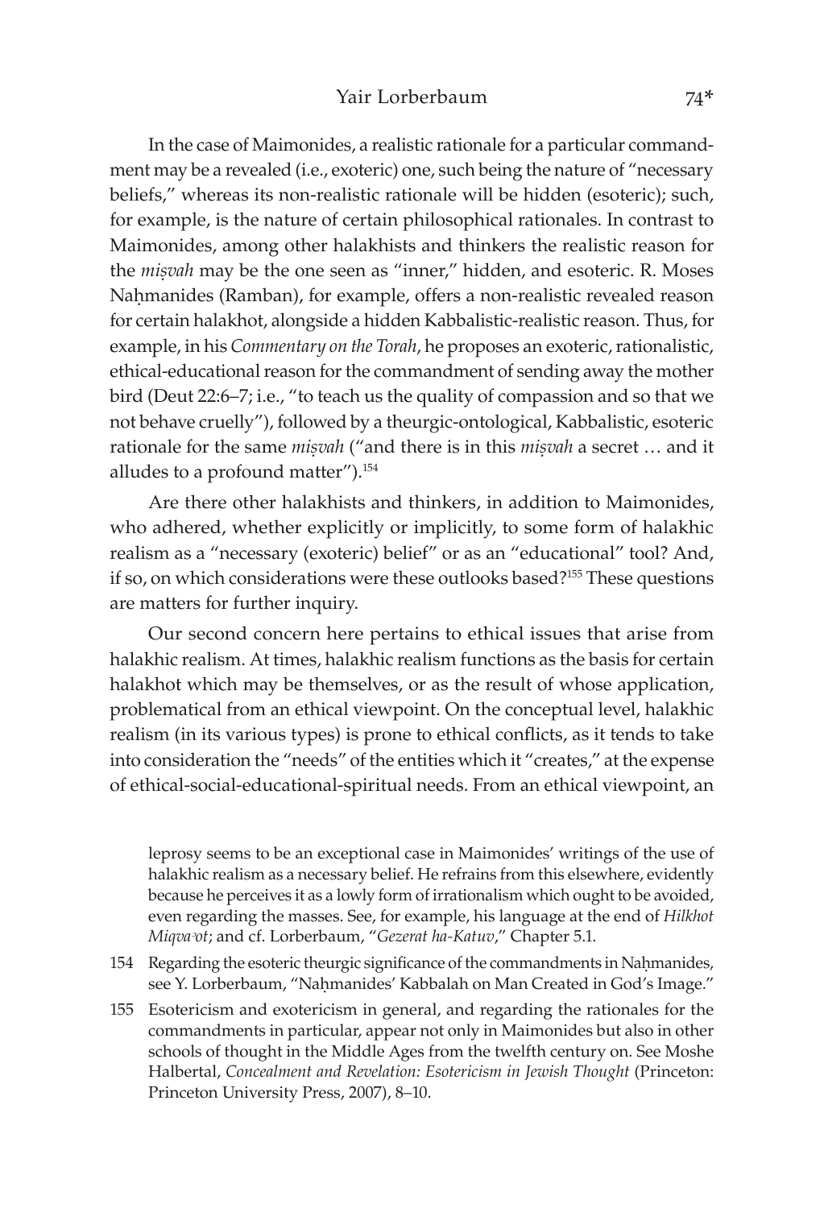In the case of Maimonides, a realistic rationale for a particular commandment may be a revealed (i.e., exoteric) one, such being the nature of "necessary beliefs," whereas its non-realistic rationale will be hidden (esoteric); such, for example, is the nature of certain philosophical rationales. In contrast to Maimonides, among other halakhists and thinkers the realistic reason for the *miṣvah* may be the one seen as "inner," hidden, and esoteric. R. Moses Naḥmanides (Ramban), for example, offers a non-realistic revealed reason for certain halakhot, alongside a hidden Kabbalistic-realistic reason. Thus, for example, in his *Commentary on the Torah*, he proposes an exoteric, rationalistic, ethical-educational reason for the commandment of sending away the mother bird (Deut 22:6–7; i.e., "to teach us the quality of compassion and so that we not behave cruelly"), followed by a theurgic-ontological, Kabbalistic, esoteric rationale for the same *miṣvah* ("and there is in this *miṣvah* a secret … and it alludes to a profound matter").[154]

Are there other halakhists and thinkers, in addition to Maimonides, who adhered, whether explicitly or implicitly, to some form of halakhic realism as a "necessary (exoteric) belief" or as an "educational" tool? And, if so, on which considerations were these outlooks based?[155] These questions are matters for further inquiry.

Our second concern here pertains to ethical issues that arise from halakhic realism. At times, halakhic realism functions as the basis for certain halakhot which may be themselves, or as the result of whose application, problematical from an ethical viewpoint. On the conceptual level, halakhic realism (in its various types) is prone to ethical conflicts, as it tends to take into consideration the "needs" of the entities which it "creates," at the expense of ethical-social-educational-spiritual needs. From an ethical viewpoint, an

leprosy seems to be an exceptional case in Maimonides' writings of the use of halakhic realism as a necessary belief. He refrains from this elsewhere, evidently because he perceives it as a lowly form of irrationalism which ought to be avoided, even regarding the masses. See, for example, his language at the end of *Hilkhot Miqvaʾot*; and cf. Lorberbaum, "*Gezerat ha-Katuv*," Chapter 5.1.

154 Regarding the esoteric theurgic significance of the commandments in Naḥmanides, see Y. Lorberbaum, "Naḥmanides' Kabbalah on Man Created in God's Image."

155 Esotericism and exotericism in general, and regarding the rationales for the commandments in particular, appear not only in Maimonides but also in other schools of thought in the Middle Ages from the twelfth century on. See Moshe Halbertal, *Concealment and Revelation: Esotericism in Jewish Thought* (Princeton: Princeton University Press, 2007), 8–10.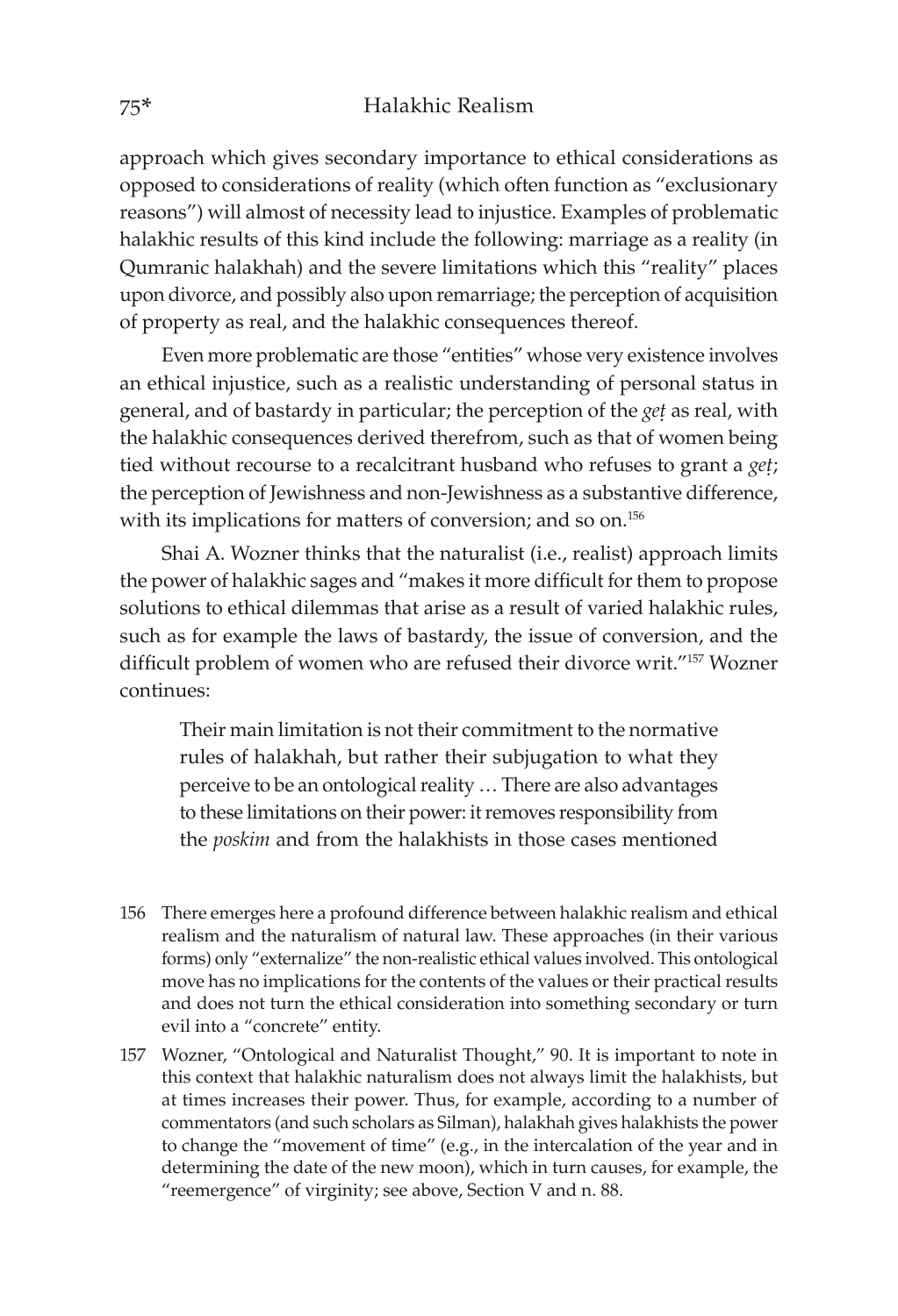approach which gives secondary importance to ethical considerations as opposed to considerations of reality (which often function as "exclusionary reasons") will almost of necessity lead to injustice. Examples of problematic halakhic results of this kind include the following: marriage as a reality (in Qumranic halakhah) and the severe limitations which this "reality" places upon divorce, and possibly also upon remarriage; the perception of acquisition of property as real, and the halakhic consequences thereof.

Even more problematic are those "entities" whose very existence involves an ethical injustice, such as a realistic understanding of personal status in general, and of bastardy in particular; the perception of the *geṭ* as real, with the halakhic consequences derived therefrom, such as that of women being tied without recourse to a recalcitrant husband who refuses to grant a *geṭ*; the perception of Jewishness and non-Jewishness as a substantive difference, with its implications for matters of conversion; and so on.[156]

Shai A. Wozner thinks that the naturalist (i.e., realist) approach limits the power of halakhic sages and "makes it more difficult for them to propose solutions to ethical dilemmas that arise as a result of varied halakhic rules, such as for example the laws of bastardy, the issue of conversion, and the difficult problem of women who are refused their divorce writ."[157] Wozner continues:

> Their main limitation is not their commitment to the normative rules of halakhah, but rather their subjugation to what they perceive to be an ontological reality … There are also advantages to these limitations on their power: it removes responsibility from the *poskim* and from the halakhists in those cases mentioned

156 There emerges here a profound difference between halakhic realism and ethical realism and the naturalism of natural law. These approaches (in their various forms) only "externalize" the non-realistic ethical values involved. This ontological move has no implications for the contents of the values or their practical results and does not turn the ethical consideration into something secondary or turn evil into a "concrete" entity.

157 Wozner, "Ontological and Naturalist Thought," 90. It is important to note in this context that halakhic naturalism does not always limit the halakhists, but at times increases their power. Thus, for example, according to a number of commentators (and such scholars as Silman), halakhah gives halakhists the power to change the "movement of time" (e.g., in the intercalation of the year and in determining the date of the new moon), which in turn causes, for example, the "reemergence" of virginity; see above, Section V and n. 88.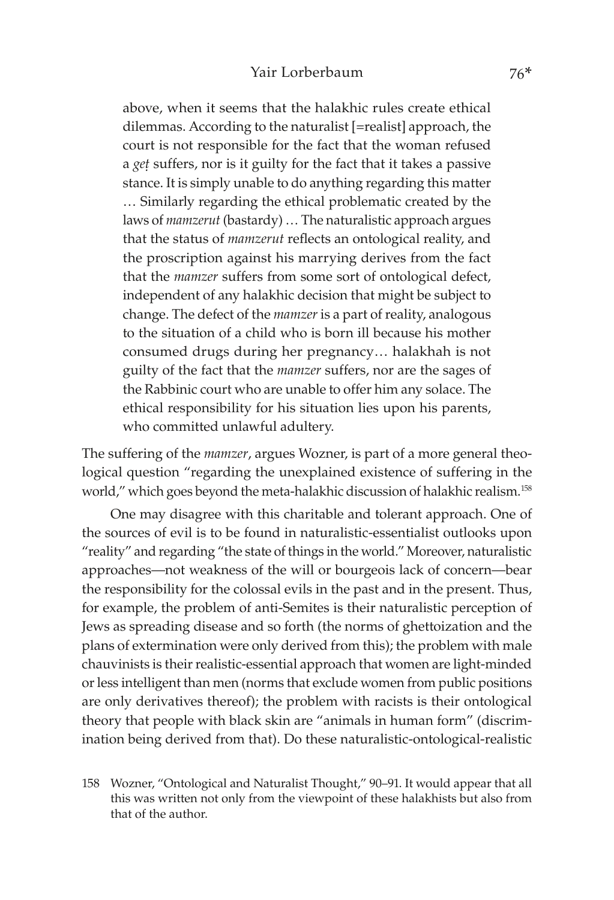> above, when it seems that the halakhic rules create ethical dilemmas. According to the naturalist [=realist] approach, the court is not responsible for the fact that the woman refused a *geṭ* suffers, nor is it guilty for the fact that it takes a passive stance. It is simply unable to do anything regarding this matter … Similarly regarding the ethical problematic created by the laws of *mamzerut* (bastardy) … The naturalistic approach argues that the status of *mamzerut* reflects an ontological reality, and the proscription against his marrying derives from the fact that the *mamzer* suffers from some sort of ontological defect, independent of any halakhic decision that might be subject to change. The defect of the *mamzer* is a part of reality, analogous to the situation of a child who is born ill because his mother consumed drugs during her pregnancy… halakhah is not guilty of the fact that the *mamzer* suffers, nor are the sages of the Rabbinic court who are unable to offer him any solace. The ethical responsibility for his situation lies upon his parents, who committed unlawful adultery.

The suffering of the *mamzer*, argues Wozner, is part of a more general theological question "regarding the unexplained existence of suffering in the world," which goes beyond the meta-halakhic discussion of halakhic realism.[158]

One may disagree with this charitable and tolerant approach. One of the sources of evil is to be found in naturalistic-essentialist outlooks upon "reality" and regarding "the state of things in the world." Moreover, naturalistic approaches—not weakness of the will or bourgeois lack of concern—bear the responsibility for the colossal evils in the past and in the present. Thus, for example, the problem of anti-Semites is their naturalistic perception of Jews as spreading disease and so forth (the norms of ghettoization and the plans of extermination were only derived from this); the problem with male chauvinists is their realistic-essential approach that women are light-minded or less intelligent than men (norms that exclude women from public positions are only derivatives thereof); the problem with racists is their ontological theory that people with black skin are "animals in human form" (discrimination being derived from that). Do these naturalistic-ontological-realistic

158 Wozner, "Ontological and Naturalist Thought," 90–91. It would appear that all this was written not only from the viewpoint of these halakhists but also from that of the author.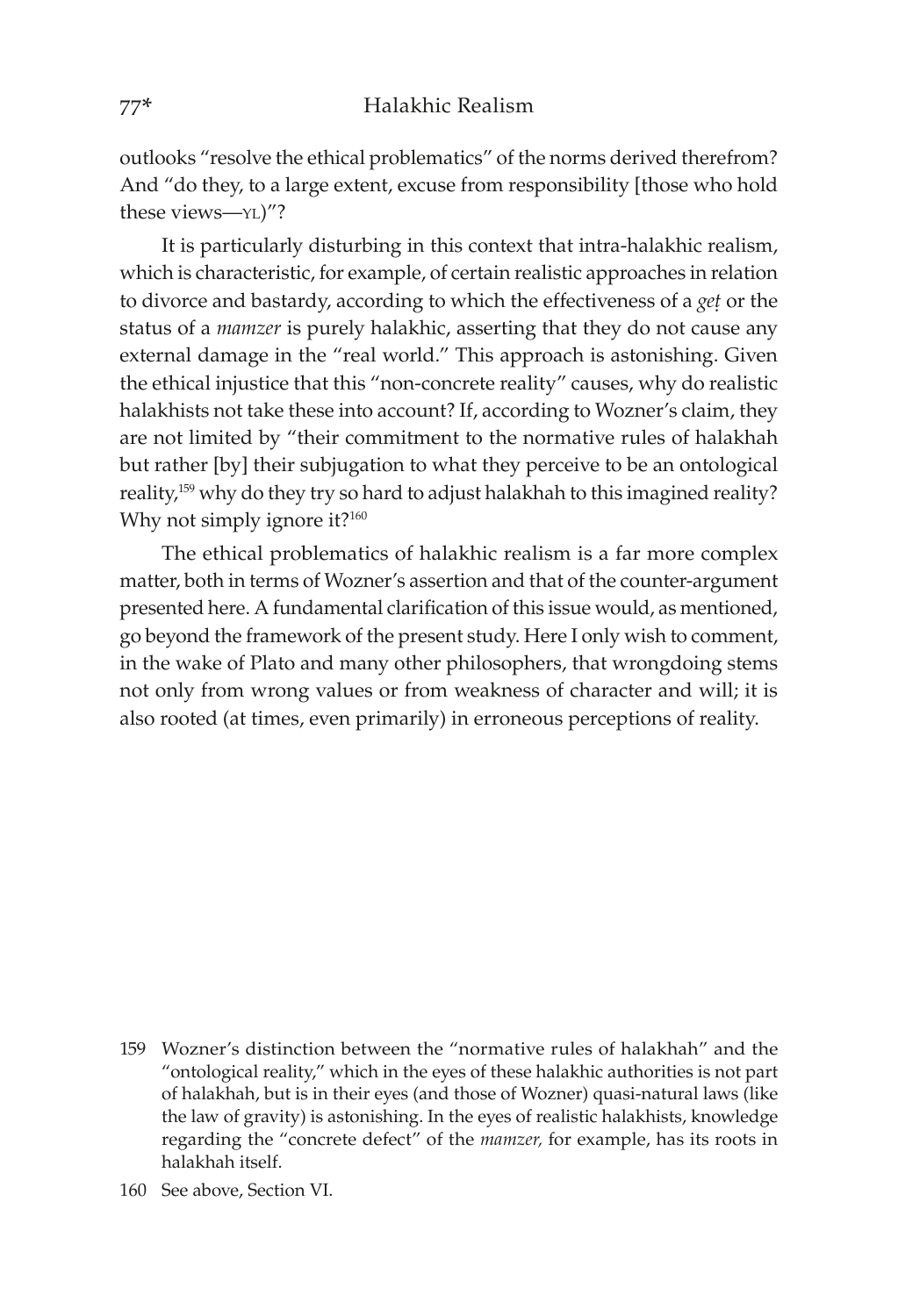outlooks "resolve the ethical problematics" of the norms derived therefrom? And "do they, to a large extent, excuse from responsibility [those who hold these views—YL)"?

It is particularly disturbing in this context that intra-halakhic realism, which is characteristic, for example, of certain realistic approaches in relation to divorce and bastardy, according to which the effectiveness of a *geṭ* or the status of a *mamzer* is purely halakhic, asserting that they do not cause any external damage in the "real world." This approach is astonishing. Given the ethical injustice that this "non-concrete reality" causes, why do realistic halakhists not take these into account? If, according to Wozner's claim, they are not limited by "their commitment to the normative rules of halakhah but rather [by] their subjugation to what they perceive to be an ontological reality,[159] why do they try so hard to adjust halakhah to this imagined reality? Why not simply ignore it?[160]

The ethical problematics of halakhic realism is a far more complex matter, both in terms of Wozner's assertion and that of the counter-argument presented here. A fundamental clarification of this issue would, as mentioned, go beyond the framework of the present study. Here I only wish to comment, in the wake of Plato and many other philosophers, that wrongdoing stems not only from wrong values or from weakness of character and will; it is also rooted (at times, even primarily) in erroneous perceptions of reality.

159 Wozner's distinction between the "normative rules of halakhah" and the "ontological reality," which in the eyes of these halakhic authorities is not part of halakhah, but is in their eyes (and those of Wozner) quasi-natural laws (like the law of gravity) is astonishing. In the eyes of realistic halakhists, knowledge regarding the "concrete defect" of the *mamzer,* for example, has its roots in halakhah itself.

160 See above, Section VI.